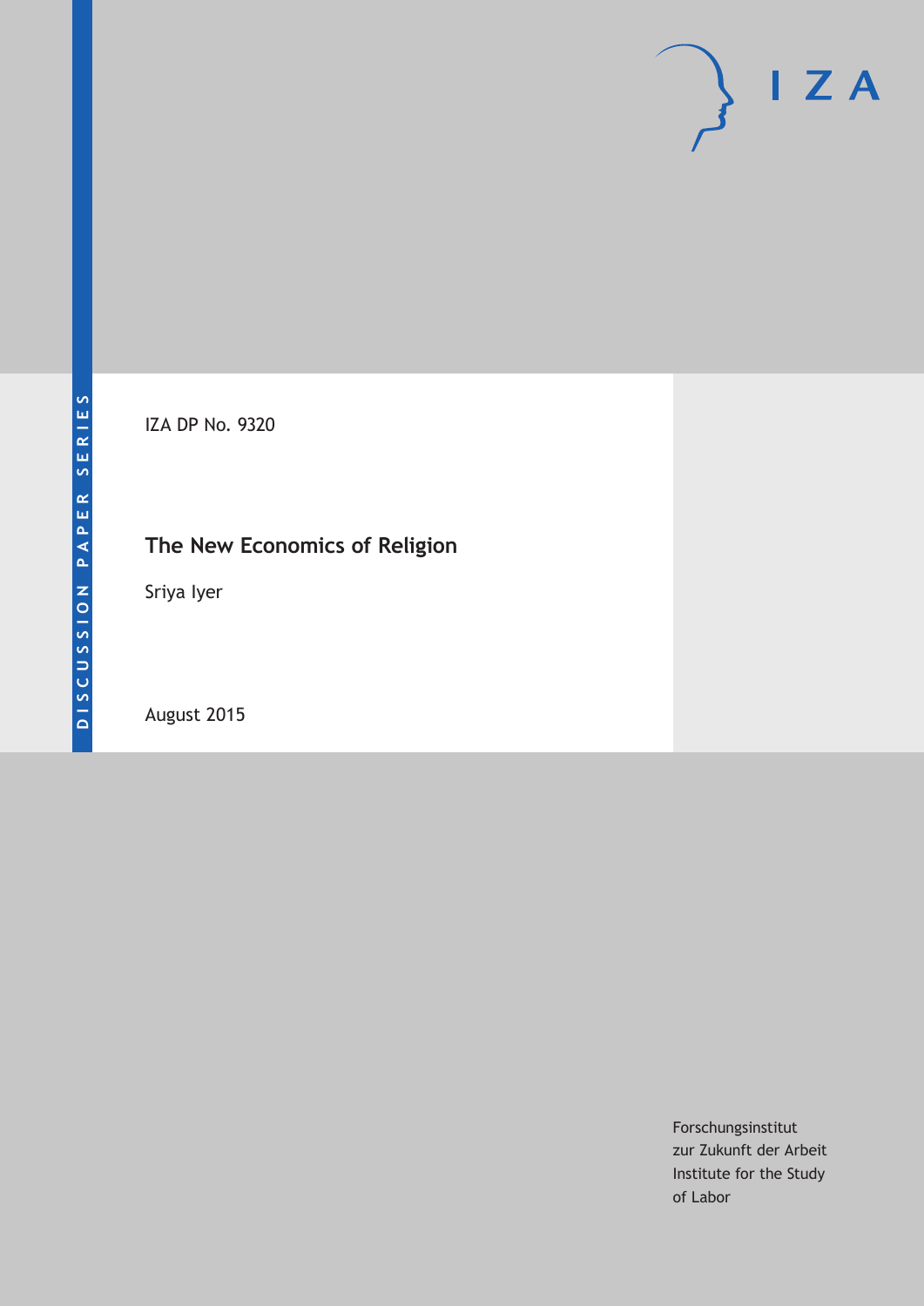DISCUSSION PAPER SERIES

IZA DP No. 9320

# The New Economics of Religion

Sriya Iyer

August 2015

Forschungsinstitut
zur Zukunft der Arbeit
Institute for the Study
of Labor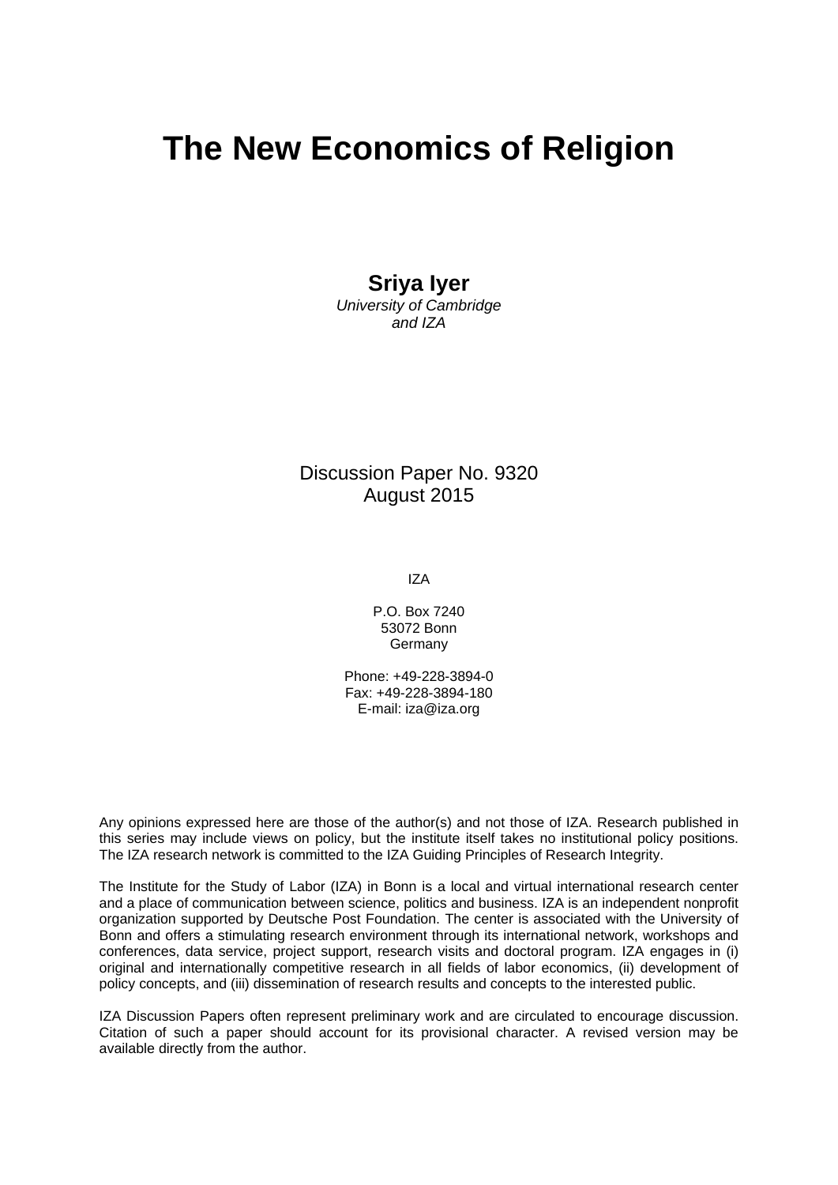# The New Economics of Religion

**Sriya Iyer**
*University of Cambridge*
*and IZA*

Discussion Paper No. 9320
August 2015

IZA

P.O. Box 7240
53072 Bonn
Germany

Phone: +49-228-3894-0
Fax: +49-228-3894-180
E-mail: iza@iza.org

Any opinions expressed here are those of the author(s) and not those of IZA. Research published in this series may include views on policy, but the institute itself takes no institutional policy positions. The IZA research network is committed to the IZA Guiding Principles of Research Integrity.

The Institute for the Study of Labor (IZA) in Bonn is a local and virtual international research center and a place of communication between science, politics and business. IZA is an independent nonprofit organization supported by Deutsche Post Foundation. The center is associated with the University of Bonn and offers a stimulating research environment through its international network, workshops and conferences, data service, project support, research visits and doctoral program. IZA engages in (i) original and internationally competitive research in all fields of labor economics, (ii) development of policy concepts, and (iii) dissemination of research results and concepts to the interested public.

IZA Discussion Papers often represent preliminary work and are circulated to encourage discussion. Citation of such a paper should account for its provisional character. A revised version may be available directly from the author.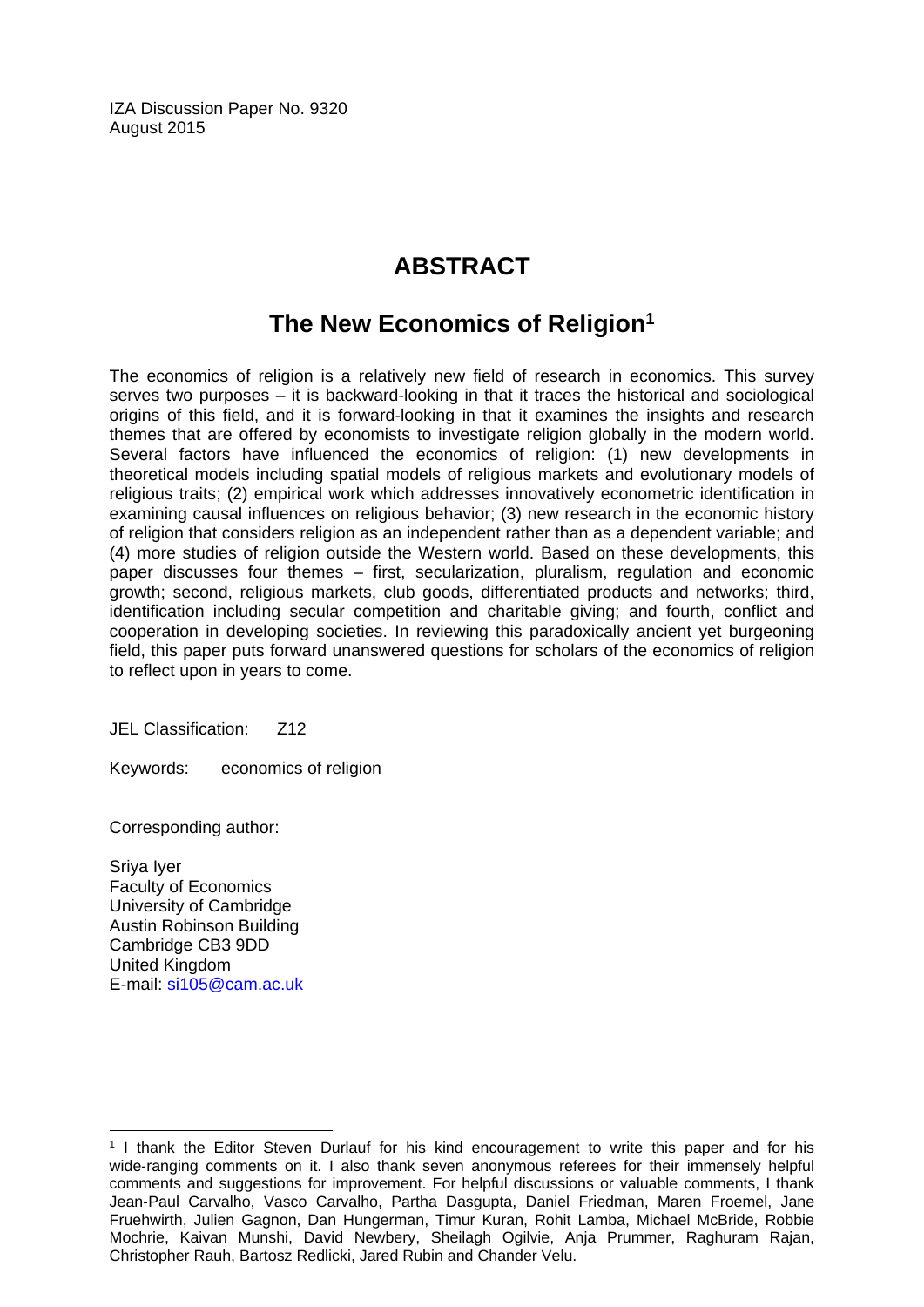IZA Discussion Paper No. 9320
August 2015

# ABSTRACT

## The New Economics of Religion[1]

The economics of religion is a relatively new field of research in economics. This survey serves two purposes – it is backward-looking in that it traces the historical and sociological origins of this field, and it is forward-looking in that it examines the insights and research themes that are offered by economists to investigate religion globally in the modern world. Several factors have influenced the economics of religion: (1) new developments in theoretical models including spatial models of religious markets and evolutionary models of religious traits; (2) empirical work which addresses innovatively econometric identification in examining causal influences on religious behavior; (3) new research in the economic history of religion that considers religion as an independent rather than as a dependent variable; and (4) more studies of religion outside the Western world. Based on these developments, this paper discusses four themes – first, secularization, pluralism, regulation and economic growth; second, religious markets, club goods, differentiated products and networks; third, identification including secular competition and charitable giving; and fourth, conflict and cooperation in developing societies. In reviewing this paradoxically ancient yet burgeoning field, this paper puts forward unanswered questions for scholars of the economics of religion to reflect upon in years to come.

JEL Classification: Z12

Keywords: economics of religion

Corresponding author:

Sriya Iyer
Faculty of Economics
University of Cambridge
Austin Robinson Building
Cambridge CB3 9DD
United Kingdom
E-mail: si105@cam.ac.uk

[1] I thank the Editor Steven Durlauf for his kind encouragement to write this paper and for his wide-ranging comments on it. I also thank seven anonymous referees for their immensely helpful comments and suggestions for improvement. For helpful discussions or valuable comments, I thank Jean-Paul Carvalho, Vasco Carvalho, Partha Dasgupta, Daniel Friedman, Maren Froemel, Jane Fruehwirth, Julien Gagnon, Dan Hungerman, Timur Kuran, Rohit Lamba, Michael McBride, Robbie Mochrie, Kaivan Munshi, David Newbery, Sheilagh Ogilvie, Anja Prummer, Raghuram Rajan, Christopher Rauh, Bartosz Redlicki, Jared Rubin and Chander Velu.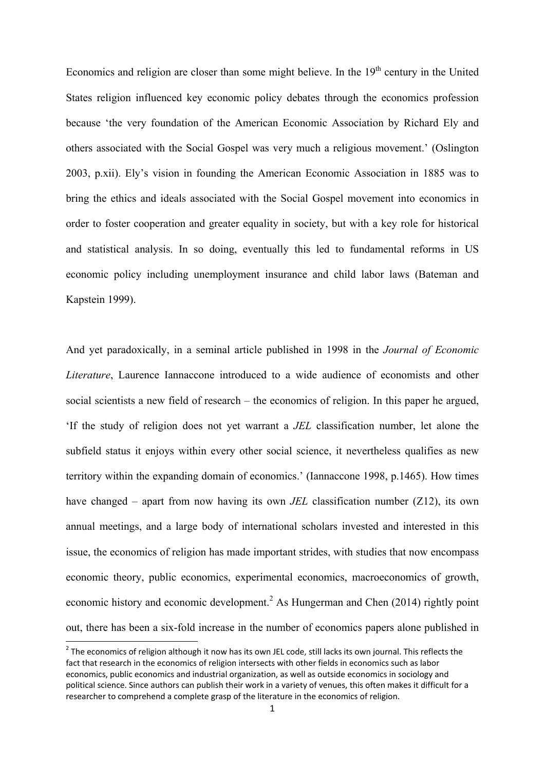Economics and religion are closer than some might believe. In the 19th century in the United States religion influenced key economic policy debates through the economics profession because 'the very foundation of the American Economic Association by Richard Ely and others associated with the Social Gospel was very much a religious movement.' (Oslington 2003, p.xii). Ely's vision in founding the American Economic Association in 1885 was to bring the ethics and ideals associated with the Social Gospel movement into economics in order to foster cooperation and greater equality in society, but with a key role for historical and statistical analysis. In so doing, eventually this led to fundamental reforms in US economic policy including unemployment insurance and child labor laws (Bateman and Kapstein 1999).

And yet paradoxically, in a seminal article published in 1998 in the *Journal of Economic Literature*, Laurence Iannaccone introduced to a wide audience of economists and other social scientists a new field of research – the economics of religion. In this paper he argued, 'If the study of religion does not yet warrant a *JEL* classification number, let alone the subfield status it enjoys within every other social science, it nevertheless qualifies as new territory within the expanding domain of economics.' (Iannaccone 1998, p.1465). How times have changed – apart from now having its own *JEL* classification number (Z12), its own annual meetings, and a large body of international scholars invested and interested in this issue, the economics of religion has made important strides, with studies that now encompass economic theory, public economics, experimental economics, macroeconomics of growth, economic history and economic development.[2] As Hungerman and Chen (2014) rightly point out, there has been a six-fold increase in the number of economics papers alone published in

[2] The economics of religion although it now has its own JEL code, still lacks its own journal. This reflects the fact that research in the economics of religion intersects with other fields in economics such as labor economics, public economics and industrial organization, as well as outside economics in sociology and political science. Since authors can publish their work in a variety of venues, this often makes it difficult for a researcher to comprehend a complete grasp of the literature in the economics of religion.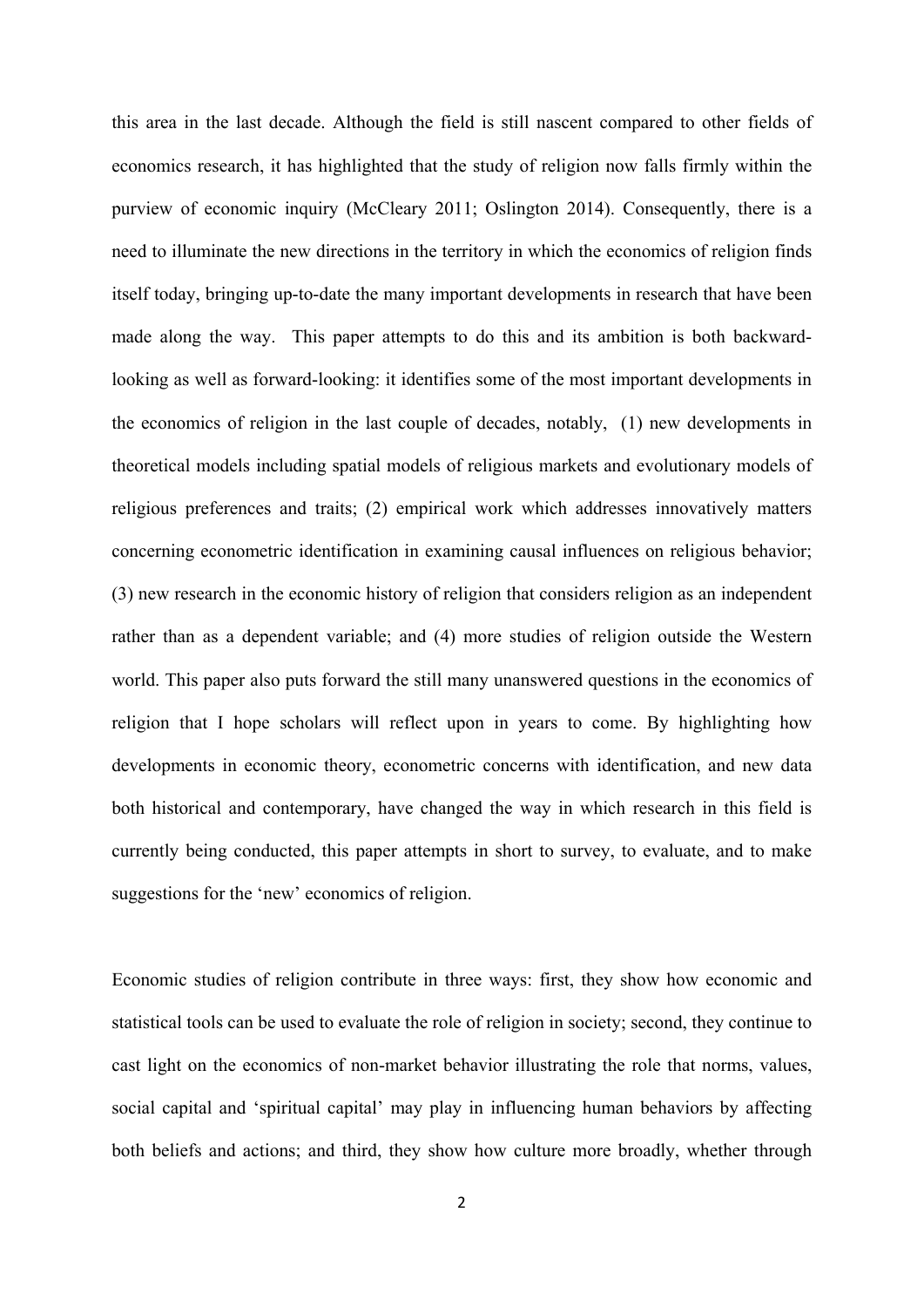this area in the last decade. Although the field is still nascent compared to other fields of economics research, it has highlighted that the study of religion now falls firmly within the purview of economic inquiry (McCleary 2011; Oslington 2014). Consequently, there is a need to illuminate the new directions in the territory in which the economics of religion finds itself today, bringing up-to-date the many important developments in research that have been made along the way. This paper attempts to do this and its ambition is both backward-looking as well as forward-looking: it identifies some of the most important developments in the economics of religion in the last couple of decades, notably, (1) new developments in theoretical models including spatial models of religious markets and evolutionary models of religious preferences and traits; (2) empirical work which addresses innovatively matters concerning econometric identification in examining causal influences on religious behavior; (3) new research in the economic history of religion that considers religion as an independent rather than as a dependent variable; and (4) more studies of religion outside the Western world. This paper also puts forward the still many unanswered questions in the economics of religion that I hope scholars will reflect upon in years to come. By highlighting how developments in economic theory, econometric concerns with identification, and new data both historical and contemporary, have changed the way in which research in this field is currently being conducted, this paper attempts in short to survey, to evaluate, and to make suggestions for the 'new' economics of religion.

Economic studies of religion contribute in three ways: first, they show how economic and statistical tools can be used to evaluate the role of religion in society; second, they continue to cast light on the economics of non-market behavior illustrating the role that norms, values, social capital and 'spiritual capital' may play in influencing human behaviors by affecting both beliefs and actions; and third, they show how culture more broadly, whether through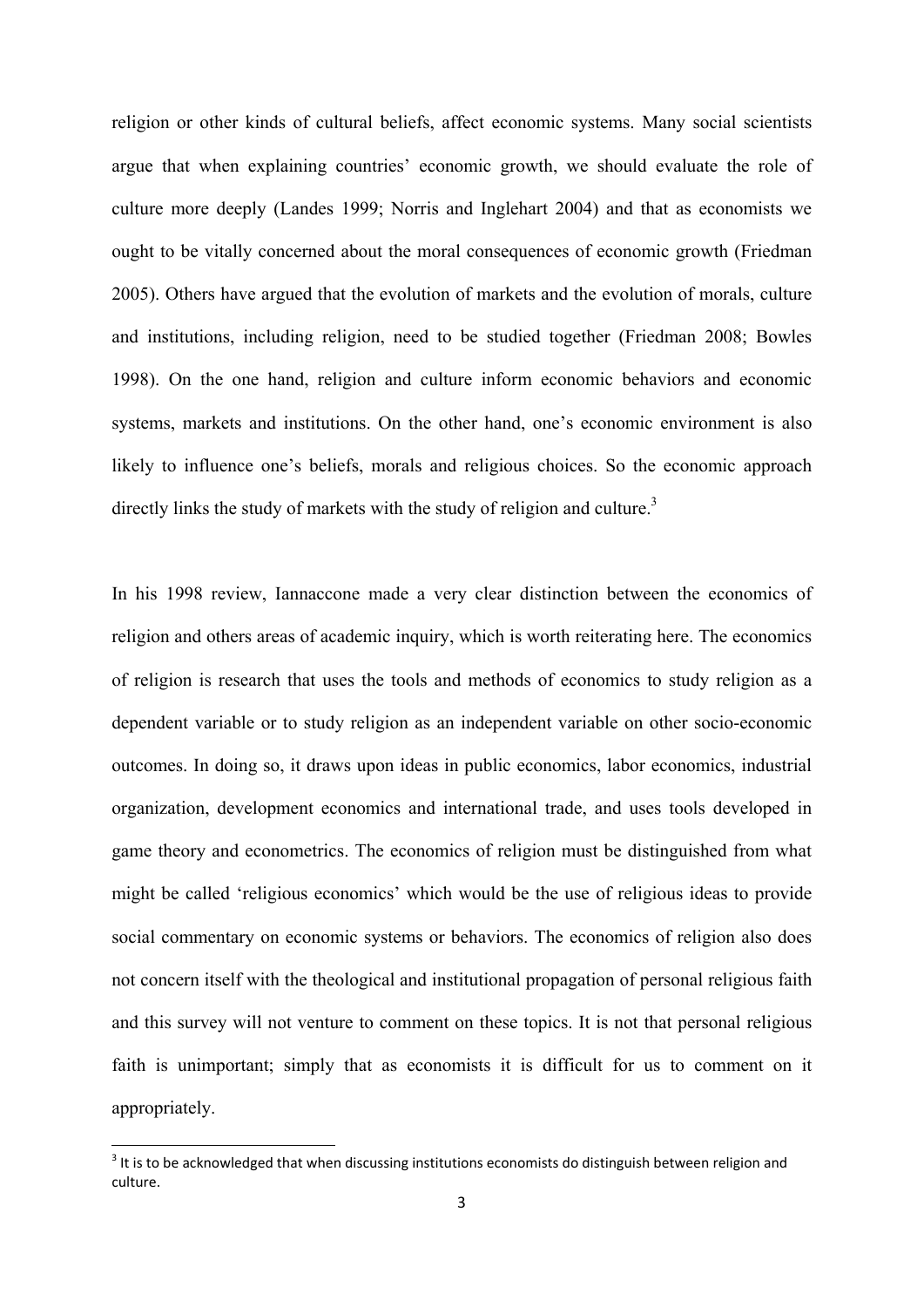religion or other kinds of cultural beliefs, affect economic systems. Many social scientists argue that when explaining countries' economic growth, we should evaluate the role of culture more deeply (Landes 1999; Norris and Inglehart 2004) and that as economists we ought to be vitally concerned about the moral consequences of economic growth (Friedman 2005). Others have argued that the evolution of markets and the evolution of morals, culture and institutions, including religion, need to be studied together (Friedman 2008; Bowles 1998). On the one hand, religion and culture inform economic behaviors and economic systems, markets and institutions. On the other hand, one's economic environment is also likely to influence one's beliefs, morals and religious choices. So the economic approach directly links the study of markets with the study of religion and culture.[3]

In his 1998 review, Iannaccone made a very clear distinction between the economics of religion and others areas of academic inquiry, which is worth reiterating here. The economics of religion is research that uses the tools and methods of economics to study religion as a dependent variable or to study religion as an independent variable on other socio-economic outcomes. In doing so, it draws upon ideas in public economics, labor economics, industrial organization, development economics and international trade, and uses tools developed in game theory and econometrics. The economics of religion must be distinguished from what might be called 'religious economics' which would be the use of religious ideas to provide social commentary on economic systems or behaviors. The economics of religion also does not concern itself with the theological and institutional propagation of personal religious faith and this survey will not venture to comment on these topics. It is not that personal religious faith is unimportant; simply that as economists it is difficult for us to comment on it appropriately.

[3] It is to be acknowledged that when discussing institutions economists do distinguish between religion and culture.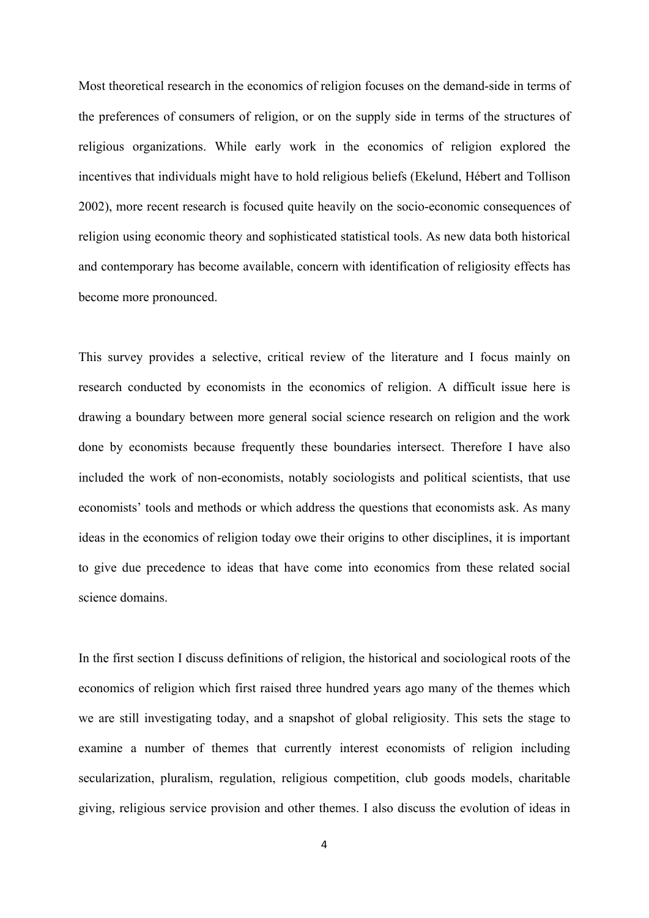Most theoretical research in the economics of religion focuses on the demand-side in terms of the preferences of consumers of religion, or on the supply side in terms of the structures of religious organizations. While early work in the economics of religion explored the incentives that individuals might have to hold religious beliefs (Ekelund, Hébert and Tollison 2002), more recent research is focused quite heavily on the socio-economic consequences of religion using economic theory and sophisticated statistical tools. As new data both historical and contemporary has become available, concern with identification of religiosity effects has become more pronounced.

This survey provides a selective, critical review of the literature and I focus mainly on research conducted by economists in the economics of religion. A difficult issue here is drawing a boundary between more general social science research on religion and the work done by economists because frequently these boundaries intersect. Therefore I have also included the work of non-economists, notably sociologists and political scientists, that use economists' tools and methods or which address the questions that economists ask. As many ideas in the economics of religion today owe their origins to other disciplines, it is important to give due precedence to ideas that have come into economics from these related social science domains.

In the first section I discuss definitions of religion, the historical and sociological roots of the economics of religion which first raised three hundred years ago many of the themes which we are still investigating today, and a snapshot of global religiosity. This sets the stage to examine a number of themes that currently interest economists of religion including secularization, pluralism, regulation, religious competition, club goods models, charitable giving, religious service provision and other themes. I also discuss the evolution of ideas in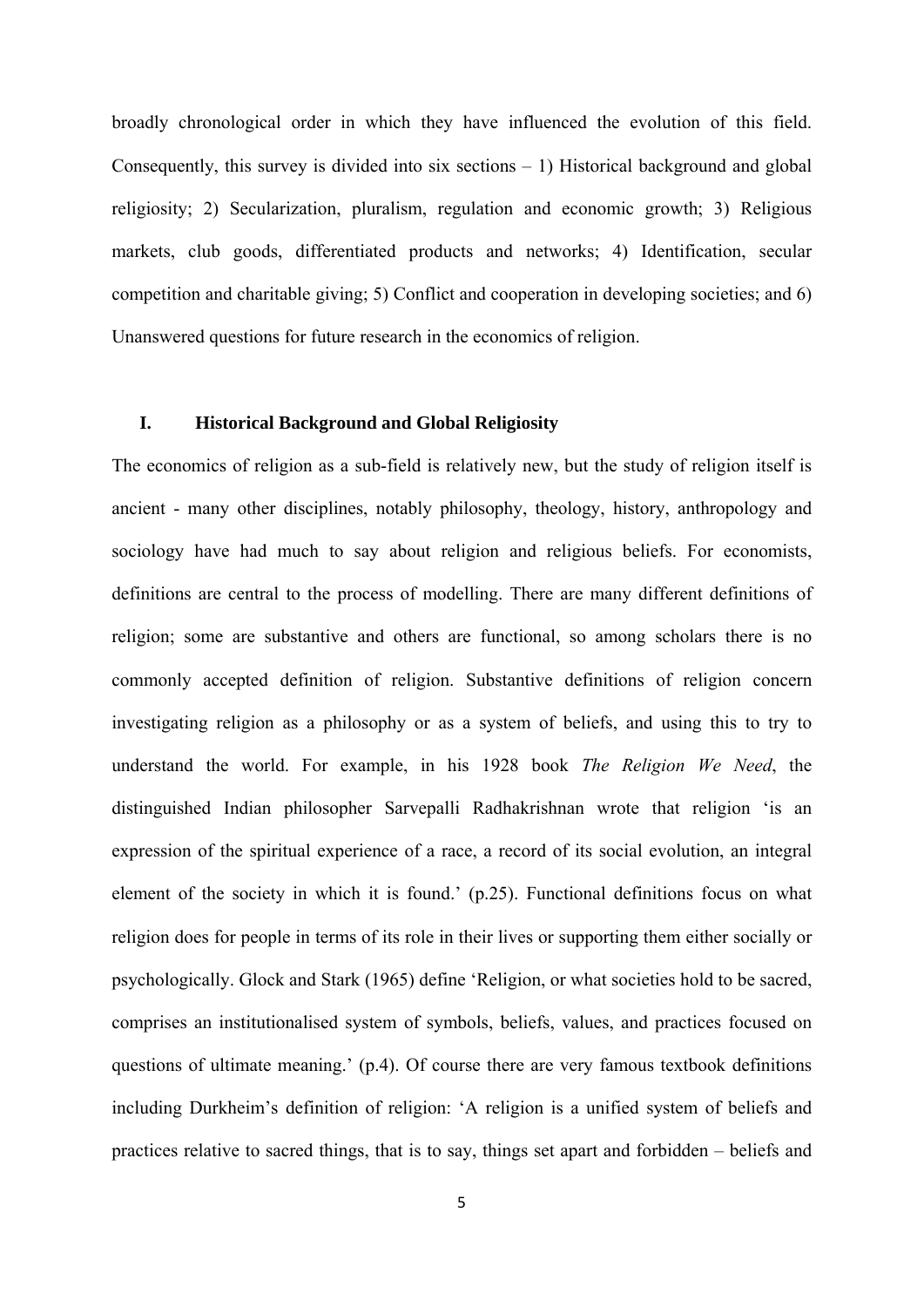broadly chronological order in which they have influenced the evolution of this field. Consequently, this survey is divided into six sections – 1) Historical background and global religiosity; 2) Secularization, pluralism, regulation and economic growth; 3) Religious markets, club goods, differentiated products and networks; 4) Identification, secular competition and charitable giving; 5) Conflict and cooperation in developing societies; and 6) Unanswered questions for future research in the economics of religion.

## I. Historical Background and Global Religiosity

The economics of religion as a sub-field is relatively new, but the study of religion itself is ancient - many other disciplines, notably philosophy, theology, history, anthropology and sociology have had much to say about religion and religious beliefs. For economists, definitions are central to the process of modelling. There are many different definitions of religion; some are substantive and others are functional, so among scholars there is no commonly accepted definition of religion. Substantive definitions of religion concern investigating religion as a philosophy or as a system of beliefs, and using this to try to understand the world. For example, in his 1928 book *The Religion We Need*, the distinguished Indian philosopher Sarvepalli Radhakrishnan wrote that religion 'is an expression of the spiritual experience of a race, a record of its social evolution, an integral element of the society in which it is found.' (p.25). Functional definitions focus on what religion does for people in terms of its role in their lives or supporting them either socially or psychologically. Glock and Stark (1965) define 'Religion, or what societies hold to be sacred, comprises an institutionalised system of symbols, beliefs, values, and practices focused on questions of ultimate meaning.' (p.4). Of course there are very famous textbook definitions including Durkheim's definition of religion: 'A religion is a unified system of beliefs and practices relative to sacred things, that is to say, things set apart and forbidden – beliefs and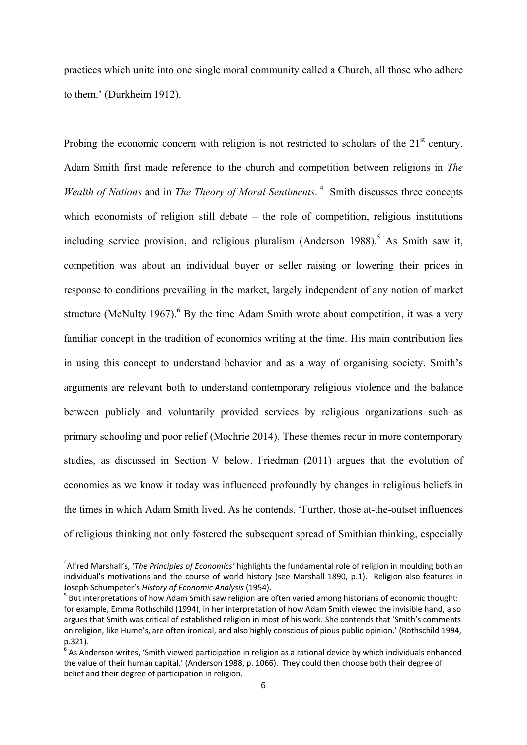practices which unite into one single moral community called a Church, all those who adhere to them.' (Durkheim 1912).

Probing the economic concern with religion is not restricted to scholars of the 21st century. Adam Smith first made reference to the church and competition between religions in *The Wealth of Nations* and in *The Theory of Moral Sentiments*. [4] Smith discusses three concepts which economists of religion still debate – the role of competition, religious institutions including service provision, and religious pluralism (Anderson 1988).[5] As Smith saw it, competition was about an individual buyer or seller raising or lowering their prices in response to conditions prevailing in the market, largely independent of any notion of market structure (McNulty 1967).[6] By the time Adam Smith wrote about competition, it was a very familiar concept in the tradition of economics writing at the time. His main contribution lies in using this concept to understand behavior and as a way of organising society. Smith's arguments are relevant both to understand contemporary religious violence and the balance between publicly and voluntarily provided services by religious organizations such as primary schooling and poor relief (Mochrie 2014). These themes recur in more contemporary studies, as discussed in Section V below. Friedman (2011) argues that the evolution of economics as we know it today was influenced profoundly by changes in religious beliefs in the times in which Adam Smith lived. As he contends, 'Further, those at-the-outset influences of religious thinking not only fostered the subsequent spread of Smithian thinking, especially

---

[4] Alfred Marshall's, '*The Principles of Economics'* highlights the fundamental role of religion in moulding both an individual's motivations and the course of world history (see Marshall 1890, p.1). Religion also features in Joseph Schumpeter's *History of Economic Analysis* (1954).

[5] But interpretations of how Adam Smith saw religion are often varied among historians of economic thought: for example, Emma Rothschild (1994), in her interpretation of how Adam Smith viewed the invisible hand, also argues that Smith was critical of established religion in most of his work. She contends that 'Smith's comments on religion, like Hume's, are often ironical, and also highly conscious of pious public opinion.' (Rothschild 1994, p.321).

[6] As Anderson writes, 'Smith viewed participation in religion as a rational device by which individuals enhanced the value of their human capital.' (Anderson 1988, p. 1066). They could then choose both their degree of belief and their degree of participation in religion.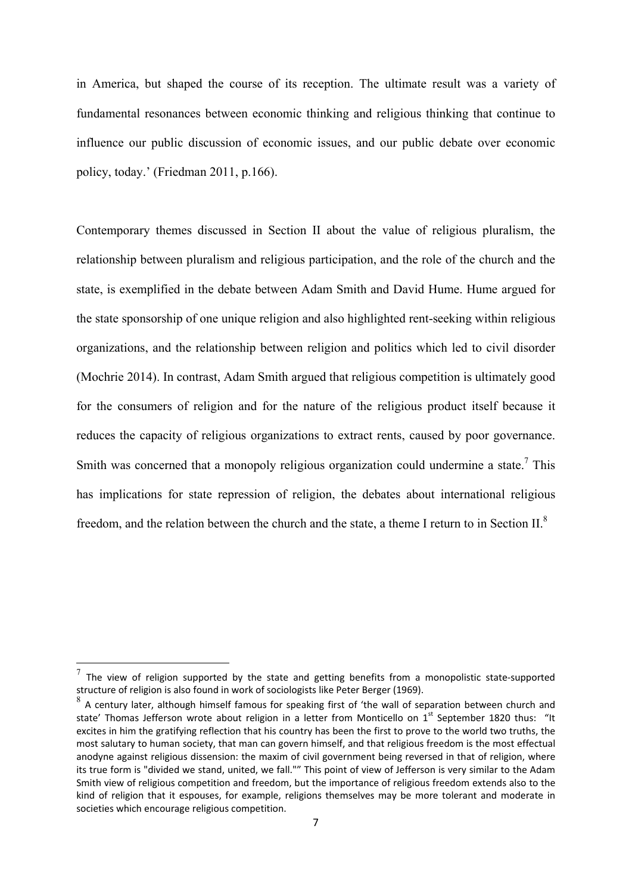in America, but shaped the course of its reception. The ultimate result was a variety of fundamental resonances between economic thinking and religious thinking that continue to influence our public discussion of economic issues, and our public debate over economic policy, today.' (Friedman 2011, p.166).

Contemporary themes discussed in Section II about the value of religious pluralism, the relationship between pluralism and religious participation, and the role of the church and the state, is exemplified in the debate between Adam Smith and David Hume. Hume argued for the state sponsorship of one unique religion and also highlighted rent-seeking within religious organizations, and the relationship between religion and politics which led to civil disorder (Mochrie 2014). In contrast, Adam Smith argued that religious competition is ultimately good for the consumers of religion and for the nature of the religious product itself because it reduces the capacity of religious organizations to extract rents, caused by poor governance. Smith was concerned that a monopoly religious organization could undermine a state.[7] This has implications for state repression of religion, the debates about international religious freedom, and the relation between the church and the state, a theme I return to in Section II.[8]

---

[7] The view of religion supported by the state and getting benefits from a monopolistic state-supported structure of religion is also found in work of sociologists like Peter Berger (1969).

[8] A century later, although himself famous for speaking first of 'the wall of separation between church and state' Thomas Jefferson wrote about religion in a letter from Monticello on 1st September 1820 thus: "It excites in him the gratifying reflection that his country has been the first to prove to the world two truths, the most salutary to human society, that man can govern himself, and that religious freedom is the most effectual anodyne against religious dissension: the maxim of civil government being reversed in that of religion, where its true form is "divided we stand, united, we fall."" This point of view of Jefferson is very similar to the Adam Smith view of religious competition and freedom, but the importance of religious freedom extends also to the kind of religion that it espouses, for example, religions themselves may be more tolerant and moderate in societies which encourage religious competition.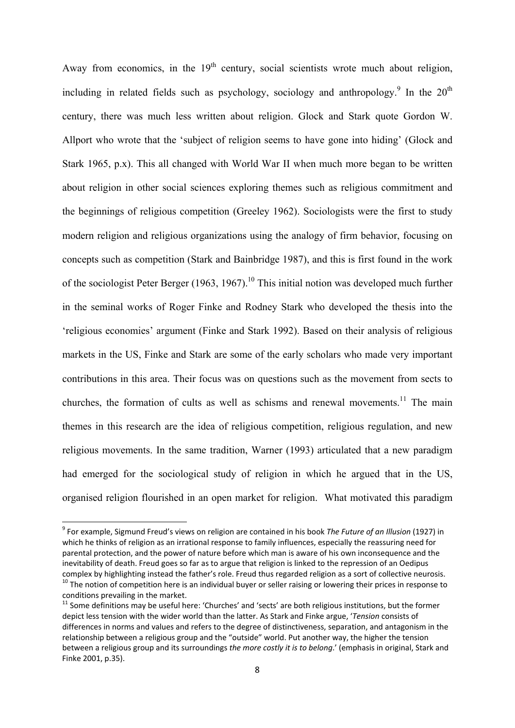Away from economics, in the 19th century, social scientists wrote much about religion, including in related fields such as psychology, sociology and anthropology.[9] In the 20th century, there was much less written about religion. Glock and Stark quote Gordon W. Allport who wrote that the 'subject of religion seems to have gone into hiding' (Glock and Stark 1965, p.x). This all changed with World War II when much more began to be written about religion in other social sciences exploring themes such as religious commitment and the beginnings of religious competition (Greeley 1962). Sociologists were the first to study modern religion and religious organizations using the analogy of firm behavior, focusing on concepts such as competition (Stark and Bainbridge 1987), and this is first found in the work of the sociologist Peter Berger (1963, 1967).[10] This initial notion was developed much further in the seminal works of Roger Finke and Rodney Stark who developed the thesis into the 'religious economies' argument (Finke and Stark 1992). Based on their analysis of religious markets in the US, Finke and Stark are some of the early scholars who made very important contributions in this area. Their focus was on questions such as the movement from sects to churches, the formation of cults as well as schisms and renewal movements.[11] The main themes in this research are the idea of religious competition, religious regulation, and new religious movements. In the same tradition, Warner (1993) articulated that a new paradigm had emerged for the sociological study of religion in which he argued that in the US, organised religion flourished in an open market for religion. What motivated this paradigm

---

[9] For example, Sigmund Freud's views on religion are contained in his book *The Future of an Illusion* (1927) in which he thinks of religion as an irrational response to family influences, especially the reassuring need for parental protection, and the power of nature before which man is aware of his own inconsequence and the inevitability of death. Freud goes so far as to argue that religion is linked to the repression of an Oedipus complex by highlighting instead the father's role. Freud thus regarded religion as a sort of collective neurosis.

[10] The notion of competition here is an individual buyer or seller raising or lowering their prices in response to conditions prevailing in the market.

[11] Some definitions may be useful here: 'Churches' and 'sects' are both religious institutions, but the former depict less tension with the wider world than the latter. As Stark and Finke argue, '*Tension* consists of differences in norms and values and refers to the degree of distinctiveness, separation, and antagonism in the relationship between a religious group and the "outside" world. Put another way, the higher the tension between a religious group and its surroundings *the more costly it is to belong*.' (emphasis in original, Stark and Finke 2001, p.35).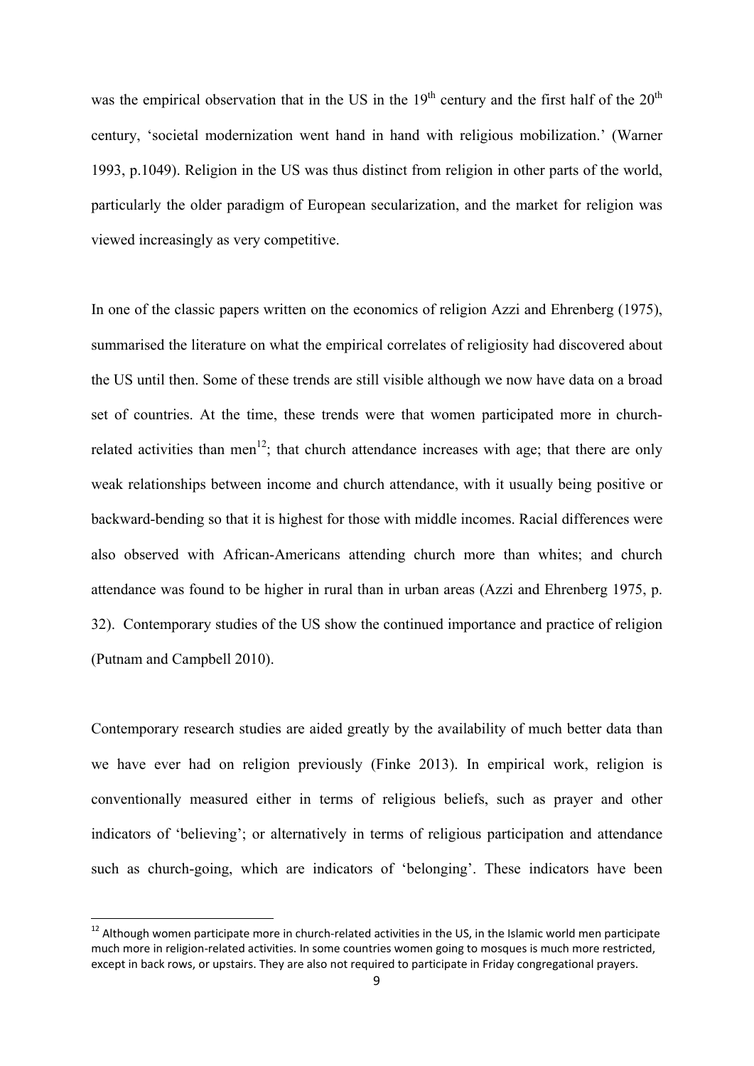was the empirical observation that in the US in the 19th century and the first half of the 20th century, 'societal modernization went hand in hand with religious mobilization.' (Warner 1993, p.1049). Religion in the US was thus distinct from religion in other parts of the world, particularly the older paradigm of European secularization, and the market for religion was viewed increasingly as very competitive.

In one of the classic papers written on the economics of religion Azzi and Ehrenberg (1975), summarised the literature on what the empirical correlates of religiosity had discovered about the US until then. Some of these trends are still visible although we now have data on a broad set of countries. At the time, these trends were that women participated more in church-related activities than men[12]; that church attendance increases with age; that there are only weak relationships between income and church attendance, with it usually being positive or backward-bending so that it is highest for those with middle incomes. Racial differences were also observed with African-Americans attending church more than whites; and church attendance was found to be higher in rural than in urban areas (Azzi and Ehrenberg 1975, p. 32). Contemporary studies of the US show the continued importance and practice of religion (Putnam and Campbell 2010).

Contemporary research studies are aided greatly by the availability of much better data than we have ever had on religion previously (Finke 2013). In empirical work, religion is conventionally measured either in terms of religious beliefs, such as prayer and other indicators of 'believing'; or alternatively in terms of religious participation and attendance such as church-going, which are indicators of 'belonging'. These indicators have been

[12] Although women participate more in church-related activities in the US, in the Islamic world men participate much more in religion-related activities. In some countries women going to mosques is much more restricted, except in back rows, or upstairs. They are also not required to participate in Friday congregational prayers.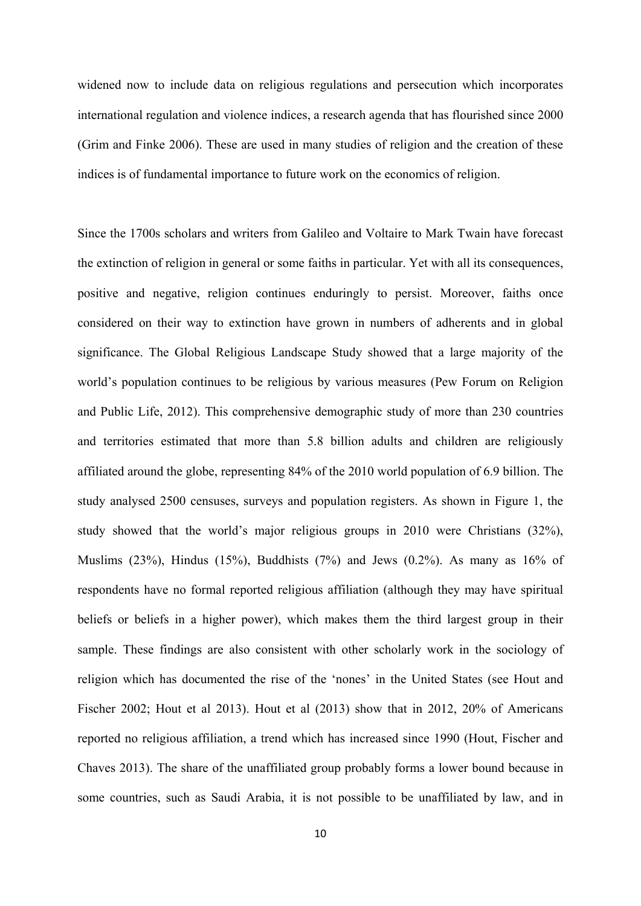widened now to include data on religious regulations and persecution which incorporates international regulation and violence indices, a research agenda that has flourished since 2000 (Grim and Finke 2006). These are used in many studies of religion and the creation of these indices is of fundamental importance to future work on the economics of religion.

Since the 1700s scholars and writers from Galileo and Voltaire to Mark Twain have forecast the extinction of religion in general or some faiths in particular. Yet with all its consequences, positive and negative, religion continues enduringly to persist. Moreover, faiths once considered on their way to extinction have grown in numbers of adherents and in global significance. The Global Religious Landscape Study showed that a large majority of the world's population continues to be religious by various measures (Pew Forum on Religion and Public Life, 2012). This comprehensive demographic study of more than 230 countries and territories estimated that more than 5.8 billion adults and children are religiously affiliated around the globe, representing 84% of the 2010 world population of 6.9 billion. The study analysed 2500 censuses, surveys and population registers. As shown in Figure 1, the study showed that the world's major religious groups in 2010 were Christians (32%), Muslims (23%), Hindus (15%), Buddhists (7%) and Jews (0.2%). As many as 16% of respondents have no formal reported religious affiliation (although they may have spiritual beliefs or beliefs in a higher power), which makes them the third largest group in their sample. These findings are also consistent with other scholarly work in the sociology of religion which has documented the rise of the 'nones' in the United States (see Hout and Fischer 2002; Hout et al 2013). Hout et al (2013) show that in 2012, 20% of Americans reported no religious affiliation, a trend which has increased since 1990 (Hout, Fischer and Chaves 2013). The share of the unaffiliated group probably forms a lower bound because in some countries, such as Saudi Arabia, it is not possible to be unaffiliated by law, and in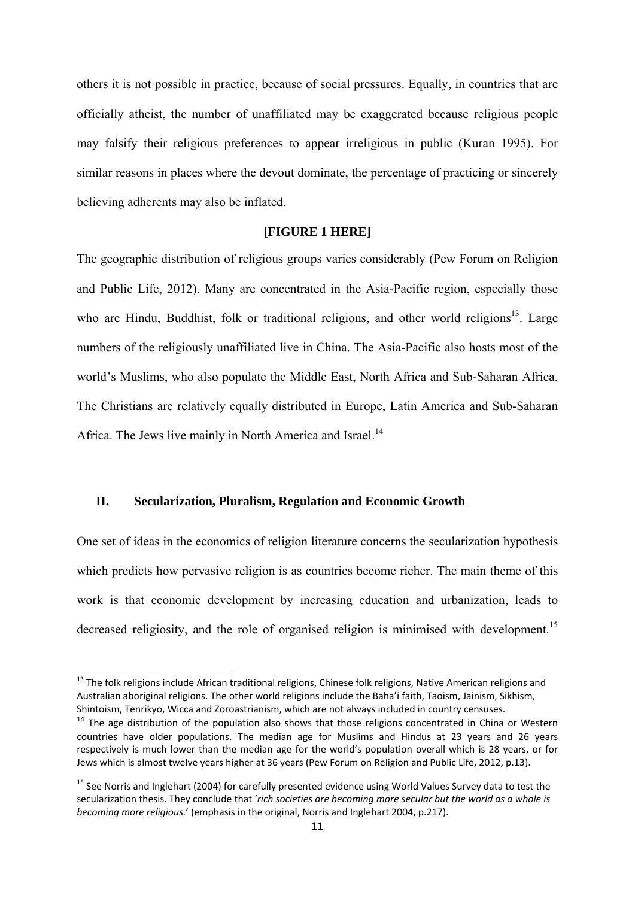others it is not possible in practice, because of social pressures. Equally, in countries that are officially atheist, the number of unaffiliated may be exaggerated because religious people may falsify their religious preferences to appear irreligious in public (Kuran 1995). For similar reasons in places where the devout dominate, the percentage of practicing or sincerely believing adherents may also be inflated.

**[FIGURE 1 HERE]**

The geographic distribution of religious groups varies considerably (Pew Forum on Religion and Public Life, 2012). Many are concentrated in the Asia-Pacific region, especially those who are Hindu, Buddhist, folk or traditional religions, and other world religions[13]. Large numbers of the religiously unaffiliated live in China. The Asia-Pacific also hosts most of the world's Muslims, who also populate the Middle East, North Africa and Sub-Saharan Africa. The Christians are relatively equally distributed in Europe, Latin America and Sub-Saharan Africa. The Jews live mainly in North America and Israel.[14]

## II. Secularization, Pluralism, Regulation and Economic Growth

One set of ideas in the economics of religion literature concerns the secularization hypothesis which predicts how pervasive religion is as countries become richer. The main theme of this work is that economic development by increasing education and urbanization, leads to decreased religiosity, and the role of organised religion is minimised with development.[15]

[13] The folk religions include African traditional religions, Chinese folk religions, Native American religions and Australian aboriginal religions. The other world religions include the Baha'i faith, Taoism, Jainism, Sikhism, Shintoism, Tenrikyo, Wicca and Zoroastrianism, which are not always included in country censuses.

[14] The age distribution of the population also shows that those religions concentrated in China or Western countries have older populations. The median age for Muslims and Hindus at 23 years and 26 years respectively is much lower than the median age for the world's population overall which is 28 years, or for Jews which is almost twelve years higher at 36 years (Pew Forum on Religion and Public Life, 2012, p.13).

[15] See Norris and Inglehart (2004) for carefully presented evidence using World Values Survey data to test the secularization thesis. They conclude that '*rich societies are becoming more secular but the world as a whole is becoming more religious.*' (emphasis in the original, Norris and Inglehart 2004, p.217).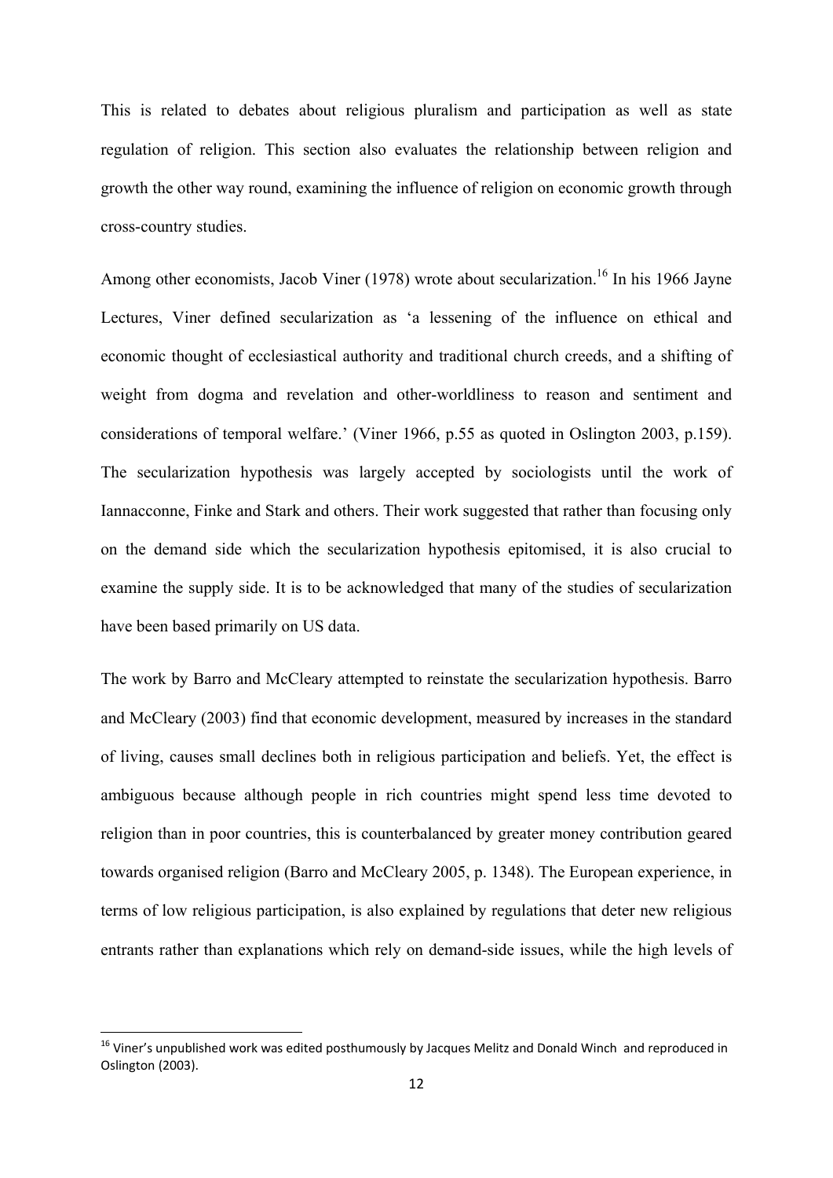This is related to debates about religious pluralism and participation as well as state regulation of religion. This section also evaluates the relationship between religion and growth the other way round, examining the influence of religion on economic growth through cross-country studies.

Among other economists, Jacob Viner (1978) wrote about secularization.[16] In his 1966 Jayne Lectures, Viner defined secularization as 'a lessening of the influence on ethical and economic thought of ecclesiastical authority and traditional church creeds, and a shifting of weight from dogma and revelation and other-worldliness to reason and sentiment and considerations of temporal welfare.' (Viner 1966, p.55 as quoted in Oslington 2003, p.159). The secularization hypothesis was largely accepted by sociologists until the work of Iannacconne, Finke and Stark and others. Their work suggested that rather than focusing only on the demand side which the secularization hypothesis epitomised, it is also crucial to examine the supply side. It is to be acknowledged that many of the studies of secularization have been based primarily on US data.

The work by Barro and McCleary attempted to reinstate the secularization hypothesis. Barro and McCleary (2003) find that economic development, measured by increases in the standard of living, causes small declines both in religious participation and beliefs. Yet, the effect is ambiguous because although people in rich countries might spend less time devoted to religion than in poor countries, this is counterbalanced by greater money contribution geared towards organised religion (Barro and McCleary 2005, p. 1348). The European experience, in terms of low religious participation, is also explained by regulations that deter new religious entrants rather than explanations which rely on demand-side issues, while the high levels of

[16] Viner's unpublished work was edited posthumously by Jacques Melitz and Donald Winch and reproduced in Oslington (2003).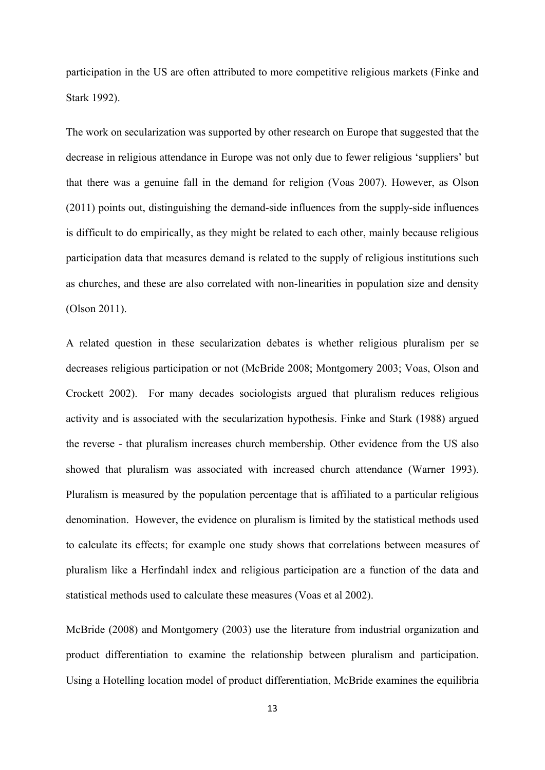participation in the US are often attributed to more competitive religious markets (Finke and Stark 1992).

The work on secularization was supported by other research on Europe that suggested that the decrease in religious attendance in Europe was not only due to fewer religious 'suppliers' but that there was a genuine fall in the demand for religion (Voas 2007). However, as Olson (2011) points out, distinguishing the demand-side influences from the supply-side influences is difficult to do empirically, as they might be related to each other, mainly because religious participation data that measures demand is related to the supply of religious institutions such as churches, and these are also correlated with non-linearities in population size and density (Olson 2011).

A related question in these secularization debates is whether religious pluralism per se decreases religious participation or not (McBride 2008; Montgomery 2003; Voas, Olson and Crockett 2002). For many decades sociologists argued that pluralism reduces religious activity and is associated with the secularization hypothesis. Finke and Stark (1988) argued the reverse - that pluralism increases church membership. Other evidence from the US also showed that pluralism was associated with increased church attendance (Warner 1993). Pluralism is measured by the population percentage that is affiliated to a particular religious denomination. However, the evidence on pluralism is limited by the statistical methods used to calculate its effects; for example one study shows that correlations between measures of pluralism like a Herfindahl index and religious participation are a function of the data and statistical methods used to calculate these measures (Voas et al 2002).

McBride (2008) and Montgomery (2003) use the literature from industrial organization and product differentiation to examine the relationship between pluralism and participation. Using a Hotelling location model of product differentiation, McBride examines the equilibria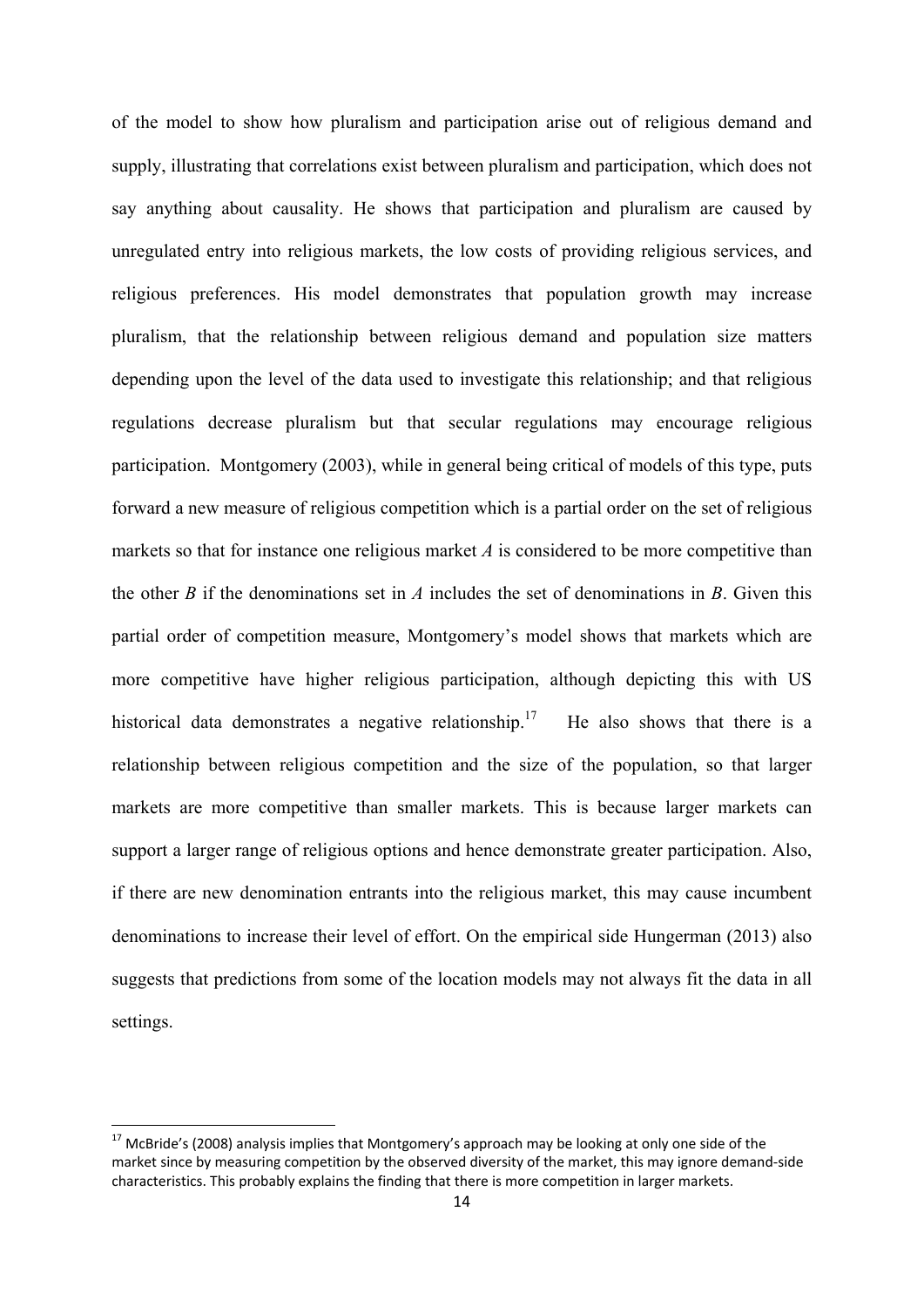of the model to show how pluralism and participation arise out of religious demand and supply, illustrating that correlations exist between pluralism and participation, which does not say anything about causality. He shows that participation and pluralism are caused by unregulated entry into religious markets, the low costs of providing religious services, and religious preferences. His model demonstrates that population growth may increase pluralism, that the relationship between religious demand and population size matters depending upon the level of the data used to investigate this relationship; and that religious regulations decrease pluralism but that secular regulations may encourage religious participation. Montgomery (2003), while in general being critical of models of this type, puts forward a new measure of religious competition which is a partial order on the set of religious markets so that for instance one religious market $A$ is considered to be more competitive than the other $B$ if the denominations set in $A$ includes the set of denominations in $B$. Given this partial order of competition measure, Montgomery's model shows that markets which are more competitive have higher religious participation, although depicting this with US historical data demonstrates a negative relationship.[17] He also shows that there is a relationship between religious competition and the size of the population, so that larger markets are more competitive than smaller markets. This is because larger markets can support a larger range of religious options and hence demonstrate greater participation. Also, if there are new denomination entrants into the religious market, this may cause incumbent denominations to increase their level of effort. On the empirical side Hungerman (2013) also suggests that predictions from some of the location models may not always fit the data in all settings.

[17] McBride's (2008) analysis implies that Montgomery's approach may be looking at only one side of the market since by measuring competition by the observed diversity of the market, this may ignore demand-side characteristics. This probably explains the finding that there is more competition in larger markets.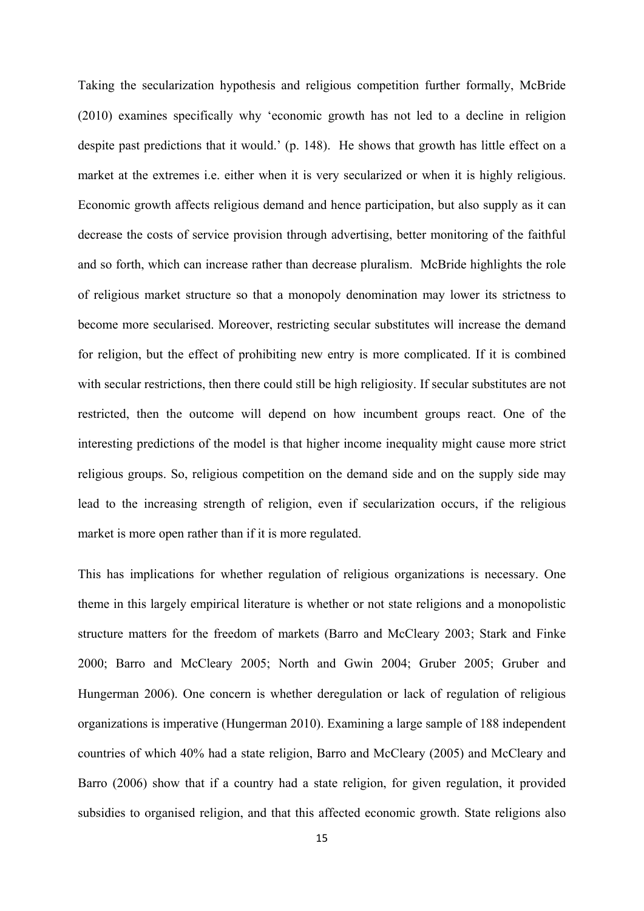Taking the secularization hypothesis and religious competition further formally, McBride (2010) examines specifically why 'economic growth has not led to a decline in religion despite past predictions that it would.' (p. 148). He shows that growth has little effect on a market at the extremes i.e. either when it is very secularized or when it is highly religious. Economic growth affects religious demand and hence participation, but also supply as it can decrease the costs of service provision through advertising, better monitoring of the faithful and so forth, which can increase rather than decrease pluralism. McBride highlights the role of religious market structure so that a monopoly denomination may lower its strictness to become more secularised. Moreover, restricting secular substitutes will increase the demand for religion, but the effect of prohibiting new entry is more complicated. If it is combined with secular restrictions, then there could still be high religiosity. If secular substitutes are not restricted, then the outcome will depend on how incumbent groups react. One of the interesting predictions of the model is that higher income inequality might cause more strict religious groups. So, religious competition on the demand side and on the supply side may lead to the increasing strength of religion, even if secularization occurs, if the religious market is more open rather than if it is more regulated.

This has implications for whether regulation of religious organizations is necessary. One theme in this largely empirical literature is whether or not state religions and a monopolistic structure matters for the freedom of markets (Barro and McCleary 2003; Stark and Finke 2000; Barro and McCleary 2005; North and Gwin 2004; Gruber 2005; Gruber and Hungerman 2006). One concern is whether deregulation or lack of regulation of religious organizations is imperative (Hungerman 2010). Examining a large sample of 188 independent countries of which 40% had a state religion, Barro and McCleary (2005) and McCleary and Barro (2006) show that if a country had a state religion, for given regulation, it provided subsidies to organised religion, and that this affected economic growth. State religions also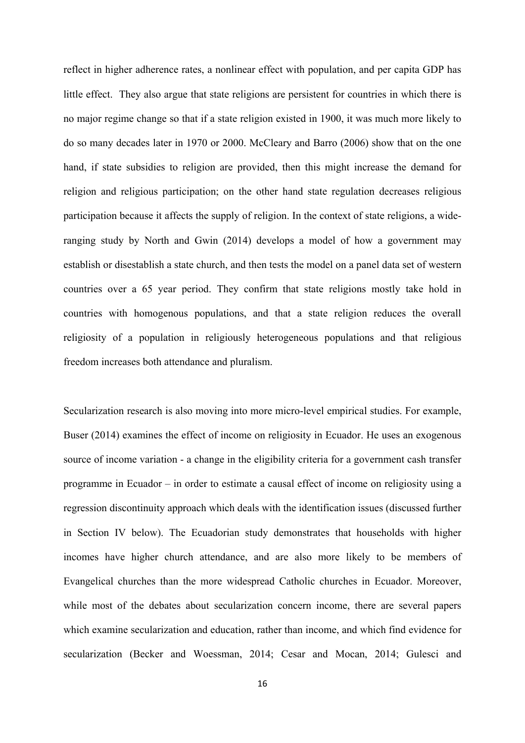reflect in higher adherence rates, a nonlinear effect with population, and per capita GDP has little effect. They also argue that state religions are persistent for countries in which there is no major regime change so that if a state religion existed in 1900, it was much more likely to do so many decades later in 1970 or 2000. McCleary and Barro (2006) show that on the one hand, if state subsidies to religion are provided, then this might increase the demand for religion and religious participation; on the other hand state regulation decreases religious participation because it affects the supply of religion. In the context of state religions, a wide-ranging study by North and Gwin (2014) develops a model of how a government may establish or disestablish a state church, and then tests the model on a panel data set of western countries over a 65 year period. They confirm that state religions mostly take hold in countries with homogenous populations, and that a state religion reduces the overall religiosity of a population in religiously heterogeneous populations and that religious freedom increases both attendance and pluralism.

Secularization research is also moving into more micro-level empirical studies. For example, Buser (2014) examines the effect of income on religiosity in Ecuador. He uses an exogenous source of income variation - a change in the eligibility criteria for a government cash transfer programme in Ecuador – in order to estimate a causal effect of income on religiosity using a regression discontinuity approach which deals with the identification issues (discussed further in Section IV below). The Ecuadorian study demonstrates that households with higher incomes have higher church attendance, and are also more likely to be members of Evangelical churches than the more widespread Catholic churches in Ecuador. Moreover, while most of the debates about secularization concern income, there are several papers which examine secularization and education, rather than income, and which find evidence for secularization (Becker and Woessman, 2014; Cesar and Mocan, 2014; Gulesci and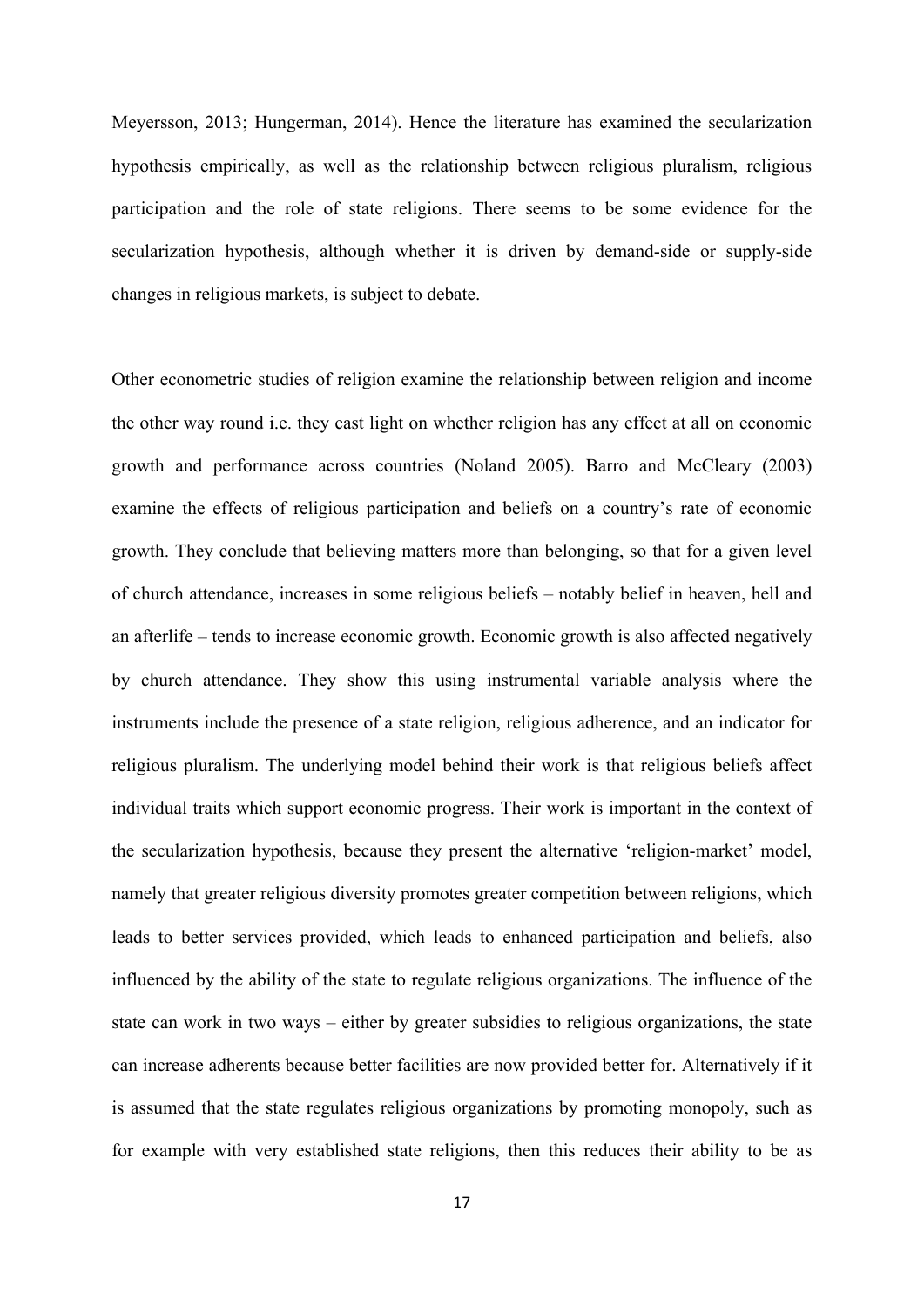Meyersson, 2013; Hungerman, 2014). Hence the literature has examined the secularization hypothesis empirically, as well as the relationship between religious pluralism, religious participation and the role of state religions. There seems to be some evidence for the secularization hypothesis, although whether it is driven by demand-side or supply-side changes in religious markets, is subject to debate.

Other econometric studies of religion examine the relationship between religion and income the other way round i.e. they cast light on whether religion has any effect at all on economic growth and performance across countries (Noland 2005). Barro and McCleary (2003) examine the effects of religious participation and beliefs on a country's rate of economic growth. They conclude that believing matters more than belonging, so that for a given level of church attendance, increases in some religious beliefs – notably belief in heaven, hell and an afterlife – tends to increase economic growth. Economic growth is also affected negatively by church attendance. They show this using instrumental variable analysis where the instruments include the presence of a state religion, religious adherence, and an indicator for religious pluralism. The underlying model behind their work is that religious beliefs affect individual traits which support economic progress. Their work is important in the context of the secularization hypothesis, because they present the alternative 'religion-market' model, namely that greater religious diversity promotes greater competition between religions, which leads to better services provided, which leads to enhanced participation and beliefs, also influenced by the ability of the state to regulate religious organizations. The influence of the state can work in two ways – either by greater subsidies to religious organizations, the state can increase adherents because better facilities are now provided better for. Alternatively if it is assumed that the state regulates religious organizations by promoting monopoly, such as for example with very established state religions, then this reduces their ability to be as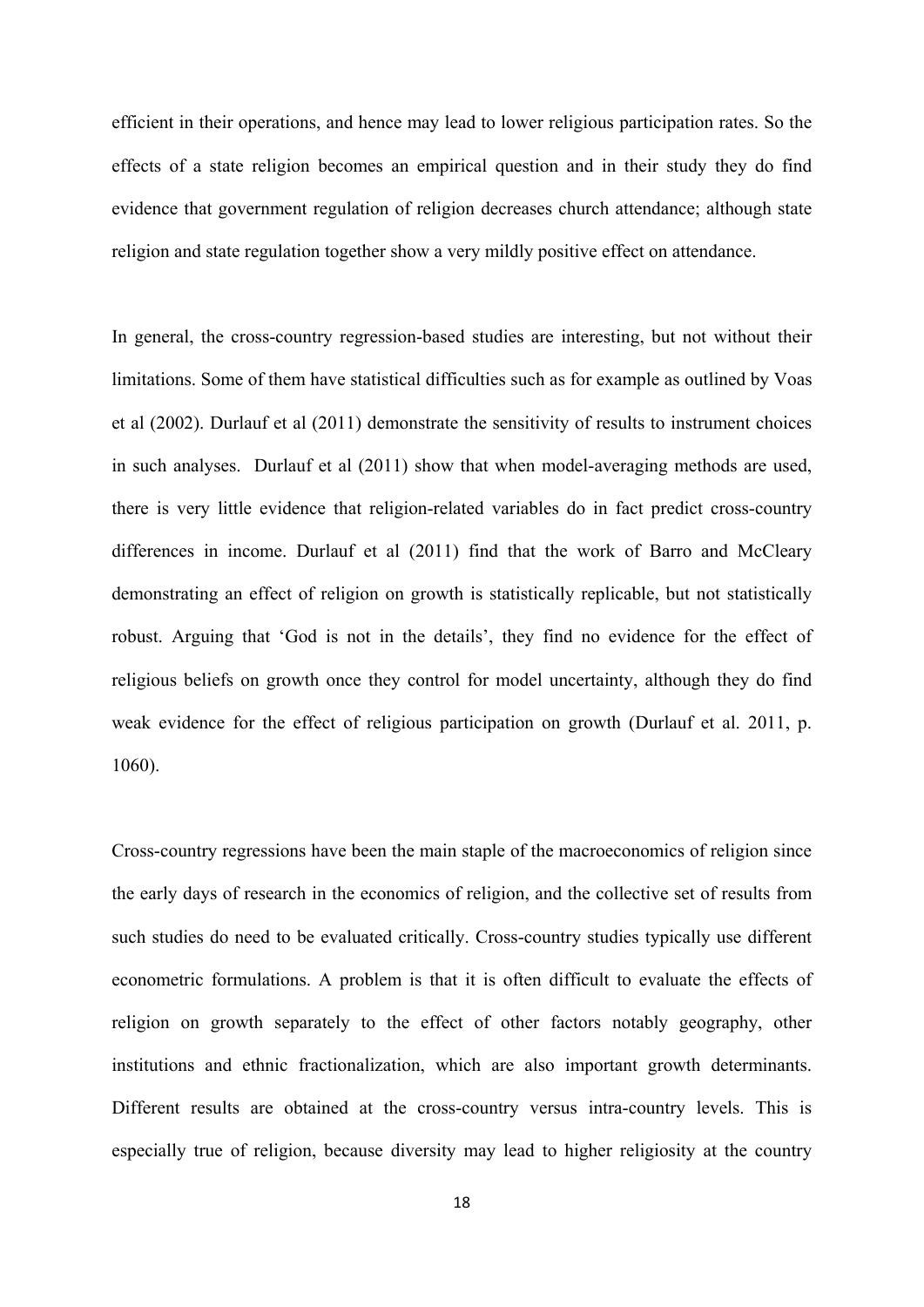efficient in their operations, and hence may lead to lower religious participation rates. So the effects of a state religion becomes an empirical question and in their study they do find evidence that government regulation of religion decreases church attendance; although state religion and state regulation together show a very mildly positive effect on attendance.

In general, the cross-country regression-based studies are interesting, but not without their limitations. Some of them have statistical difficulties such as for example as outlined by Voas et al (2002). Durlauf et al (2011) demonstrate the sensitivity of results to instrument choices in such analyses. Durlauf et al (2011) show that when model-averaging methods are used, there is very little evidence that religion-related variables do in fact predict cross-country differences in income. Durlauf et al (2011) find that the work of Barro and McCleary demonstrating an effect of religion on growth is statistically replicable, but not statistically robust. Arguing that 'God is not in the details', they find no evidence for the effect of religious beliefs on growth once they control for model uncertainty, although they do find weak evidence for the effect of religious participation on growth (Durlauf et al. 2011, p. 1060).

Cross-country regressions have been the main staple of the macroeconomics of religion since the early days of research in the economics of religion, and the collective set of results from such studies do need to be evaluated critically. Cross-country studies typically use different econometric formulations. A problem is that it is often difficult to evaluate the effects of religion on growth separately to the effect of other factors notably geography, other institutions and ethnic fractionalization, which are also important growth determinants. Different results are obtained at the cross-country versus intra-country levels. This is especially true of religion, because diversity may lead to higher religiosity at the country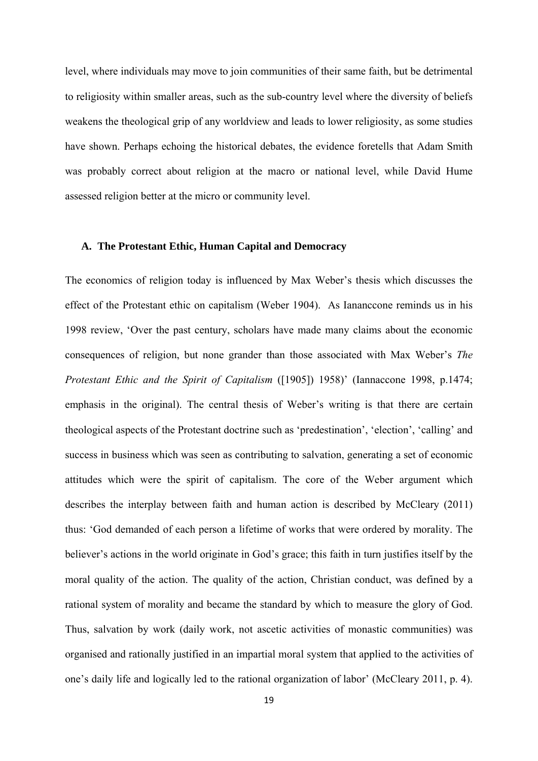level, where individuals may move to join communities of their same faith, but be detrimental to religiosity within smaller areas, such as the sub-country level where the diversity of beliefs weakens the theological grip of any worldview and leads to lower religiosity, as some studies have shown. Perhaps echoing the historical debates, the evidence foretells that Adam Smith was probably correct about religion at the macro or national level, while David Hume assessed religion better at the micro or community level.

### A. The Protestant Ethic, Human Capital and Democracy

The economics of religion today is influenced by Max Weber's thesis which discusses the effect of the Protestant ethic on capitalism (Weber 1904). As Iananccone reminds us in his 1998 review, 'Over the past century, scholars have made many claims about the economic consequences of religion, but none grander than those associated with Max Weber's *The Protestant Ethic and the Spirit of Capitalism* ([1905]) 1958)' (Iannaccone 1998, p.1474; emphasis in the original). The central thesis of Weber's writing is that there are certain theological aspects of the Protestant doctrine such as 'predestination', 'election', 'calling' and success in business which was seen as contributing to salvation, generating a set of economic attitudes which were the spirit of capitalism. The core of the Weber argument which describes the interplay between faith and human action is described by McCleary (2011) thus: 'God demanded of each person a lifetime of works that were ordered by morality. The believer's actions in the world originate in God's grace; this faith in turn justifies itself by the moral quality of the action. The quality of the action, Christian conduct, was defined by a rational system of morality and became the standard by which to measure the glory of God. Thus, salvation by work (daily work, not ascetic activities of monastic communities) was organised and rationally justified in an impartial moral system that applied to the activities of one's daily life and logically led to the rational organization of labor' (McCleary 2011, p. 4).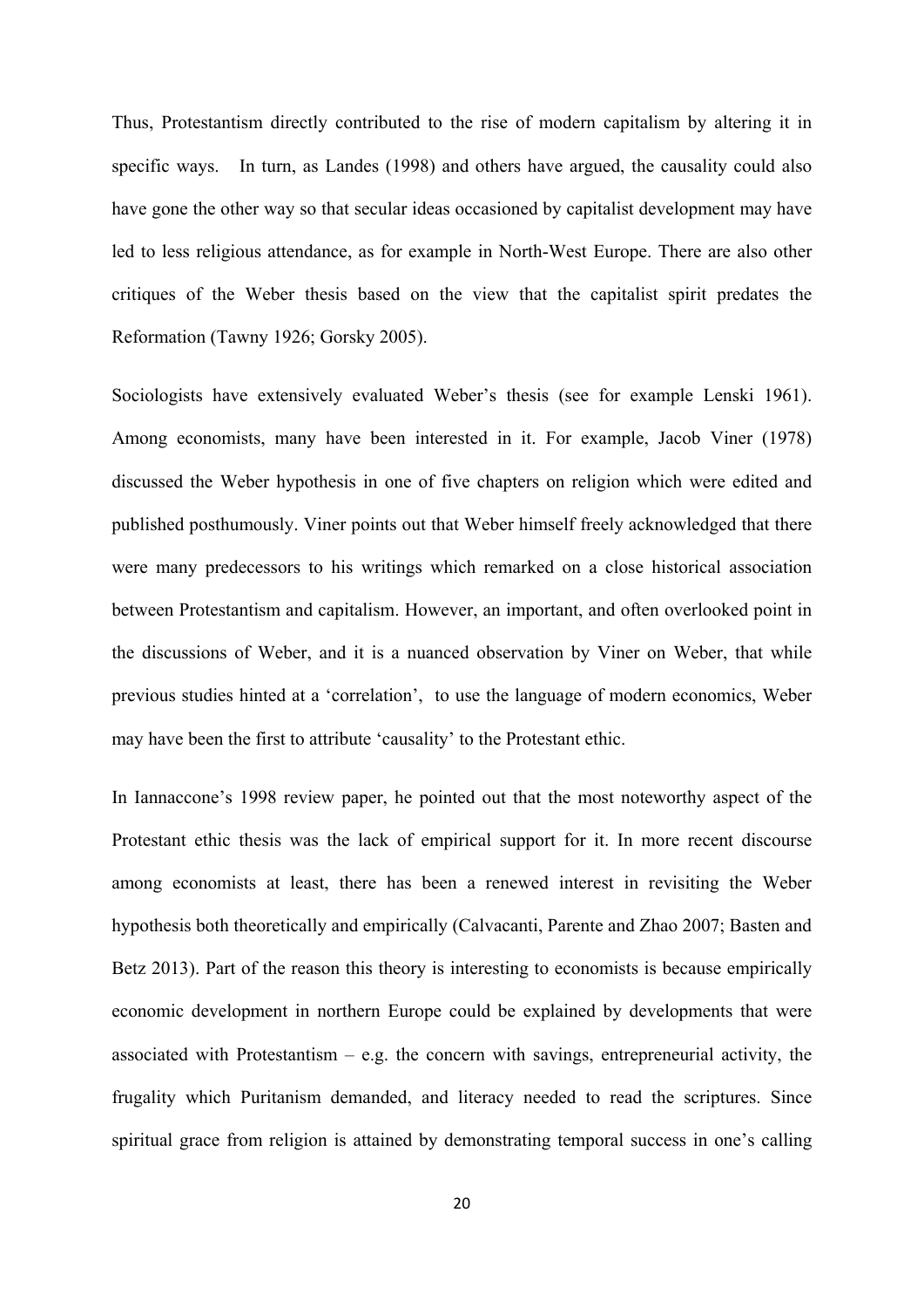Thus, Protestantism directly contributed to the rise of modern capitalism by altering it in specific ways. In turn, as Landes (1998) and others have argued, the causality could also have gone the other way so that secular ideas occasioned by capitalist development may have led to less religious attendance, as for example in North-West Europe. There are also other critiques of the Weber thesis based on the view that the capitalist spirit predates the Reformation (Tawny 1926; Gorsky 2005).

Sociologists have extensively evaluated Weber's thesis (see for example Lenski 1961). Among economists, many have been interested in it. For example, Jacob Viner (1978) discussed the Weber hypothesis in one of five chapters on religion which were edited and published posthumously. Viner points out that Weber himself freely acknowledged that there were many predecessors to his writings which remarked on a close historical association between Protestantism and capitalism. However, an important, and often overlooked point in the discussions of Weber, and it is a nuanced observation by Viner on Weber, that while previous studies hinted at a 'correlation', to use the language of modern economics, Weber may have been the first to attribute 'causality' to the Protestant ethic.

In Iannaccone's 1998 review paper, he pointed out that the most noteworthy aspect of the Protestant ethic thesis was the lack of empirical support for it. In more recent discourse among economists at least, there has been a renewed interest in revisiting the Weber hypothesis both theoretically and empirically (Calvacanti, Parente and Zhao 2007; Basten and Betz 2013). Part of the reason this theory is interesting to economists is because empirically economic development in northern Europe could be explained by developments that were associated with Protestantism – e.g. the concern with savings, entrepreneurial activity, the frugality which Puritanism demanded, and literacy needed to read the scriptures. Since spiritual grace from religion is attained by demonstrating temporal success in one's calling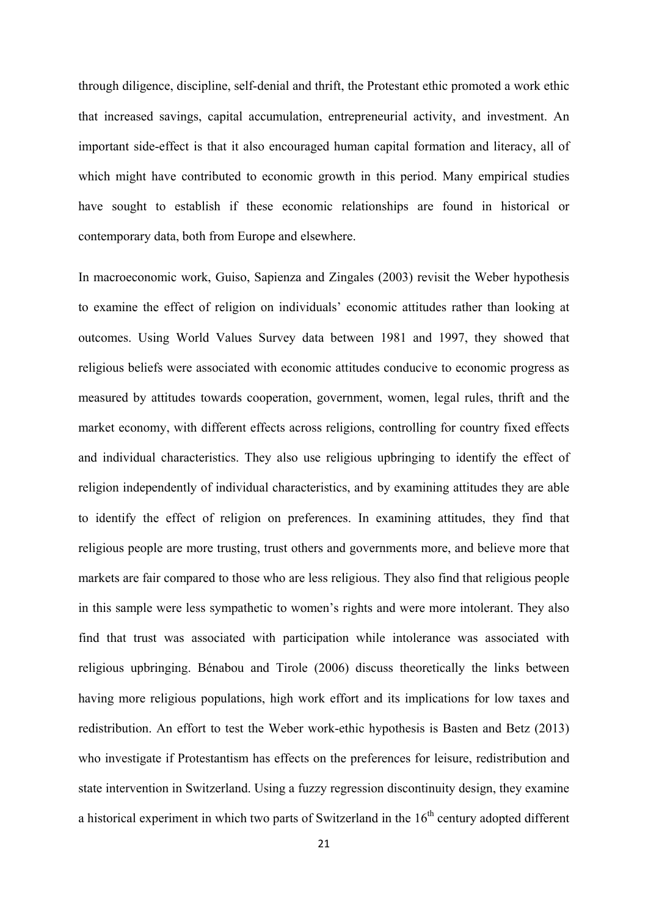through diligence, discipline, self-denial and thrift, the Protestant ethic promoted a work ethic that increased savings, capital accumulation, entrepreneurial activity, and investment. An important side-effect is that it also encouraged human capital formation and literacy, all of which might have contributed to economic growth in this period. Many empirical studies have sought to establish if these economic relationships are found in historical or contemporary data, both from Europe and elsewhere.

In macroeconomic work, Guiso, Sapienza and Zingales (2003) revisit the Weber hypothesis to examine the effect of religion on individuals' economic attitudes rather than looking at outcomes. Using World Values Survey data between 1981 and 1997, they showed that religious beliefs were associated with economic attitudes conducive to economic progress as measured by attitudes towards cooperation, government, women, legal rules, thrift and the market economy, with different effects across religions, controlling for country fixed effects and individual characteristics. They also use religious upbringing to identify the effect of religion independently of individual characteristics, and by examining attitudes they are able to identify the effect of religion on preferences. In examining attitudes, they find that religious people are more trusting, trust others and governments more, and believe more that markets are fair compared to those who are less religious. They also find that religious people in this sample were less sympathetic to women's rights and were more intolerant. They also find that trust was associated with participation while intolerance was associated with religious upbringing. Bénabou and Tirole (2006) discuss theoretically the links between having more religious populations, high work effort and its implications for low taxes and redistribution. An effort to test the Weber work-ethic hypothesis is Basten and Betz (2013) who investigate if Protestantism has effects on the preferences for leisure, redistribution and state intervention in Switzerland. Using a fuzzy regression discontinuity design, they examine a historical experiment in which two parts of Switzerland in the 16th century adopted different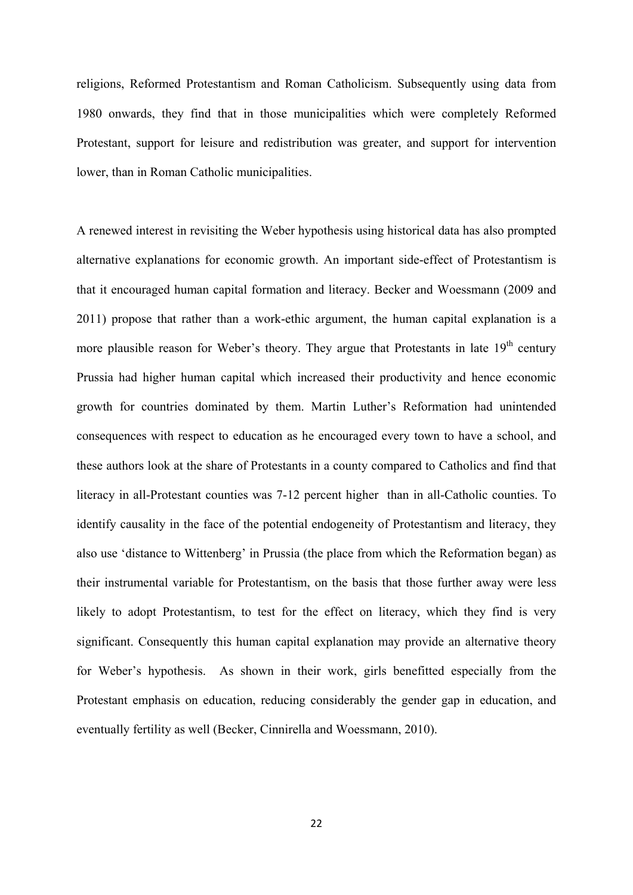religions, Reformed Protestantism and Roman Catholicism. Subsequently using data from 1980 onwards, they find that in those municipalities which were completely Reformed Protestant, support for leisure and redistribution was greater, and support for intervention lower, than in Roman Catholic municipalities.

A renewed interest in revisiting the Weber hypothesis using historical data has also prompted alternative explanations for economic growth. An important side-effect of Protestantism is that it encouraged human capital formation and literacy. Becker and Woessmann (2009 and 2011) propose that rather than a work-ethic argument, the human capital explanation is a more plausible reason for Weber's theory. They argue that Protestants in late 19th century Prussia had higher human capital which increased their productivity and hence economic growth for countries dominated by them. Martin Luther's Reformation had unintended consequences with respect to education as he encouraged every town to have a school, and these authors look at the share of Protestants in a county compared to Catholics and find that literacy in all-Protestant counties was 7-12 percent higher than in all-Catholic counties. To identify causality in the face of the potential endogeneity of Protestantism and literacy, they also use 'distance to Wittenberg' in Prussia (the place from which the Reformation began) as their instrumental variable for Protestantism, on the basis that those further away were less likely to adopt Protestantism, to test for the effect on literacy, which they find is very significant. Consequently this human capital explanation may provide an alternative theory for Weber's hypothesis. As shown in their work, girls benefitted especially from the Protestant emphasis on education, reducing considerably the gender gap in education, and eventually fertility as well (Becker, Cinnirella and Woessmann, 2010).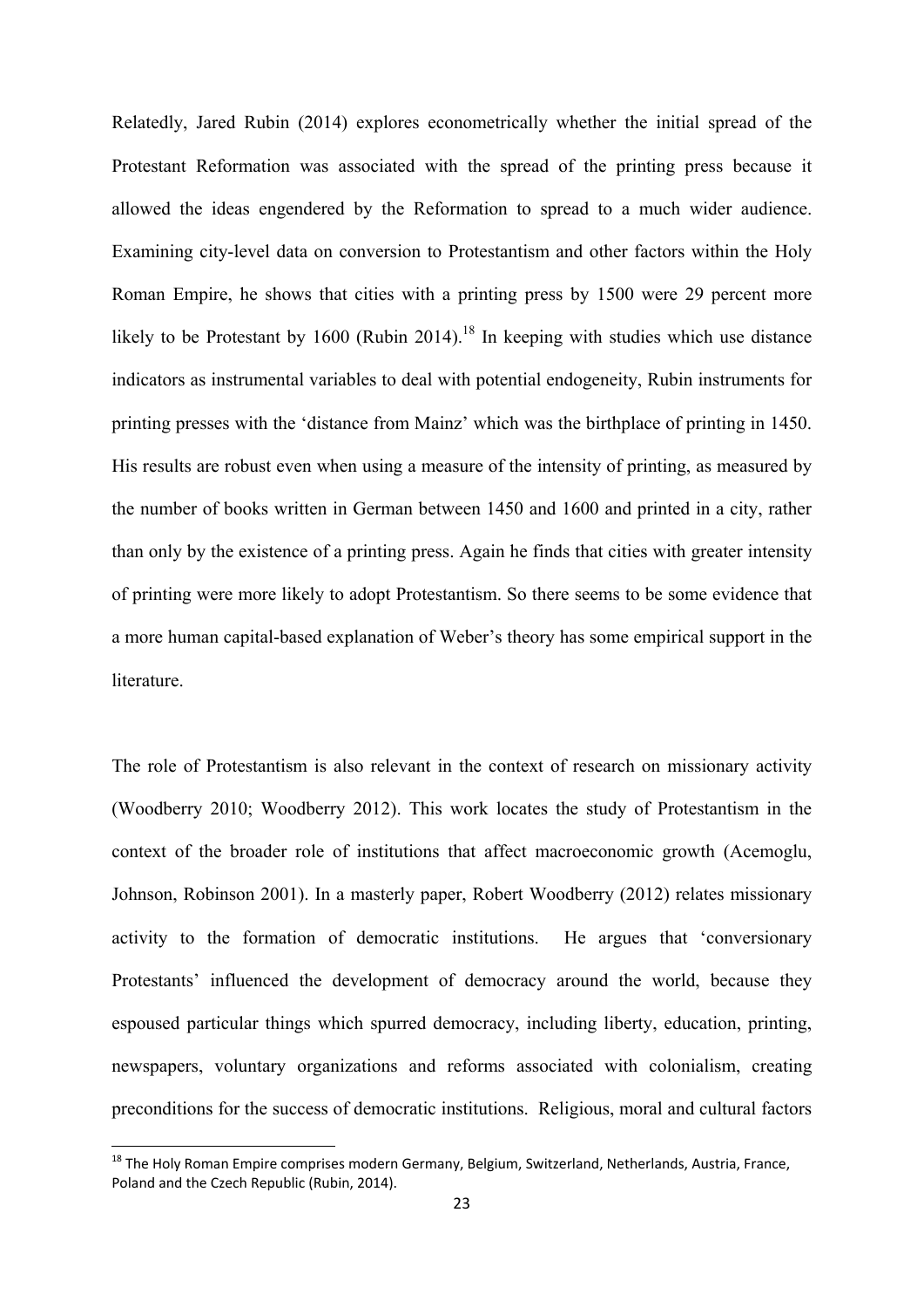Relatedly, Jared Rubin (2014) explores econometrically whether the initial spread of the Protestant Reformation was associated with the spread of the printing press because it allowed the ideas engendered by the Reformation to spread to a much wider audience. Examining city-level data on conversion to Protestantism and other factors within the Holy Roman Empire, he shows that cities with a printing press by 1500 were 29 percent more likely to be Protestant by 1600 (Rubin 2014).[18] In keeping with studies which use distance indicators as instrumental variables to deal with potential endogeneity, Rubin instruments for printing presses with the 'distance from Mainz' which was the birthplace of printing in 1450. His results are robust even when using a measure of the intensity of printing, as measured by the number of books written in German between 1450 and 1600 and printed in a city, rather than only by the existence of a printing press. Again he finds that cities with greater intensity of printing were more likely to adopt Protestantism. So there seems to be some evidence that a more human capital-based explanation of Weber's theory has some empirical support in the literature.

The role of Protestantism is also relevant in the context of research on missionary activity (Woodberry 2010; Woodberry 2012). This work locates the study of Protestantism in the context of the broader role of institutions that affect macroeconomic growth (Acemoglu, Johnson, Robinson 2001). In a masterly paper, Robert Woodberry (2012) relates missionary activity to the formation of democratic institutions. He argues that 'conversionary Protestants' influenced the development of democracy around the world, because they espoused particular things which spurred democracy, including liberty, education, printing, newspapers, voluntary organizations and reforms associated with colonialism, creating preconditions for the success of democratic institutions. Religious, moral and cultural factors

[18] The Holy Roman Empire comprises modern Germany, Belgium, Switzerland, Netherlands, Austria, France, Poland and the Czech Republic (Rubin, 2014).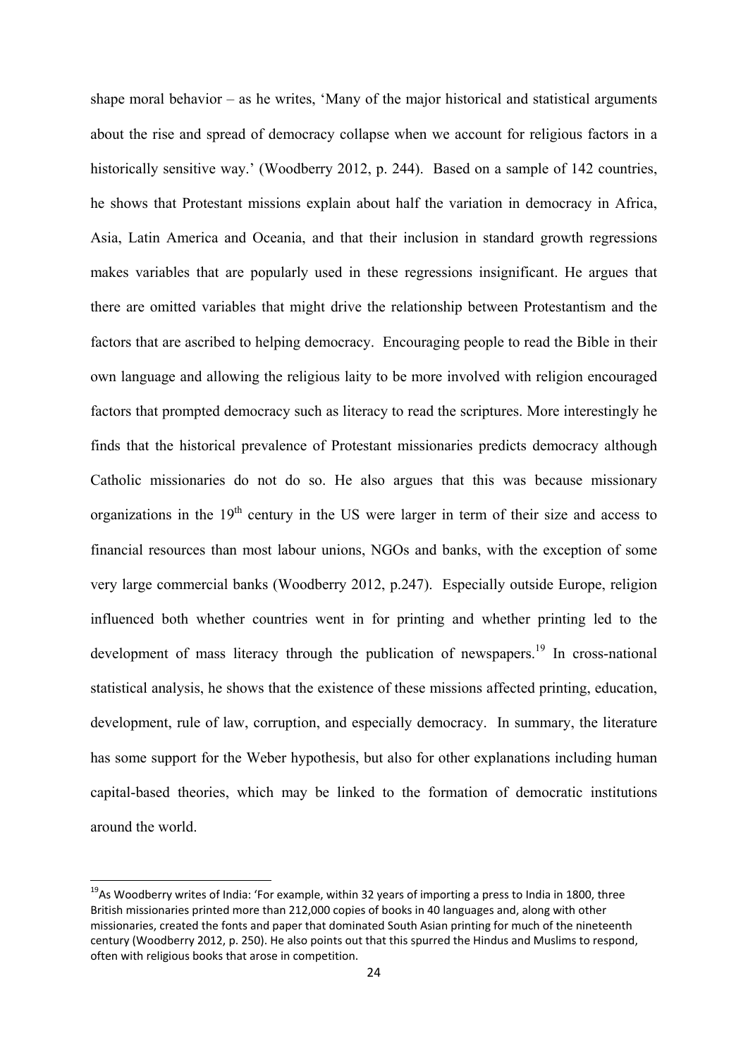shape moral behavior – as he writes, 'Many of the major historical and statistical arguments about the rise and spread of democracy collapse when we account for religious factors in a historically sensitive way.' (Woodberry 2012, p. 244). Based on a sample of 142 countries, he shows that Protestant missions explain about half the variation in democracy in Africa, Asia, Latin America and Oceania, and that their inclusion in standard growth regressions makes variables that are popularly used in these regressions insignificant. He argues that there are omitted variables that might drive the relationship between Protestantism and the factors that are ascribed to helping democracy. Encouraging people to read the Bible in their own language and allowing the religious laity to be more involved with religion encouraged factors that prompted democracy such as literacy to read the scriptures. More interestingly he finds that the historical prevalence of Protestant missionaries predicts democracy although Catholic missionaries do not do so. He also argues that this was because missionary organizations in the 19th century in the US were larger in term of their size and access to financial resources than most labour unions, NGOs and banks, with the exception of some very large commercial banks (Woodberry 2012, p.247). Especially outside Europe, religion influenced both whether countries went in for printing and whether printing led to the development of mass literacy through the publication of newspapers.[19] In cross-national statistical analysis, he shows that the existence of these missions affected printing, education, development, rule of law, corruption, and especially democracy. In summary, the literature has some support for the Weber hypothesis, but also for other explanations including human capital-based theories, which may be linked to the formation of democratic institutions around the world.

[19] As Woodberry writes of India: 'For example, within 32 years of importing a press to India in 1800, three British missionaries printed more than 212,000 copies of books in 40 languages and, along with other missionaries, created the fonts and paper that dominated South Asian printing for much of the nineteenth century (Woodberry 2012, p. 250). He also points out that this spurred the Hindus and Muslims to respond, often with religious books that arose in competition.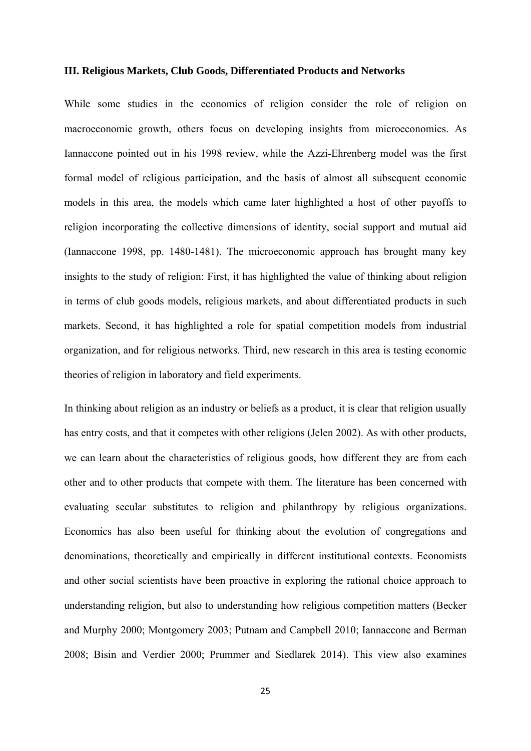### III. Religious Markets, Club Goods, Differentiated Products and Networks

While some studies in the economics of religion consider the role of religion on macroeconomic growth, others focus on developing insights from microeconomics. As Iannaccone pointed out in his 1998 review, while the Azzi-Ehrenberg model was the first formal model of religious participation, and the basis of almost all subsequent economic models in this area, the models which came later highlighted a host of other payoffs to religion incorporating the collective dimensions of identity, social support and mutual aid (Iannaccone 1998, pp. 1480-1481). The microeconomic approach has brought many key insights to the study of religion: First, it has highlighted the value of thinking about religion in terms of club goods models, religious markets, and about differentiated products in such markets. Second, it has highlighted a role for spatial competition models from industrial organization, and for religious networks. Third, new research in this area is testing economic theories of religion in laboratory and field experiments.

In thinking about religion as an industry or beliefs as a product, it is clear that religion usually has entry costs, and that it competes with other religions (Jelen 2002). As with other products, we can learn about the characteristics of religious goods, how different they are from each other and to other products that compete with them. The literature has been concerned with evaluating secular substitutes to religion and philanthropy by religious organizations. Economics has also been useful for thinking about the evolution of congregations and denominations, theoretically and empirically in different institutional contexts. Economists and other social scientists have been proactive in exploring the rational choice approach to understanding religion, but also to understanding how religious competition matters (Becker and Murphy 2000; Montgomery 2003; Putnam and Campbell 2010; Iannaccone and Berman 2008; Bisin and Verdier 2000; Prummer and Siedlarek 2014). This view also examines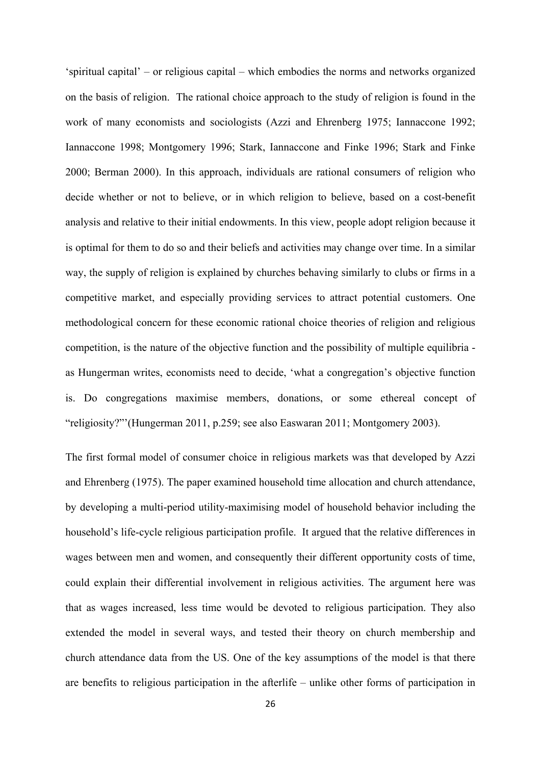'spiritual capital' – or religious capital – which embodies the norms and networks organized on the basis of religion. The rational choice approach to the study of religion is found in the work of many economists and sociologists (Azzi and Ehrenberg 1975; Iannaccone 1992; Iannaccone 1998; Montgomery 1996; Stark, Iannaccone and Finke 1996; Stark and Finke 2000; Berman 2000). In this approach, individuals are rational consumers of religion who decide whether or not to believe, or in which religion to believe, based on a cost-benefit analysis and relative to their initial endowments. In this view, people adopt religion because it is optimal for them to do so and their beliefs and activities may change over time. In a similar way, the supply of religion is explained by churches behaving similarly to clubs or firms in a competitive market, and especially providing services to attract potential customers. One methodological concern for these economic rational choice theories of religion and religious competition, is the nature of the objective function and the possibility of multiple equilibria - as Hungerman writes, economists need to decide, 'what a congregation's objective function is. Do congregations maximise members, donations, or some ethereal concept of "religiosity?"'(Hungerman 2011, p.259; see also Easwaran 2011; Montgomery 2003).

The first formal model of consumer choice in religious markets was that developed by Azzi and Ehrenberg (1975). The paper examined household time allocation and church attendance, by developing a multi-period utility-maximising model of household behavior including the household's life-cycle religious participation profile. It argued that the relative differences in wages between men and women, and consequently their different opportunity costs of time, could explain their differential involvement in religious activities. The argument here was that as wages increased, less time would be devoted to religious participation. They also extended the model in several ways, and tested their theory on church membership and church attendance data from the US. One of the key assumptions of the model is that there are benefits to religious participation in the afterlife – unlike other forms of participation in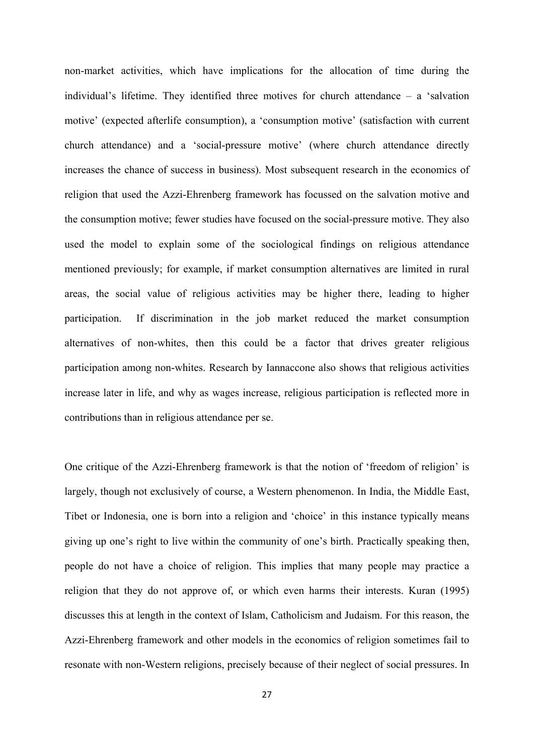non-market activities, which have implications for the allocation of time during the individual's lifetime. They identified three motives for church attendance – a 'salvation motive' (expected afterlife consumption), a 'consumption motive' (satisfaction with current church attendance) and a 'social-pressure motive' (where church attendance directly increases the chance of success in business). Most subsequent research in the economics of religion that used the Azzi-Ehrenberg framework has focussed on the salvation motive and the consumption motive; fewer studies have focused on the social-pressure motive. They also used the model to explain some of the sociological findings on religious attendance mentioned previously; for example, if market consumption alternatives are limited in rural areas, the social value of religious activities may be higher there, leading to higher participation. If discrimination in the job market reduced the market consumption alternatives of non-whites, then this could be a factor that drives greater religious participation among non-whites. Research by Iannaccone also shows that religious activities increase later in life, and why as wages increase, religious participation is reflected more in contributions than in religious attendance per se.

One critique of the Azzi-Ehrenberg framework is that the notion of 'freedom of religion' is largely, though not exclusively of course, a Western phenomenon. In India, the Middle East, Tibet or Indonesia, one is born into a religion and 'choice' in this instance typically means giving up one's right to live within the community of one's birth. Practically speaking then, people do not have a choice of religion. This implies that many people may practice a religion that they do not approve of, or which even harms their interests. Kuran (1995) discusses this at length in the context of Islam, Catholicism and Judaism. For this reason, the Azzi-Ehrenberg framework and other models in the economics of religion sometimes fail to resonate with non-Western religions, precisely because of their neglect of social pressures. In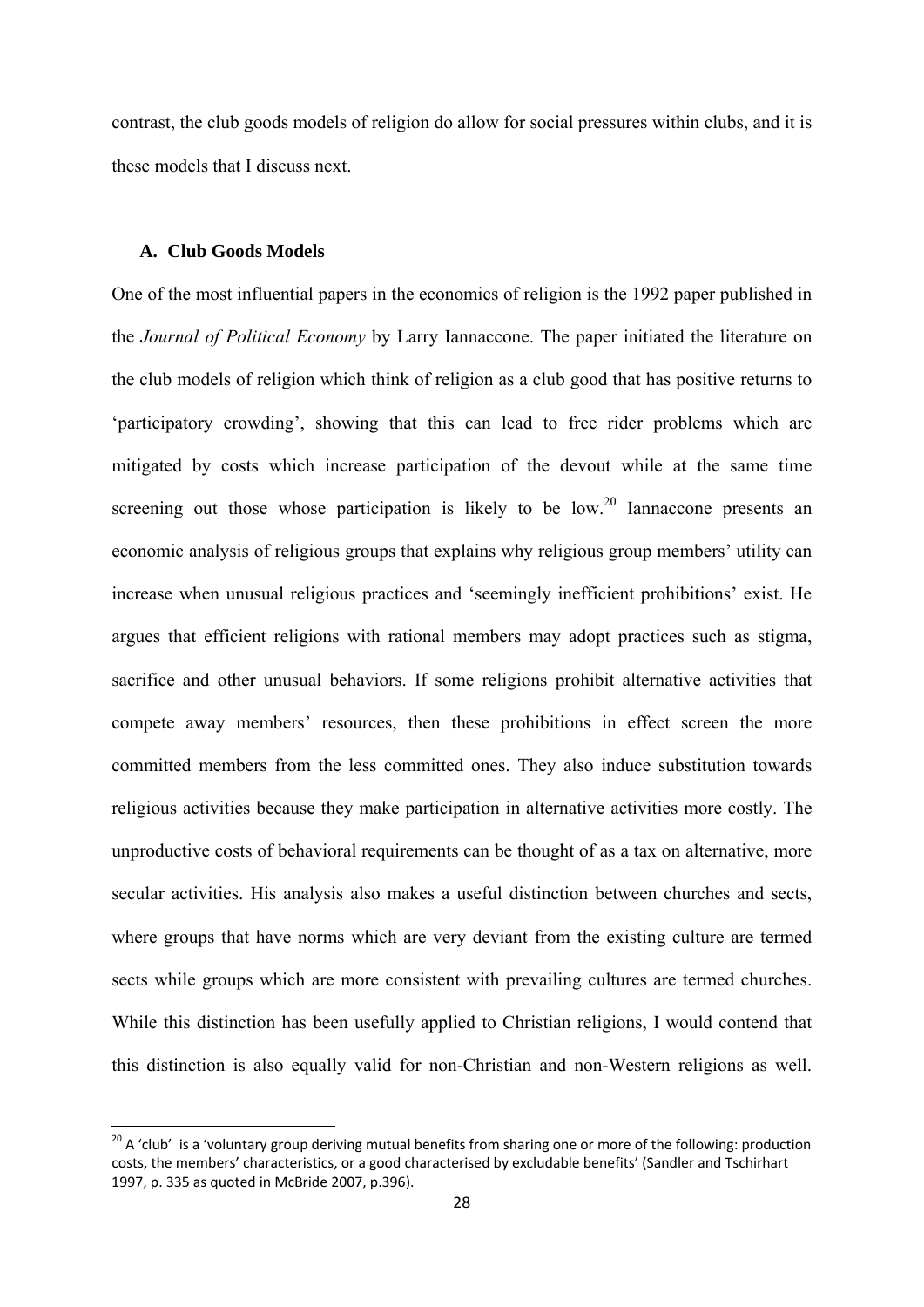contrast, the club goods models of religion do allow for social pressures within clubs, and it is these models that I discuss next.

### A. Club Goods Models

One of the most influential papers in the economics of religion is the 1992 paper published in the *Journal of Political Economy* by Larry Iannaccone. The paper initiated the literature on the club models of religion which think of religion as a club good that has positive returns to 'participatory crowding', showing that this can lead to free rider problems which are mitigated by costs which increase participation of the devout while at the same time screening out those whose participation is likely to be low.[20] Iannaccone presents an economic analysis of religious groups that explains why religious group members' utility can increase when unusual religious practices and 'seemingly inefficient prohibitions' exist. He argues that efficient religions with rational members may adopt practices such as stigma, sacrifice and other unusual behaviors. If some religions prohibit alternative activities that compete away members' resources, then these prohibitions in effect screen the more committed members from the less committed ones. They also induce substitution towards religious activities because they make participation in alternative activities more costly. The unproductive costs of behavioral requirements can be thought of as a tax on alternative, more secular activities. His analysis also makes a useful distinction between churches and sects, where groups that have norms which are very deviant from the existing culture are termed sects while groups which are more consistent with prevailing cultures are termed churches. While this distinction has been usefully applied to Christian religions, I would contend that this distinction is also equally valid for non-Christian and non-Western religions as well.

[20] A 'club' is a 'voluntary group deriving mutual benefits from sharing one or more of the following: production costs, the members' characteristics, or a good characterised by excludable benefits' (Sandler and Tschirhart 1997, p. 335 as quoted in McBride 2007, p.396).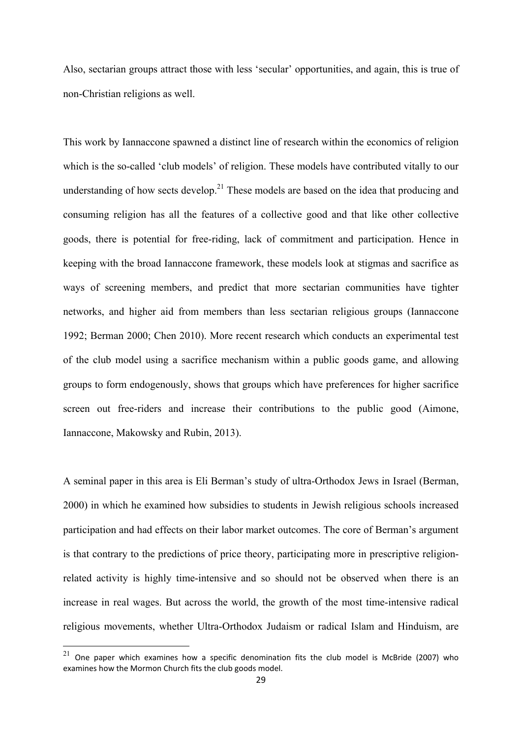Also, sectarian groups attract those with less 'secular' opportunities, and again, this is true of non-Christian religions as well.

This work by Iannaccone spawned a distinct line of research within the economics of religion which is the so-called 'club models' of religion. These models have contributed vitally to our understanding of how sects develop.[21] These models are based on the idea that producing and consuming religion has all the features of a collective good and that like other collective goods, there is potential for free-riding, lack of commitment and participation. Hence in keeping with the broad Iannaccone framework, these models look at stigmas and sacrifice as ways of screening members, and predict that more sectarian communities have tighter networks, and higher aid from members than less sectarian religious groups (Iannaccone 1992; Berman 2000; Chen 2010). More recent research which conducts an experimental test of the club model using a sacrifice mechanism within a public goods game, and allowing groups to form endogenously, shows that groups which have preferences for higher sacrifice screen out free-riders and increase their contributions to the public good (Aimone, Iannaccone, Makowsky and Rubin, 2013).

A seminal paper in this area is Eli Berman's study of ultra-Orthodox Jews in Israel (Berman, 2000) in which he examined how subsidies to students in Jewish religious schools increased participation and had effects on their labor market outcomes. The core of Berman's argument is that contrary to the predictions of price theory, participating more in prescriptive religion-related activity is highly time-intensive and so should not be observed when there is an increase in real wages. But across the world, the growth of the most time-intensive radical religious movements, whether Ultra-Orthodox Judaism or radical Islam and Hinduism, are

[21] One paper which examines how a specific denomination fits the club model is McBride (2007) who examines how the Mormon Church fits the club goods model.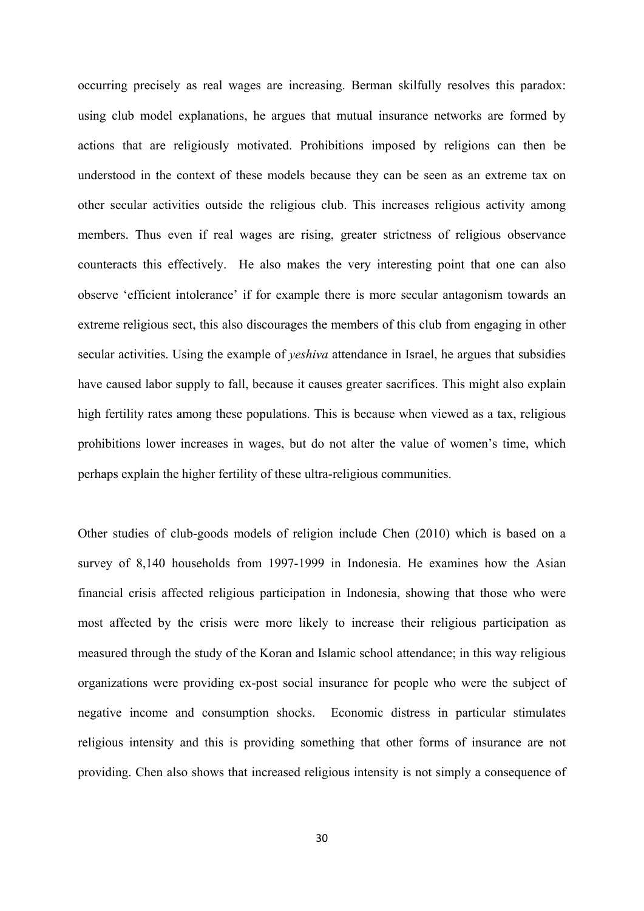occurring precisely as real wages are increasing. Berman skilfully resolves this paradox: using club model explanations, he argues that mutual insurance networks are formed by actions that are religiously motivated. Prohibitions imposed by religions can then be understood in the context of these models because they can be seen as an extreme tax on other secular activities outside the religious club. This increases religious activity among members. Thus even if real wages are rising, greater strictness of religious observance counteracts this effectively. He also makes the very interesting point that one can also observe 'efficient intolerance' if for example there is more secular antagonism towards an extreme religious sect, this also discourages the members of this club from engaging in other secular activities. Using the example of *yeshiva* attendance in Israel, he argues that subsidies have caused labor supply to fall, because it causes greater sacrifices. This might also explain high fertility rates among these populations. This is because when viewed as a tax, religious prohibitions lower increases in wages, but do not alter the value of women's time, which perhaps explain the higher fertility of these ultra-religious communities.

Other studies of club-goods models of religion include Chen (2010) which is based on a survey of 8,140 households from 1997-1999 in Indonesia. He examines how the Asian financial crisis affected religious participation in Indonesia, showing that those who were most affected by the crisis were more likely to increase their religious participation as measured through the study of the Koran and Islamic school attendance; in this way religious organizations were providing ex-post social insurance for people who were the subject of negative income and consumption shocks. Economic distress in particular stimulates religious intensity and this is providing something that other forms of insurance are not providing. Chen also shows that increased religious intensity is not simply a consequence of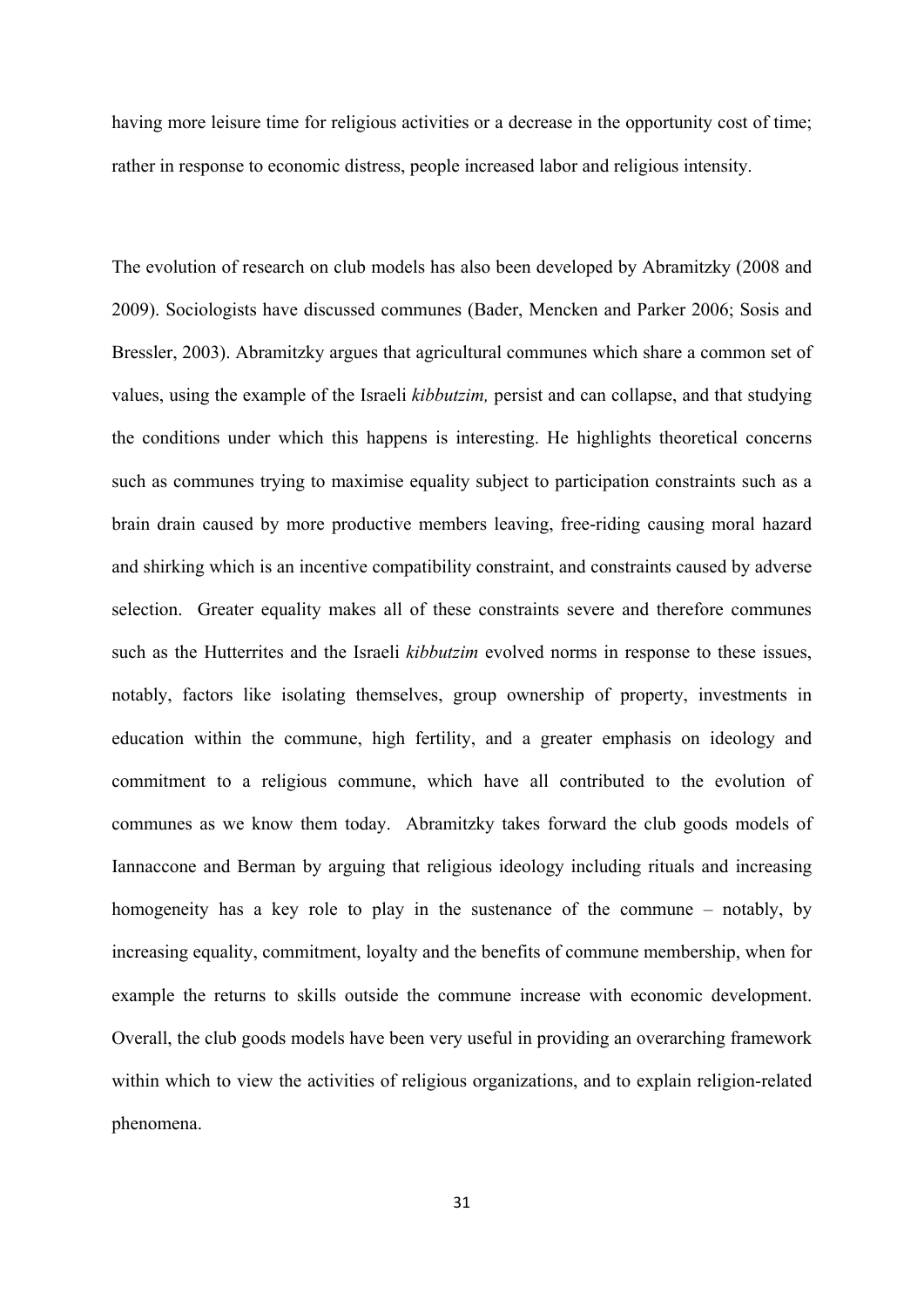having more leisure time for religious activities or a decrease in the opportunity cost of time; rather in response to economic distress, people increased labor and religious intensity.

The evolution of research on club models has also been developed by Abramitzky (2008 and 2009). Sociologists have discussed communes (Bader, Mencken and Parker 2006; Sosis and Bressler, 2003). Abramitzky argues that agricultural communes which share a common set of values, using the example of the Israeli *kibbutzim,* persist and can collapse, and that studying the conditions under which this happens is interesting. He highlights theoretical concerns such as communes trying to maximise equality subject to participation constraints such as a brain drain caused by more productive members leaving, free-riding causing moral hazard and shirking which is an incentive compatibility constraint, and constraints caused by adverse selection. Greater equality makes all of these constraints severe and therefore communes such as the Hutterrites and the Israeli *kibbutzim* evolved norms in response to these issues, notably, factors like isolating themselves, group ownership of property, investments in education within the commune, high fertility, and a greater emphasis on ideology and commitment to a religious commune, which have all contributed to the evolution of communes as we know them today. Abramitzky takes forward the club goods models of Iannaccone and Berman by arguing that religious ideology including rituals and increasing homogeneity has a key role to play in the sustenance of the commune – notably, by increasing equality, commitment, loyalty and the benefits of commune membership, when for example the returns to skills outside the commune increase with economic development. Overall, the club goods models have been very useful in providing an overarching framework within which to view the activities of religious organizations, and to explain religion-related phenomena.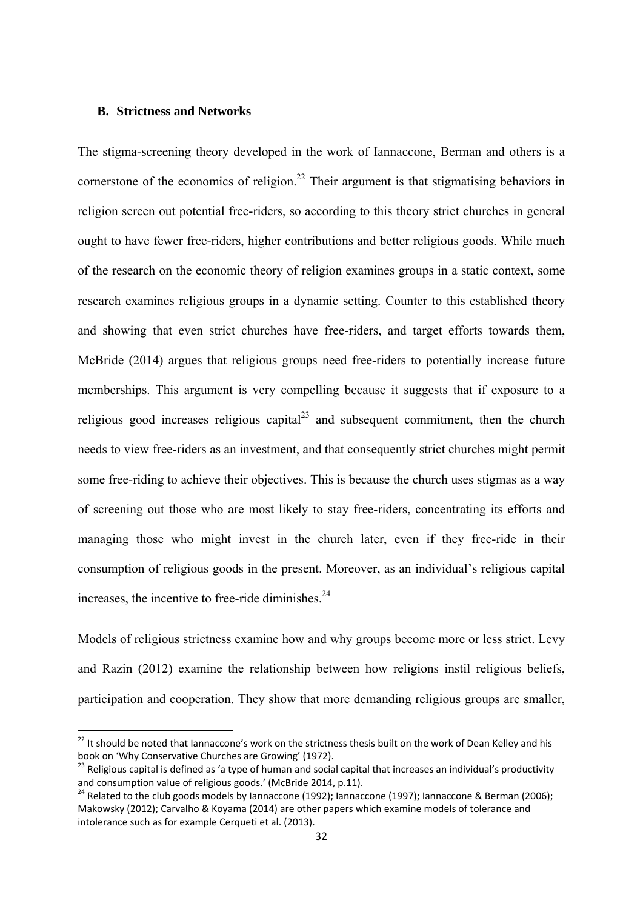### B. Strictness and Networks

The stigma-screening theory developed in the work of Iannaccone, Berman and others is a cornerstone of the economics of religion.[22] Their argument is that stigmatising behaviors in religion screen out potential free-riders, so according to this theory strict churches in general ought to have fewer free-riders, higher contributions and better religious goods. While much of the research on the economic theory of religion examines groups in a static context, some research examines religious groups in a dynamic setting. Counter to this established theory and showing that even strict churches have free-riders, and target efforts towards them, McBride (2014) argues that religious groups need free-riders to potentially increase future memberships. This argument is very compelling because it suggests that if exposure to a religious good increases religious capital[23] and subsequent commitment, then the church needs to view free-riders as an investment, and that consequently strict churches might permit some free-riding to achieve their objectives. This is because the church uses stigmas as a way of screening out those who are most likely to stay free-riders, concentrating its efforts and managing those who might invest in the church later, even if they free-ride in their consumption of religious goods in the present. Moreover, as an individual's religious capital increases, the incentive to free-ride diminishes.[24]

Models of religious strictness examine how and why groups become more or less strict. Levy and Razin (2012) examine the relationship between how religions instil religious beliefs, participation and cooperation. They show that more demanding religious groups are smaller,

---

[22] It should be noted that Iannaccone's work on the strictness thesis built on the work of Dean Kelley and his book on 'Why Conservative Churches are Growing' (1972).

[23] Religious capital is defined as 'a type of human and social capital that increases an individual's productivity and consumption value of religious goods.' (McBride 2014, p.11).

[24] Related to the club goods models by Iannaccone (1992); Iannaccone (1997); Iannaccone & Berman (2006); Makowsky (2012); Carvalho & Koyama (2014) are other papers which examine models of tolerance and intolerance such as for example Cerqueti et al. (2013).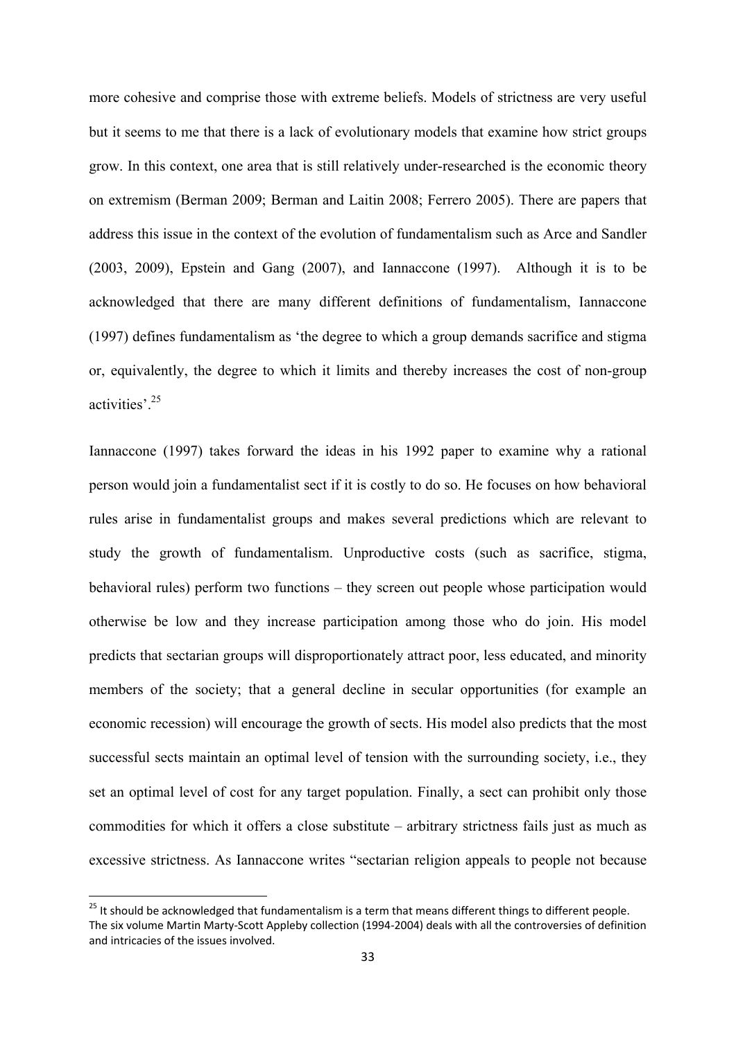more cohesive and comprise those with extreme beliefs. Models of strictness are very useful but it seems to me that there is a lack of evolutionary models that examine how strict groups grow. In this context, one area that is still relatively under-researched is the economic theory on extremism (Berman 2009; Berman and Laitin 2008; Ferrero 2005). There are papers that address this issue in the context of the evolution of fundamentalism such as Arce and Sandler (2003, 2009), Epstein and Gang (2007), and Iannaccone (1997). Although it is to be acknowledged that there are many different definitions of fundamentalism, Iannaccone (1997) defines fundamentalism as 'the degree to which a group demands sacrifice and stigma or, equivalently, the degree to which it limits and thereby increases the cost of non-group activities'.[25]

Iannaccone (1997) takes forward the ideas in his 1992 paper to examine why a rational person would join a fundamentalist sect if it is costly to do so. He focuses on how behavioral rules arise in fundamentalist groups and makes several predictions which are relevant to study the growth of fundamentalism. Unproductive costs (such as sacrifice, stigma, behavioral rules) perform two functions – they screen out people whose participation would otherwise be low and they increase participation among those who do join. His model predicts that sectarian groups will disproportionately attract poor, less educated, and minority members of the society; that a general decline in secular opportunities (for example an economic recession) will encourage the growth of sects. His model also predicts that the most successful sects maintain an optimal level of tension with the surrounding society, i.e., they set an optimal level of cost for any target population. Finally, a sect can prohibit only those commodities for which it offers a close substitute – arbitrary strictness fails just as much as excessive strictness. As Iannaccone writes "sectarian religion appeals to people not because

---

[25] It should be acknowledged that fundamentalism is a term that means different things to different people. The six volume Martin Marty-Scott Appleby collection (1994-2004) deals with all the controversies of definition and intricacies of the issues involved.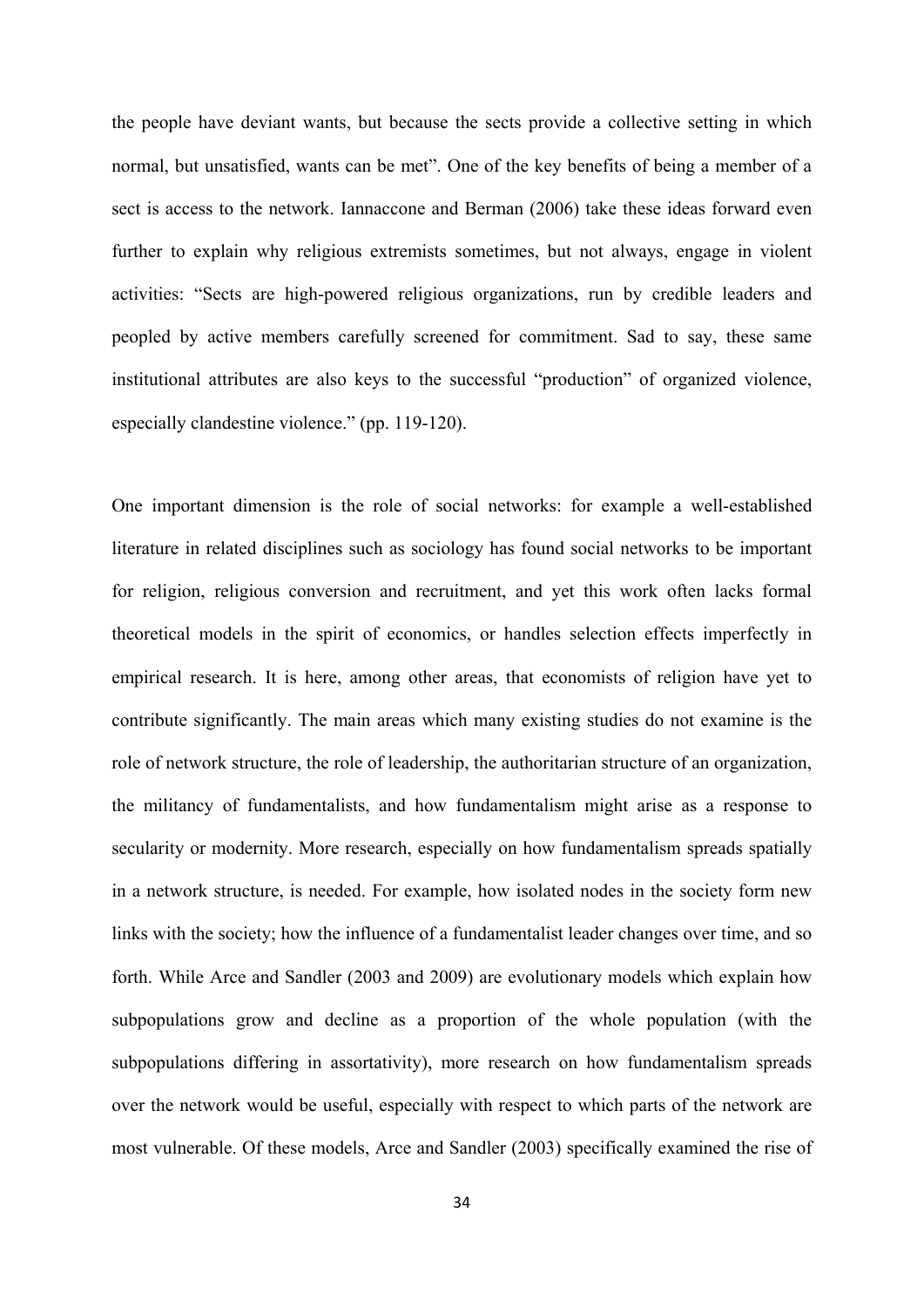the people have deviant wants, but because the sects provide a collective setting in which normal, but unsatisfied, wants can be met". One of the key benefits of being a member of a sect is access to the network. Iannaccone and Berman (2006) take these ideas forward even further to explain why religious extremists sometimes, but not always, engage in violent activities: "Sects are high-powered religious organizations, run by credible leaders and peopled by active members carefully screened for commitment. Sad to say, these same institutional attributes are also keys to the successful "production" of organized violence, especially clandestine violence." (pp. 119-120).

One important dimension is the role of social networks: for example a well-established literature in related disciplines such as sociology has found social networks to be important for religion, religious conversion and recruitment, and yet this work often lacks formal theoretical models in the spirit of economics, or handles selection effects imperfectly in empirical research. It is here, among other areas, that economists of religion have yet to contribute significantly. The main areas which many existing studies do not examine is the role of network structure, the role of leadership, the authoritarian structure of an organization, the militancy of fundamentalists, and how fundamentalism might arise as a response to secularity or modernity. More research, especially on how fundamentalism spreads spatially in a network structure, is needed. For example, how isolated nodes in the society form new links with the society; how the influence of a fundamentalist leader changes over time, and so forth. While Arce and Sandler (2003 and 2009) are evolutionary models which explain how subpopulations grow and decline as a proportion of the whole population (with the subpopulations differing in assortativity), more research on how fundamentalism spreads over the network would be useful, especially with respect to which parts of the network are most vulnerable. Of these models, Arce and Sandler (2003) specifically examined the rise of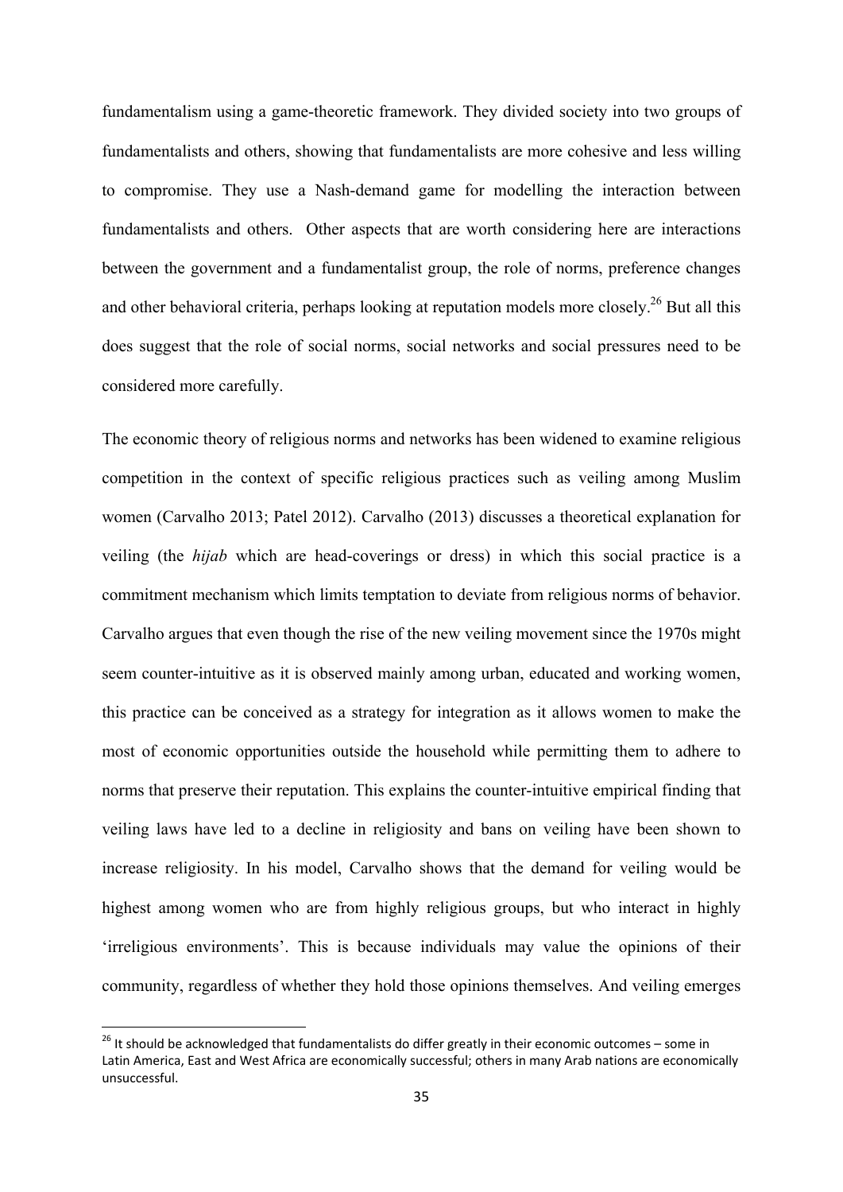fundamentalism using a game-theoretic framework. They divided society into two groups of fundamentalists and others, showing that fundamentalists are more cohesive and less willing to compromise. They use a Nash-demand game for modelling the interaction between fundamentalists and others. Other aspects that are worth considering here are interactions between the government and a fundamentalist group, the role of norms, preference changes and other behavioral criteria, perhaps looking at reputation models more closely.[26] But all this does suggest that the role of social norms, social networks and social pressures need to be considered more carefully.

The economic theory of religious norms and networks has been widened to examine religious competition in the context of specific religious practices such as veiling among Muslim women (Carvalho 2013; Patel 2012). Carvalho (2013) discusses a theoretical explanation for veiling (the *hijab* which are head-coverings or dress) in which this social practice is a commitment mechanism which limits temptation to deviate from religious norms of behavior. Carvalho argues that even though the rise of the new veiling movement since the 1970s might seem counter-intuitive as it is observed mainly among urban, educated and working women, this practice can be conceived as a strategy for integration as it allows women to make the most of economic opportunities outside the household while permitting them to adhere to norms that preserve their reputation. This explains the counter-intuitive empirical finding that veiling laws have led to a decline in religiosity and bans on veiling have been shown to increase religiosity. In his model, Carvalho shows that the demand for veiling would be highest among women who are from highly religious groups, but who interact in highly 'irreligious environments'. This is because individuals may value the opinions of their community, regardless of whether they hold those opinions themselves. And veiling emerges

[26] It should be acknowledged that fundamentalists do differ greatly in their economic outcomes – some in Latin America, East and West Africa are economically successful; others in many Arab nations are economically unsuccessful.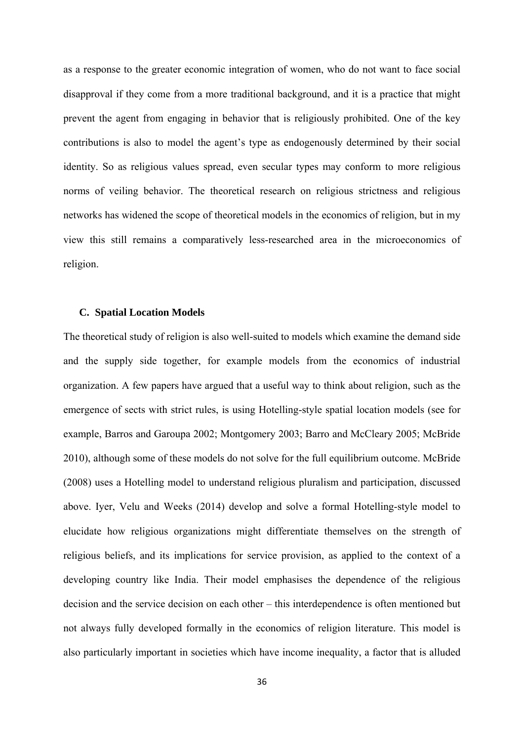as a response to the greater economic integration of women, who do not want to face social disapproval if they come from a more traditional background, and it is a practice that might prevent the agent from engaging in behavior that is religiously prohibited. One of the key contributions is also to model the agent's type as endogenously determined by their social identity. So as religious values spread, even secular types may conform to more religious norms of veiling behavior. The theoretical research on religious strictness and religious networks has widened the scope of theoretical models in the economics of religion, but in my view this still remains a comparatively less-researched area in the microeconomics of religion.

### C. Spatial Location Models

The theoretical study of religion is also well-suited to models which examine the demand side and the supply side together, for example models from the economics of industrial organization. A few papers have argued that a useful way to think about religion, such as the emergence of sects with strict rules, is using Hotelling-style spatial location models (see for example, Barros and Garoupa 2002; Montgomery 2003; Barro and McCleary 2005; McBride 2010), although some of these models do not solve for the full equilibrium outcome. McBride (2008) uses a Hotelling model to understand religious pluralism and participation, discussed above. Iyer, Velu and Weeks (2014) develop and solve a formal Hotelling-style model to elucidate how religious organizations might differentiate themselves on the strength of religious beliefs, and its implications for service provision, as applied to the context of a developing country like India. Their model emphasises the dependence of the religious decision and the service decision on each other – this interdependence is often mentioned but not always fully developed formally in the economics of religion literature. This model is also particularly important in societies which have income inequality, a factor that is alluded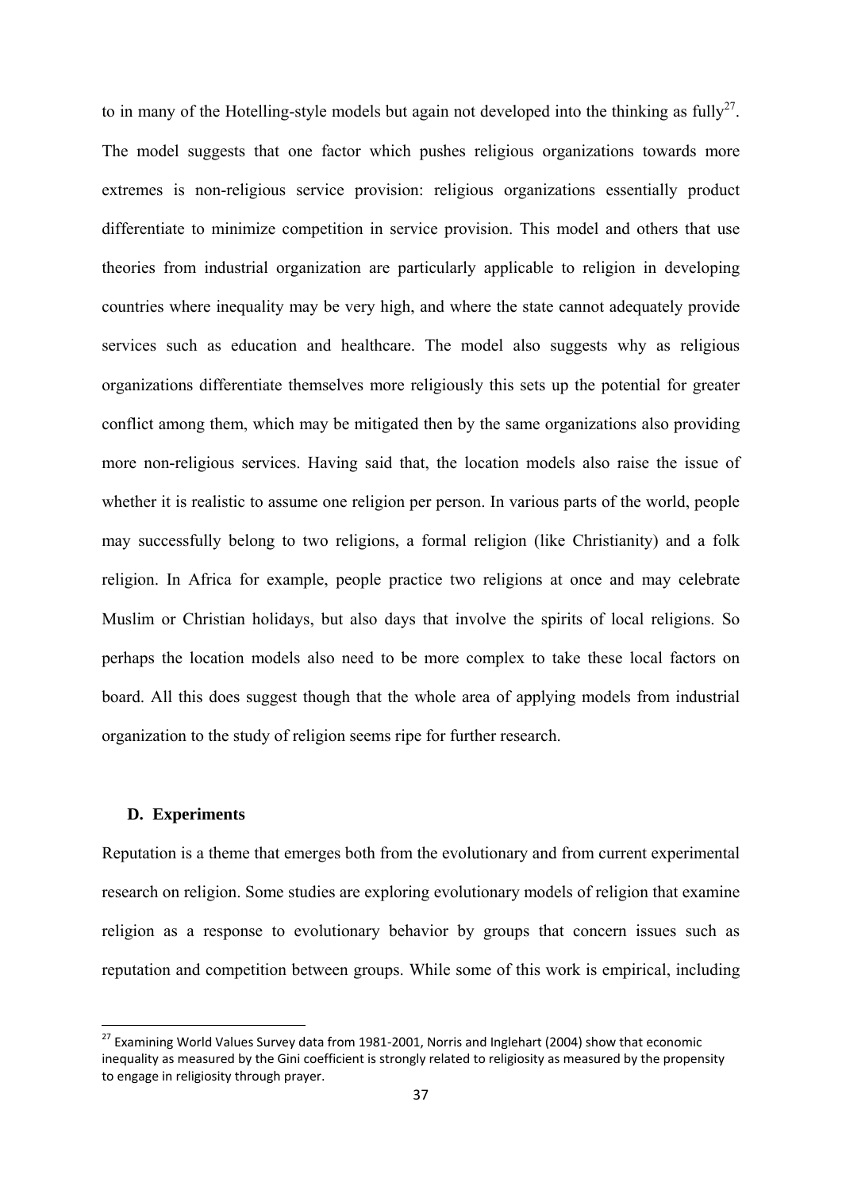to in many of the Hotelling-style models but again not developed into the thinking as fully[27]. The model suggests that one factor which pushes religious organizations towards more extremes is non-religious service provision: religious organizations essentially product differentiate to minimize competition in service provision. This model and others that use theories from industrial organization are particularly applicable to religion in developing countries where inequality may be very high, and where the state cannot adequately provide services such as education and healthcare. The model also suggests why as religious organizations differentiate themselves more religiously this sets up the potential for greater conflict among them, which may be mitigated then by the same organizations also providing more non-religious services. Having said that, the location models also raise the issue of whether it is realistic to assume one religion per person. In various parts of the world, people may successfully belong to two religions, a formal religion (like Christianity) and a folk religion. In Africa for example, people practice two religions at once and may celebrate Muslim or Christian holidays, but also days that involve the spirits of local religions. So perhaps the location models also need to be more complex to take these local factors on board. All this does suggest though that the whole area of applying models from industrial organization to the study of religion seems ripe for further research.

### D. Experiments

Reputation is a theme that emerges both from the evolutionary and from current experimental research on religion. Some studies are exploring evolutionary models of religion that examine religion as a response to evolutionary behavior by groups that concern issues such as reputation and competition between groups. While some of this work is empirical, including

[27] Examining World Values Survey data from 1981-2001, Norris and Inglehart (2004) show that economic inequality as measured by the Gini coefficient is strongly related to religiosity as measured by the propensity to engage in religiosity through prayer.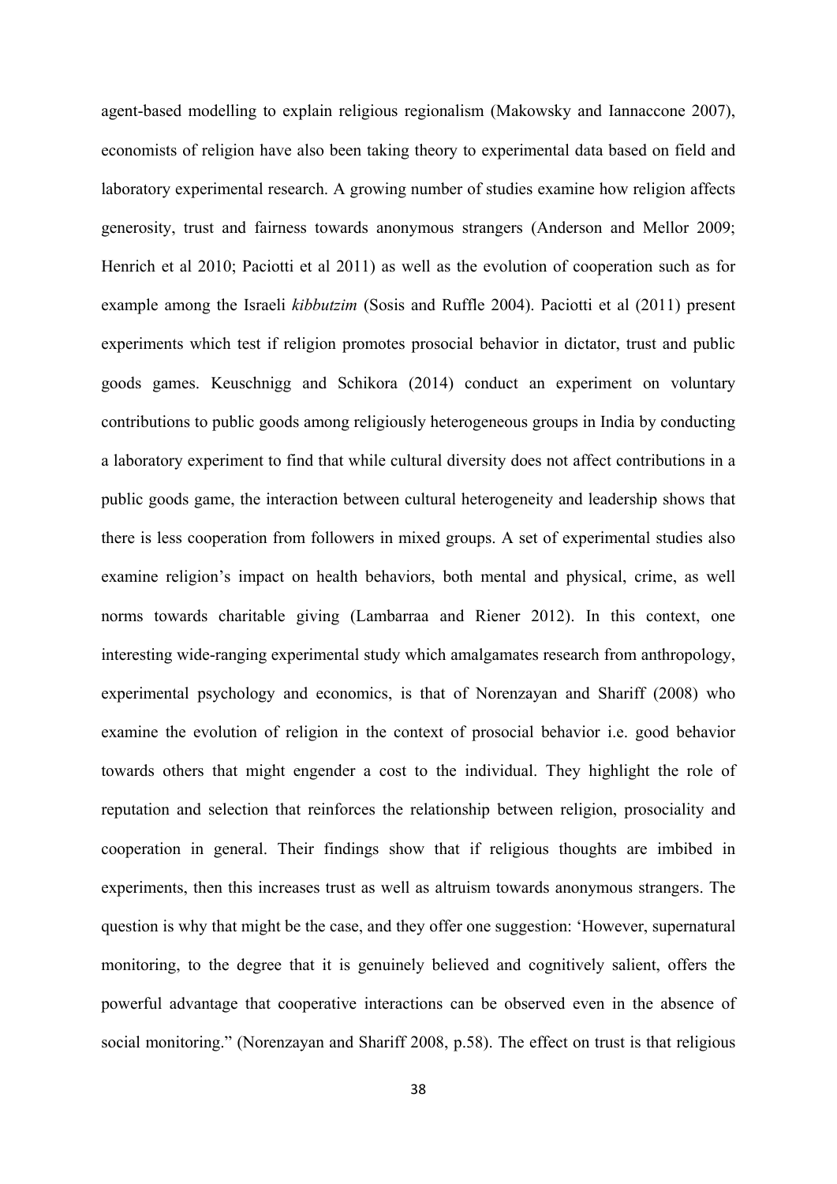agent-based modelling to explain religious regionalism (Makowsky and Iannaccone 2007), economists of religion have also been taking theory to experimental data based on field and laboratory experimental research. A growing number of studies examine how religion affects generosity, trust and fairness towards anonymous strangers (Anderson and Mellor 2009; Henrich et al 2010; Paciotti et al 2011) as well as the evolution of cooperation such as for example among the Israeli *kibbutzim* (Sosis and Ruffle 2004). Paciotti et al (2011) present experiments which test if religion promotes prosocial behavior in dictator, trust and public goods games. Keuschnigg and Schikora (2014) conduct an experiment on voluntary contributions to public goods among religiously heterogeneous groups in India by conducting a laboratory experiment to find that while cultural diversity does not affect contributions in a public goods game, the interaction between cultural heterogeneity and leadership shows that there is less cooperation from followers in mixed groups. A set of experimental studies also examine religion's impact on health behaviors, both mental and physical, crime, as well norms towards charitable giving (Lambarraa and Riener 2012). In this context, one interesting wide-ranging experimental study which amalgamates research from anthropology, experimental psychology and economics, is that of Norenzayan and Shariff (2008) who examine the evolution of religion in the context of prosocial behavior i.e. good behavior towards others that might engender a cost to the individual. They highlight the role of reputation and selection that reinforces the relationship between religion, prosociality and cooperation in general. Their findings show that if religious thoughts are imbibed in experiments, then this increases trust as well as altruism towards anonymous strangers. The question is why that might be the case, and they offer one suggestion: 'However, supernatural monitoring, to the degree that it is genuinely believed and cognitively salient, offers the powerful advantage that cooperative interactions can be observed even in the absence of social monitoring." (Norenzayan and Shariff 2008, p.58). The effect on trust is that religious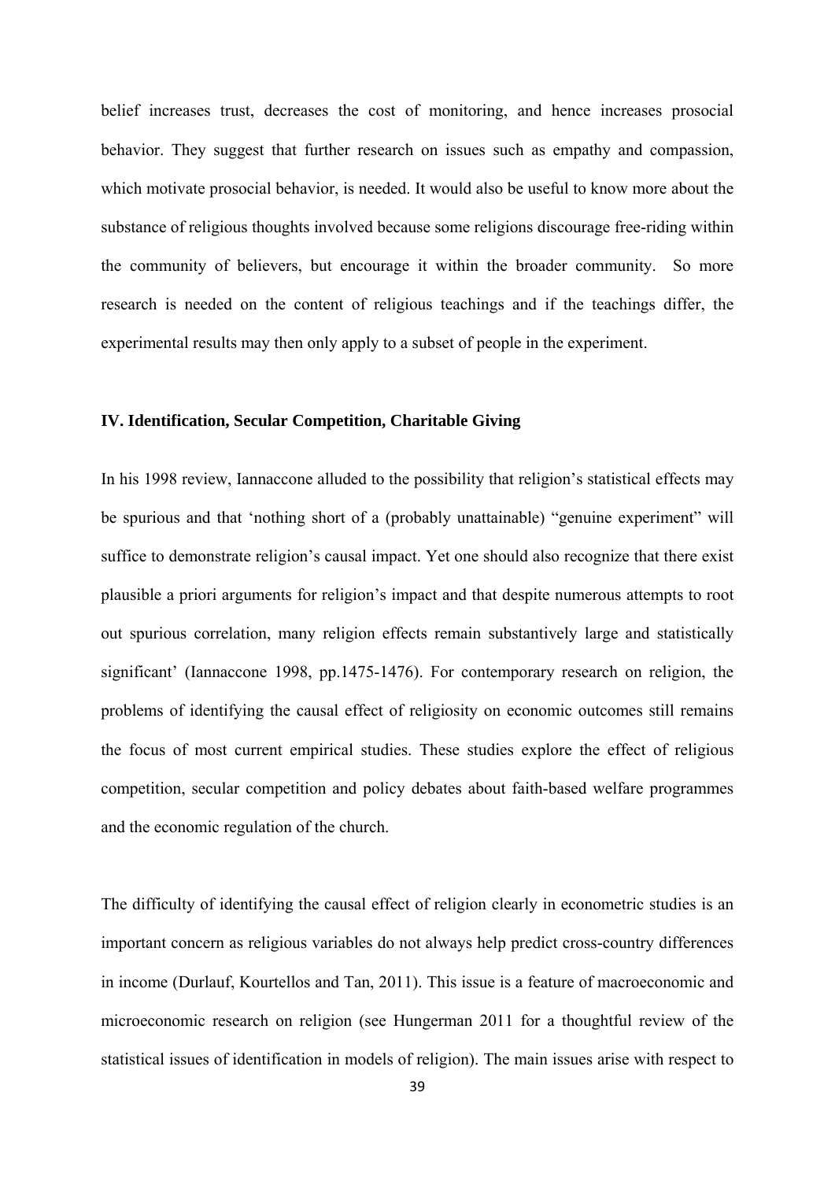belief increases trust, decreases the cost of monitoring, and hence increases prosocial behavior. They suggest that further research on issues such as empathy and compassion, which motivate prosocial behavior, is needed. It would also be useful to know more about the substance of religious thoughts involved because some religions discourage free-riding within the community of believers, but encourage it within the broader community. So more research is needed on the content of religious teachings and if the teachings differ, the experimental results may then only apply to a subset of people in the experiment.

### IV. Identification, Secular Competition, Charitable Giving

In his 1998 review, Iannaccone alluded to the possibility that religion's statistical effects may be spurious and that 'nothing short of a (probably unattainable) "genuine experiment" will suffice to demonstrate religion's causal impact. Yet one should also recognize that there exist plausible a priori arguments for religion's impact and that despite numerous attempts to root out spurious correlation, many religion effects remain substantively large and statistically significant' (Iannaccone 1998, pp.1475-1476). For contemporary research on religion, the problems of identifying the causal effect of religiosity on economic outcomes still remains the focus of most current empirical studies. These studies explore the effect of religious competition, secular competition and policy debates about faith-based welfare programmes and the economic regulation of the church.

The difficulty of identifying the causal effect of religion clearly in econometric studies is an important concern as religious variables do not always help predict cross-country differences in income (Durlauf, Kourtellos and Tan, 2011). This issue is a feature of macroeconomic and microeconomic research on religion (see Hungerman 2011 for a thoughtful review of the statistical issues of identification in models of religion). The main issues arise with respect to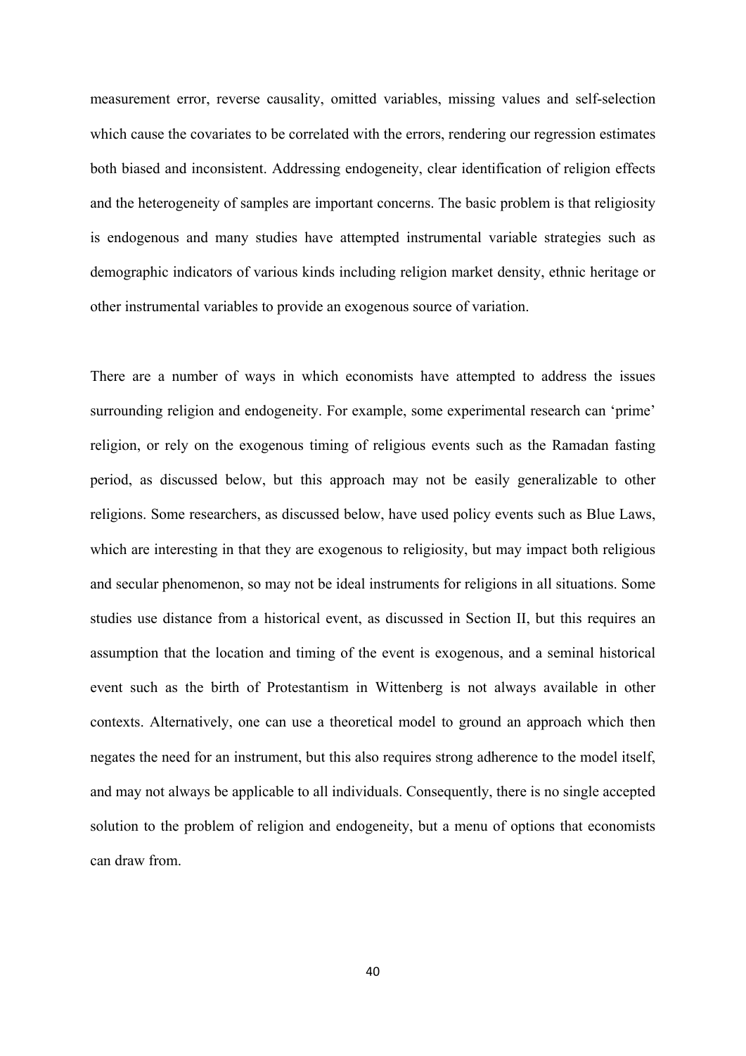measurement error, reverse causality, omitted variables, missing values and self-selection which cause the covariates to be correlated with the errors, rendering our regression estimates both biased and inconsistent. Addressing endogeneity, clear identification of religion effects and the heterogeneity of samples are important concerns. The basic problem is that religiosity is endogenous and many studies have attempted instrumental variable strategies such as demographic indicators of various kinds including religion market density, ethnic heritage or other instrumental variables to provide an exogenous source of variation.

There are a number of ways in which economists have attempted to address the issues surrounding religion and endogeneity. For example, some experimental research can 'prime' religion, or rely on the exogenous timing of religious events such as the Ramadan fasting period, as discussed below, but this approach may not be easily generalizable to other religions. Some researchers, as discussed below, have used policy events such as Blue Laws, which are interesting in that they are exogenous to religiosity, but may impact both religious and secular phenomenon, so may not be ideal instruments for religions in all situations. Some studies use distance from a historical event, as discussed in Section II, but this requires an assumption that the location and timing of the event is exogenous, and a seminal historical event such as the birth of Protestantism in Wittenberg is not always available in other contexts. Alternatively, one can use a theoretical model to ground an approach which then negates the need for an instrument, but this also requires strong adherence to the model itself, and may not always be applicable to all individuals. Consequently, there is no single accepted solution to the problem of religion and endogeneity, but a menu of options that economists can draw from.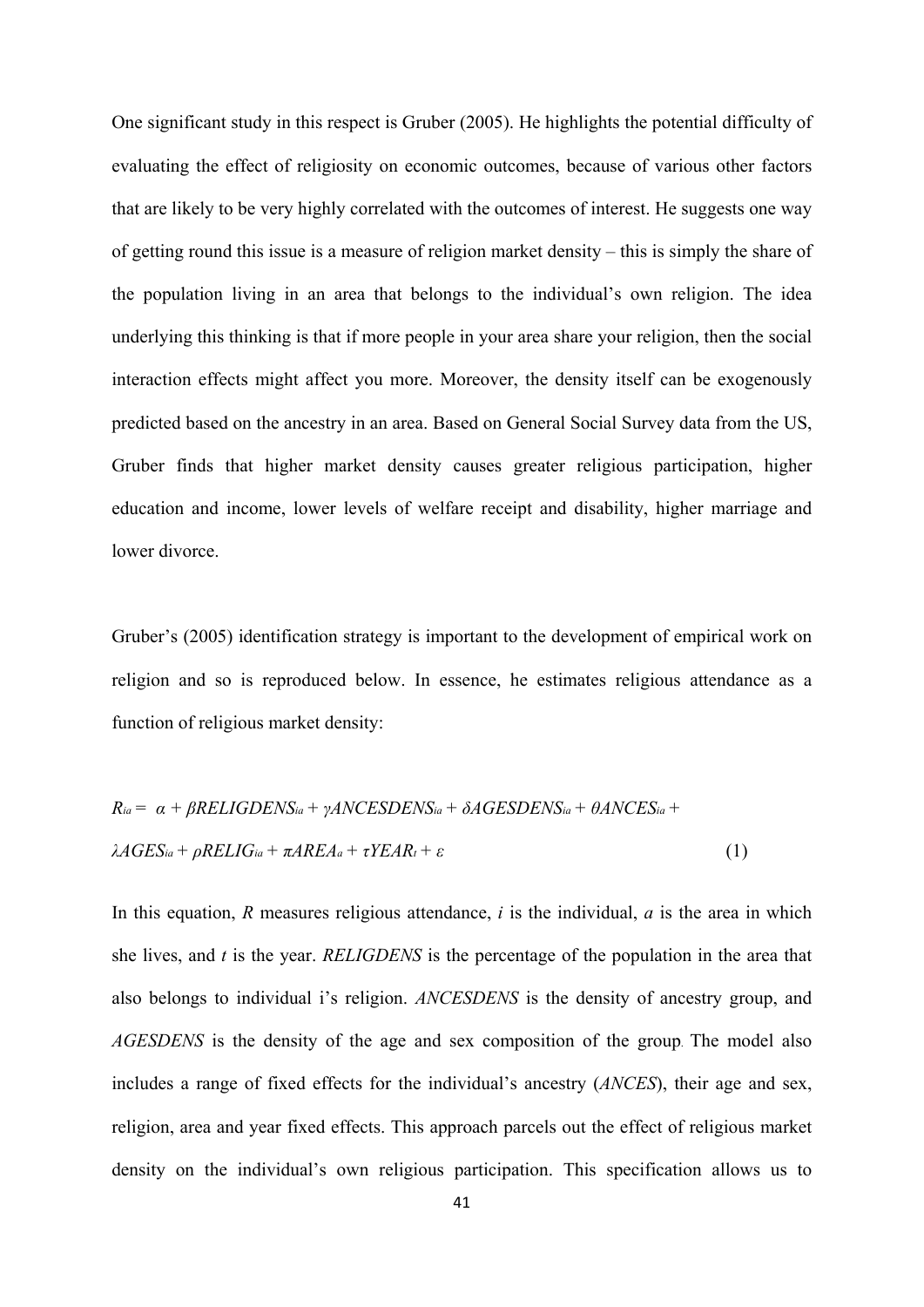One significant study in this respect is Gruber (2005). He highlights the potential difficulty of evaluating the effect of religiosity on economic outcomes, because of various other factors that are likely to be very highly correlated with the outcomes of interest. He suggests one way of getting round this issue is a measure of religion market density – this is simply the share of the population living in an area that belongs to the individual's own religion. The idea underlying this thinking is that if more people in your area share your religion, then the social interaction effects might affect you more. Moreover, the density itself can be exogenously predicted based on the ancestry in an area. Based on General Social Survey data from the US, Gruber finds that higher market density causes greater religious participation, higher education and income, lower levels of welfare receipt and disability, higher marriage and lower divorce.

Gruber's (2005) identification strategy is important to the development of empirical work on religion and so is reproduced below. In essence, he estimates religious attendance as a function of religious market density:

$$R_{ia} = \alpha + \beta RELIGDENS_{ia} + \gamma ANCESDENS_{ia} + \delta AGESDENS_{ia} + \theta ANCES_{ia} + \lambda AGES_{ia} + \rho RELIG_{ia} + \pi AREA_{a} + \tau YEAR_{t} + \varepsilon \quad (1)$$

In this equation, $R$ measures religious attendance, $i$ is the individual, $a$ is the area in which she lives, and $t$ is the year. *RELIGDENS* is the percentage of the population in the area that also belongs to individual i's religion. *ANCESDENS* is the density of ancestry group, and *AGESDENS* is the density of the age and sex composition of the group. The model also includes a range of fixed effects for the individual's ancestry (*ANCES*), their age and sex, religion, area and year fixed effects. This approach parcels out the effect of religious market density on the individual's own religious participation. This specification allows us to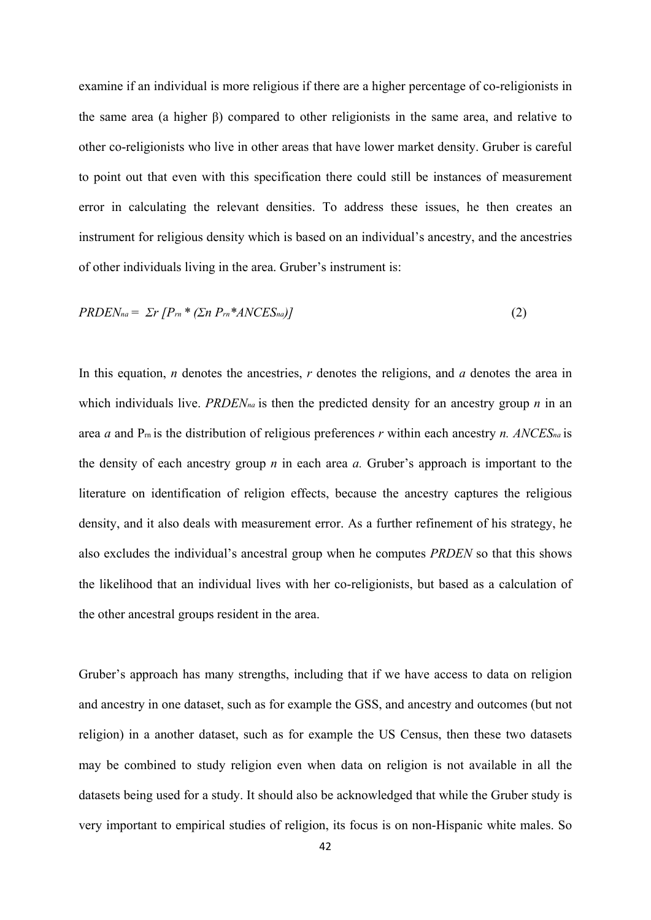examine if an individual is more religious if there are a higher percentage of co-religionists in the same area (a higher β) compared to other religionists in the same area, and relative to other co-religionists who live in other areas that have lower market density. Gruber is careful to point out that even with this specification there could still be instances of measurement error in calculating the relevant densities. To address these issues, he then creates an instrument for religious density which is based on an individual's ancestry, and the ancestries of other individuals living in the area. Gruber's instrument is:

$$PRDEN_{na} = \Sigma r\, [P_{rn} * (\Sigma n\, P_{rn} * ANCES_{na})] \tag{2}$$

In this equation, *n* denotes the ancestries, *r* denotes the religions, and *a* denotes the area in which individuals live. $PRDEN_{na}$ is then the predicted density for an ancestry group *n* in an area *a* and $P_{rn}$ is the distribution of religious preferences *r* within each ancestry *n*. $ANCES_{na}$ is the density of each ancestry group *n* in each area *a.* Gruber's approach is important to the literature on identification of religion effects, because the ancestry captures the religious density, and it also deals with measurement error. As a further refinement of his strategy, he also excludes the individual's ancestral group when he computes *PRDEN* so that this shows the likelihood that an individual lives with her co-religionists, but based as a calculation of the other ancestral groups resident in the area.

Gruber's approach has many strengths, including that if we have access to data on religion and ancestry in one dataset, such as for example the GSS, and ancestry and outcomes (but not religion) in a another dataset, such as for example the US Census, then these two datasets may be combined to study religion even when data on religion is not available in all the datasets being used for a study. It should also be acknowledged that while the Gruber study is very important to empirical studies of religion, its focus is on non-Hispanic white males. So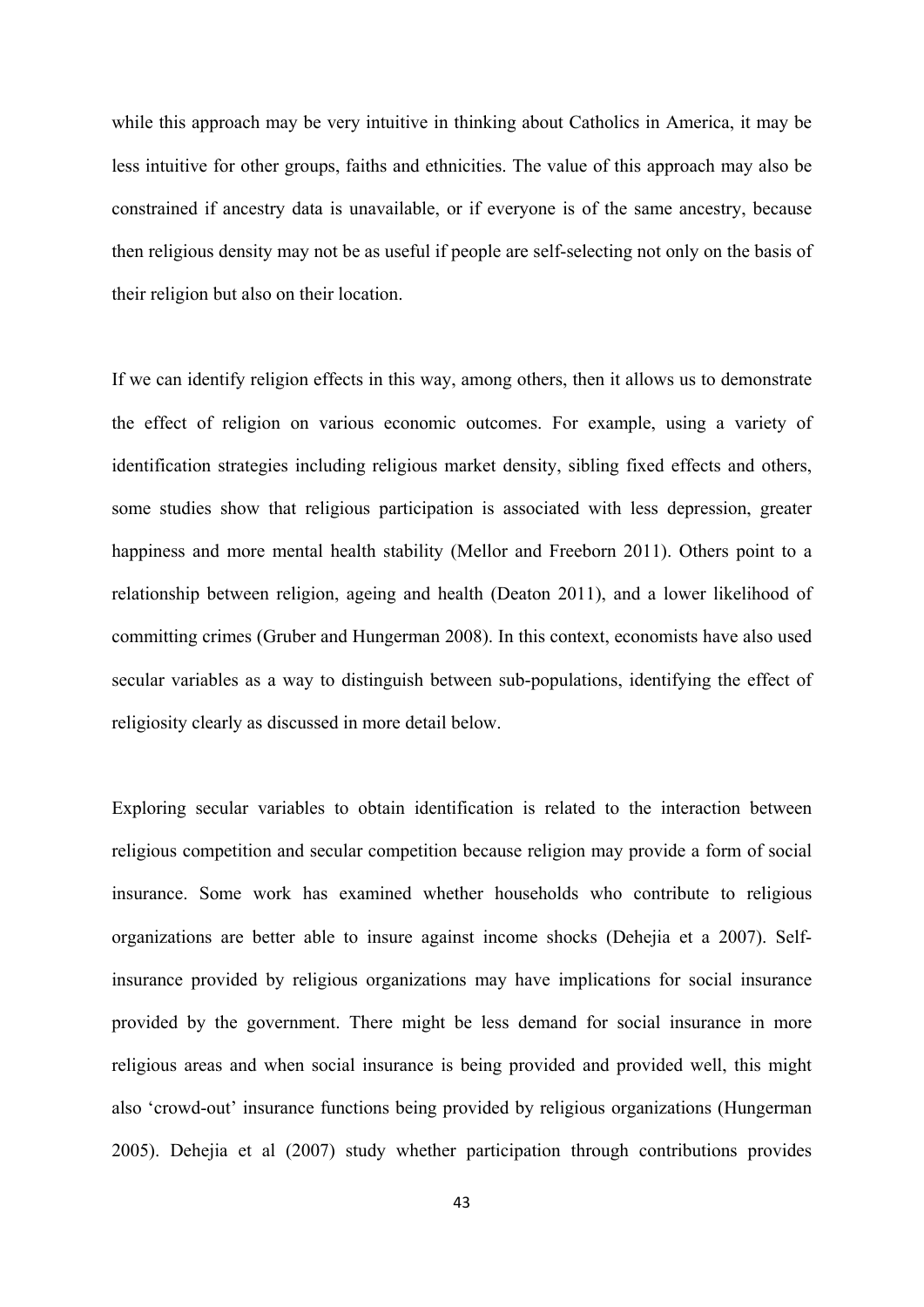while this approach may be very intuitive in thinking about Catholics in America, it may be less intuitive for other groups, faiths and ethnicities. The value of this approach may also be constrained if ancestry data is unavailable, or if everyone is of the same ancestry, because then religious density may not be as useful if people are self-selecting not only on the basis of their religion but also on their location.

If we can identify religion effects in this way, among others, then it allows us to demonstrate the effect of religion on various economic outcomes. For example, using a variety of identification strategies including religious market density, sibling fixed effects and others, some studies show that religious participation is associated with less depression, greater happiness and more mental health stability (Mellor and Freeborn 2011). Others point to a relationship between religion, ageing and health (Deaton 2011), and a lower likelihood of committing crimes (Gruber and Hungerman 2008). In this context, economists have also used secular variables as a way to distinguish between sub-populations, identifying the effect of religiosity clearly as discussed in more detail below.

Exploring secular variables to obtain identification is related to the interaction between religious competition and secular competition because religion may provide a form of social insurance. Some work has examined whether households who contribute to religious organizations are better able to insure against income shocks (Dehejia et a 2007). Self-insurance provided by religious organizations may have implications for social insurance provided by the government. There might be less demand for social insurance in more religious areas and when social insurance is being provided and provided well, this might also 'crowd-out' insurance functions being provided by religious organizations (Hungerman 2005). Dehejia et al (2007) study whether participation through contributions provides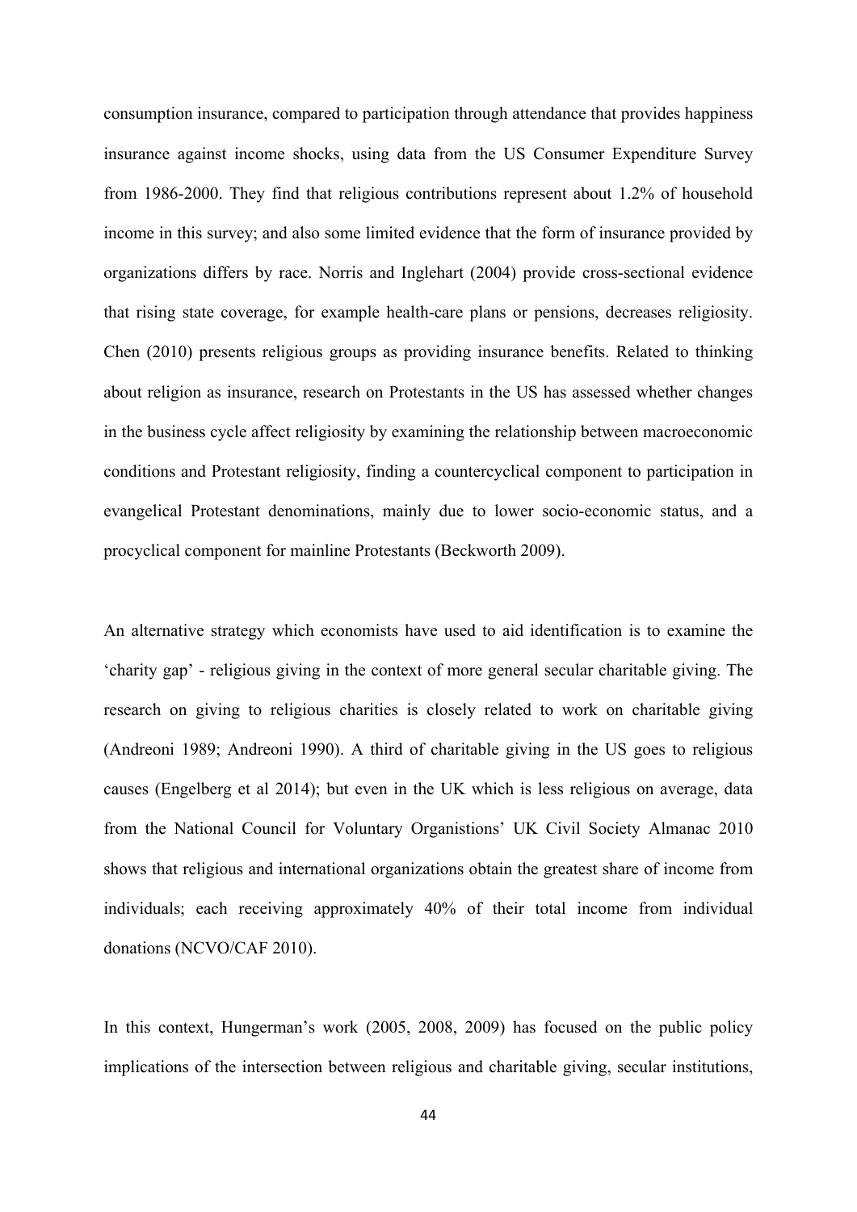consumption insurance, compared to participation through attendance that provides happiness insurance against income shocks, using data from the US Consumer Expenditure Survey from 1986-2000. They find that religious contributions represent about 1.2% of household income in this survey; and also some limited evidence that the form of insurance provided by organizations differs by race. Norris and Inglehart (2004) provide cross-sectional evidence that rising state coverage, for example health-care plans or pensions, decreases religiosity. Chen (2010) presents religious groups as providing insurance benefits. Related to thinking about religion as insurance, research on Protestants in the US has assessed whether changes in the business cycle affect religiosity by examining the relationship between macroeconomic conditions and Protestant religiosity, finding a countercyclical component to participation in evangelical Protestant denominations, mainly due to lower socio-economic status, and a procyclical component for mainline Protestants (Beckworth 2009).

An alternative strategy which economists have used to aid identification is to examine the 'charity gap' - religious giving in the context of more general secular charitable giving. The research on giving to religious charities is closely related to work on charitable giving (Andreoni 1989; Andreoni 1990). A third of charitable giving in the US goes to religious causes (Engelberg et al 2014); but even in the UK which is less religious on average, data from the National Council for Voluntary Organistions' UK Civil Society Almanac 2010 shows that religious and international organizations obtain the greatest share of income from individuals; each receiving approximately 40% of their total income from individual donations (NCVO/CAF 2010).

In this context, Hungerman's work (2005, 2008, 2009) has focused on the public policy implications of the intersection between religious and charitable giving, secular institutions,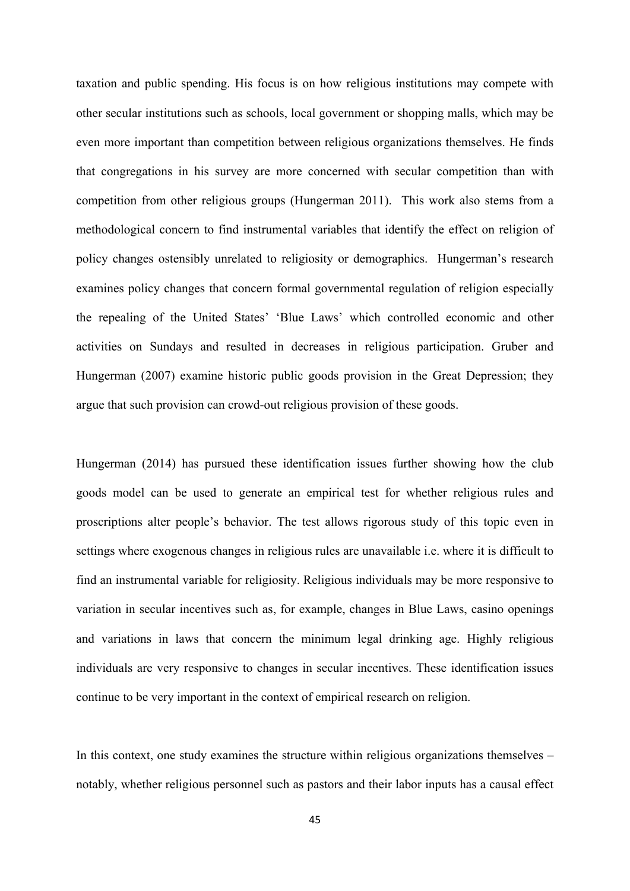taxation and public spending. His focus is on how religious institutions may compete with other secular institutions such as schools, local government or shopping malls, which may be even more important than competition between religious organizations themselves. He finds that congregations in his survey are more concerned with secular competition than with competition from other religious groups (Hungerman 2011). This work also stems from a methodological concern to find instrumental variables that identify the effect on religion of policy changes ostensibly unrelated to religiosity or demographics. Hungerman's research examines policy changes that concern formal governmental regulation of religion especially the repealing of the United States' 'Blue Laws' which controlled economic and other activities on Sundays and resulted in decreases in religious participation. Gruber and Hungerman (2007) examine historic public goods provision in the Great Depression; they argue that such provision can crowd-out religious provision of these goods.

Hungerman (2014) has pursued these identification issues further showing how the club goods model can be used to generate an empirical test for whether religious rules and proscriptions alter people's behavior. The test allows rigorous study of this topic even in settings where exogenous changes in religious rules are unavailable i.e. where it is difficult to find an instrumental variable for religiosity. Religious individuals may be more responsive to variation in secular incentives such as, for example, changes in Blue Laws, casino openings and variations in laws that concern the minimum legal drinking age. Highly religious individuals are very responsive to changes in secular incentives. These identification issues continue to be very important in the context of empirical research on religion.

In this context, one study examines the structure within religious organizations themselves – notably, whether religious personnel such as pastors and their labor inputs has a causal effect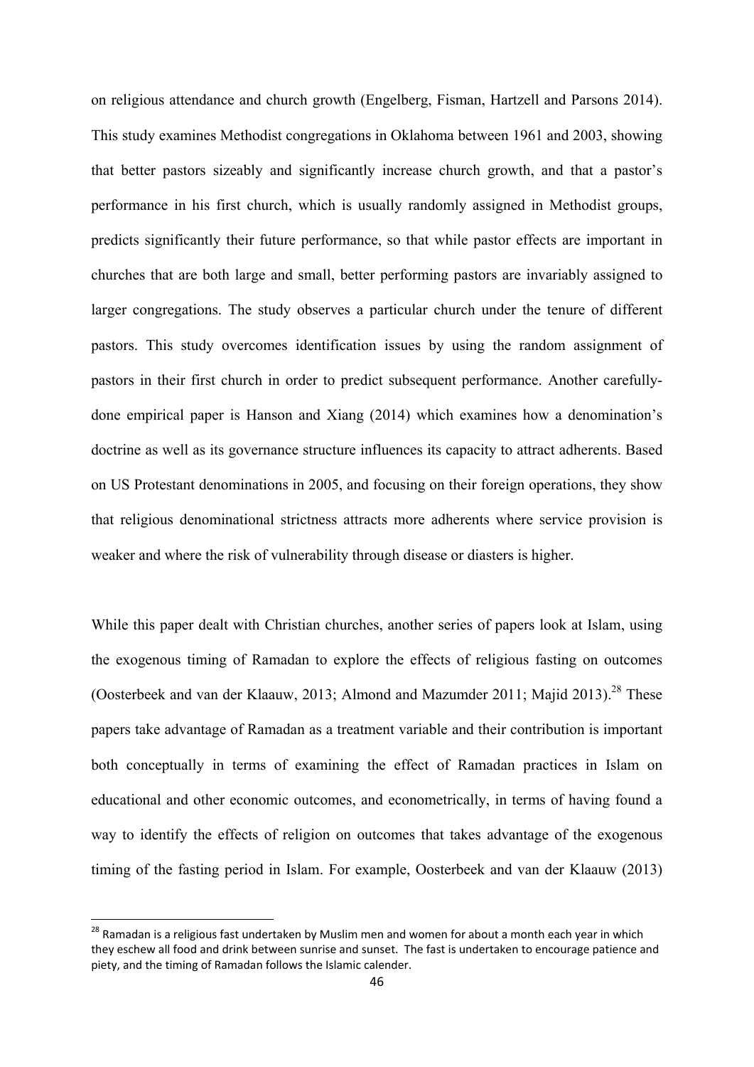on religious attendance and church growth (Engelberg, Fisman, Hartzell and Parsons 2014). This study examines Methodist congregations in Oklahoma between 1961 and 2003, showing that better pastors sizeably and significantly increase church growth, and that a pastor's performance in his first church, which is usually randomly assigned in Methodist groups, predicts significantly their future performance, so that while pastor effects are important in churches that are both large and small, better performing pastors are invariably assigned to larger congregations. The study observes a particular church under the tenure of different pastors. This study overcomes identification issues by using the random assignment of pastors in their first church in order to predict subsequent performance. Another carefully-done empirical paper is Hanson and Xiang (2014) which examines how a denomination's doctrine as well as its governance structure influences its capacity to attract adherents. Based on US Protestant denominations in 2005, and focusing on their foreign operations, they show that religious denominational strictness attracts more adherents where service provision is weaker and where the risk of vulnerability through disease or diasters is higher.

While this paper dealt with Christian churches, another series of papers look at Islam, using the exogenous timing of Ramadan to explore the effects of religious fasting on outcomes (Oosterbeek and van der Klaauw, 2013; Almond and Mazumder 2011; Majid 2013).[28] These papers take advantage of Ramadan as a treatment variable and their contribution is important both conceptually in terms of examining the effect of Ramadan practices in Islam on educational and other economic outcomes, and econometrically, in terms of having found a way to identify the effects of religion on outcomes that takes advantage of the exogenous timing of the fasting period in Islam. For example, Oosterbeek and van der Klaauw (2013)

[28] Ramadan is a religious fast undertaken by Muslim men and women for about a month each year in which they eschew all food and drink between sunrise and sunset. The fast is undertaken to encourage patience and piety, and the timing of Ramadan follows the Islamic calender.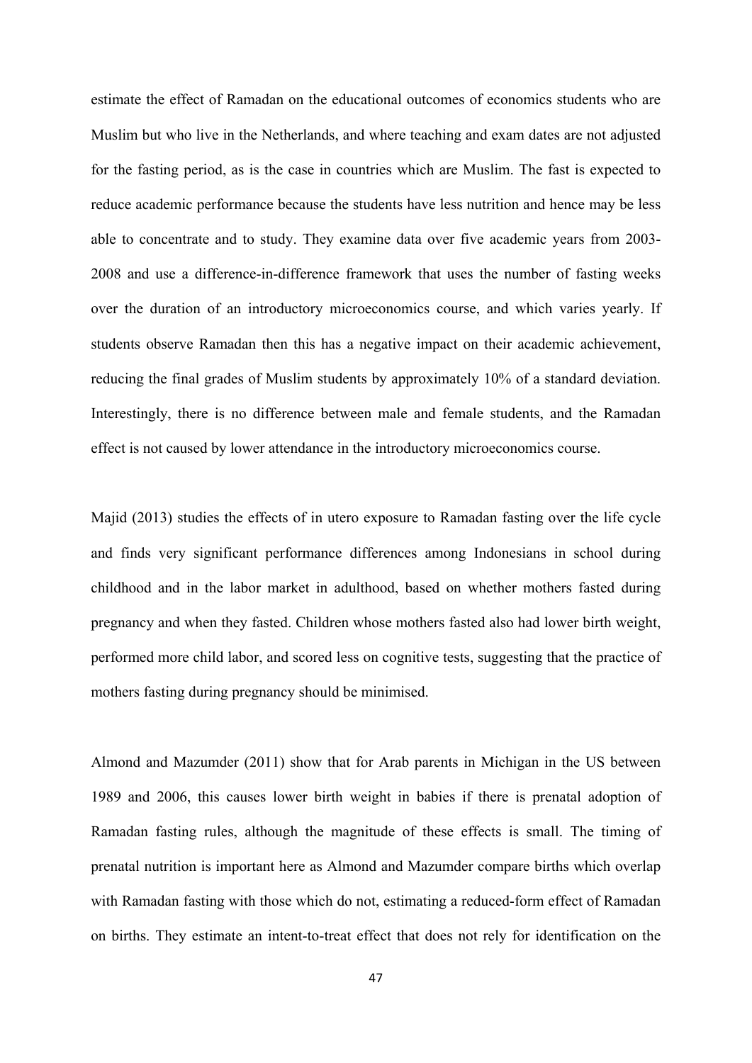estimate the effect of Ramadan on the educational outcomes of economics students who are Muslim but who live in the Netherlands, and where teaching and exam dates are not adjusted for the fasting period, as is the case in countries which are Muslim. The fast is expected to reduce academic performance because the students have less nutrition and hence may be less able to concentrate and to study. They examine data over five academic years from 2003-2008 and use a difference-in-difference framework that uses the number of fasting weeks over the duration of an introductory microeconomics course, and which varies yearly. If students observe Ramadan then this has a negative impact on their academic achievement, reducing the final grades of Muslim students by approximately 10% of a standard deviation. Interestingly, there is no difference between male and female students, and the Ramadan effect is not caused by lower attendance in the introductory microeconomics course.

Majid (2013) studies the effects of in utero exposure to Ramadan fasting over the life cycle and finds very significant performance differences among Indonesians in school during childhood and in the labor market in adulthood, based on whether mothers fasted during pregnancy and when they fasted. Children whose mothers fasted also had lower birth weight, performed more child labor, and scored less on cognitive tests, suggesting that the practice of mothers fasting during pregnancy should be minimised.

Almond and Mazumder (2011) show that for Arab parents in Michigan in the US between 1989 and 2006, this causes lower birth weight in babies if there is prenatal adoption of Ramadan fasting rules, although the magnitude of these effects is small. The timing of prenatal nutrition is important here as Almond and Mazumder compare births which overlap with Ramadan fasting with those which do not, estimating a reduced-form effect of Ramadan on births. They estimate an intent-to-treat effect that does not rely for identification on the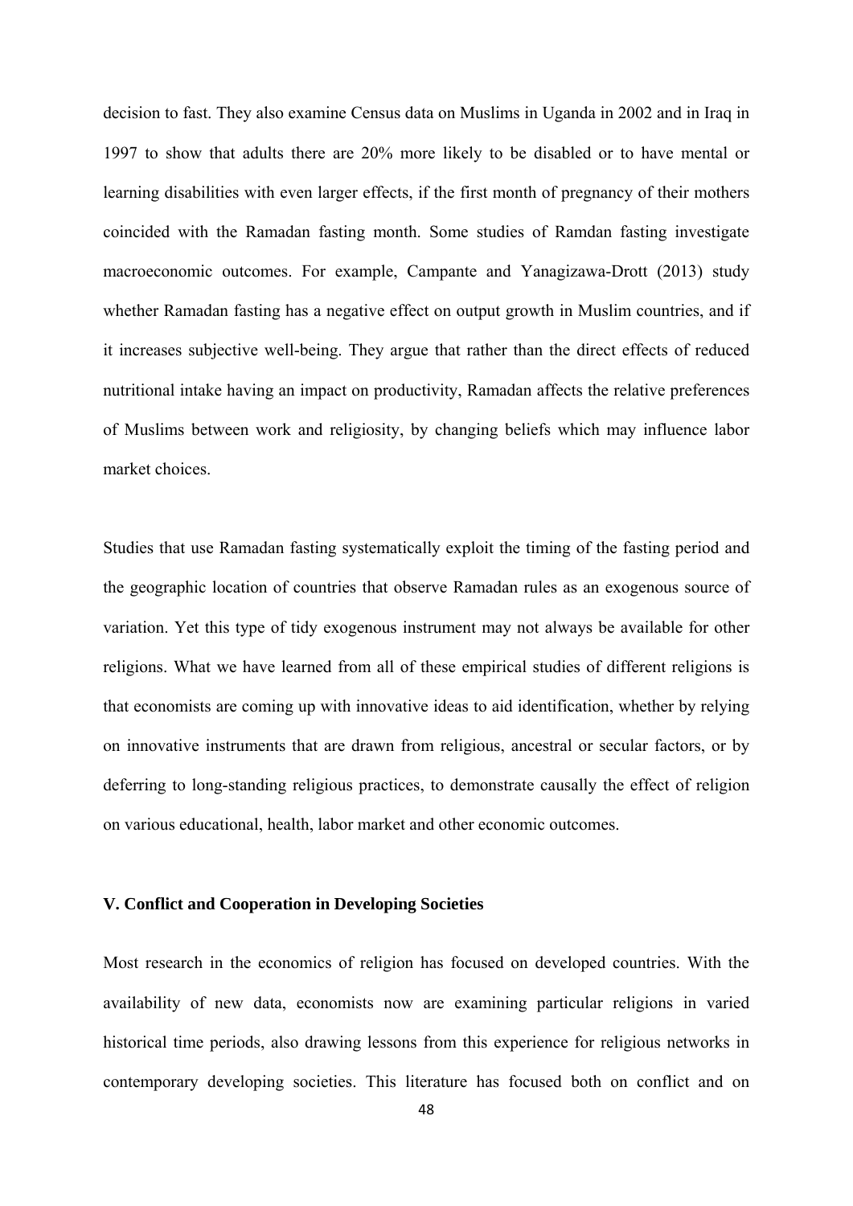decision to fast. They also examine Census data on Muslims in Uganda in 2002 and in Iraq in 1997 to show that adults there are 20% more likely to be disabled or to have mental or learning disabilities with even larger effects, if the first month of pregnancy of their mothers coincided with the Ramadan fasting month. Some studies of Ramdan fasting investigate macroeconomic outcomes. For example, Campante and Yanagizawa-Drott (2013) study whether Ramadan fasting has a negative effect on output growth in Muslim countries, and if it increases subjective well-being. They argue that rather than the direct effects of reduced nutritional intake having an impact on productivity, Ramadan affects the relative preferences of Muslims between work and religiosity, by changing beliefs which may influence labor market choices.

Studies that use Ramadan fasting systematically exploit the timing of the fasting period and the geographic location of countries that observe Ramadan rules as an exogenous source of variation. Yet this type of tidy exogenous instrument may not always be available for other religions. What we have learned from all of these empirical studies of different religions is that economists are coming up with innovative ideas to aid identification, whether by relying on innovative instruments that are drawn from religious, ancestral or secular factors, or by deferring to long-standing religious practices, to demonstrate causally the effect of religion on various educational, health, labor market and other economic outcomes.

## V. Conflict and Cooperation in Developing Societies

Most research in the economics of religion has focused on developed countries. With the availability of new data, economists now are examining particular religions in varied historical time periods, also drawing lessons from this experience for religious networks in contemporary developing societies. This literature has focused both on conflict and on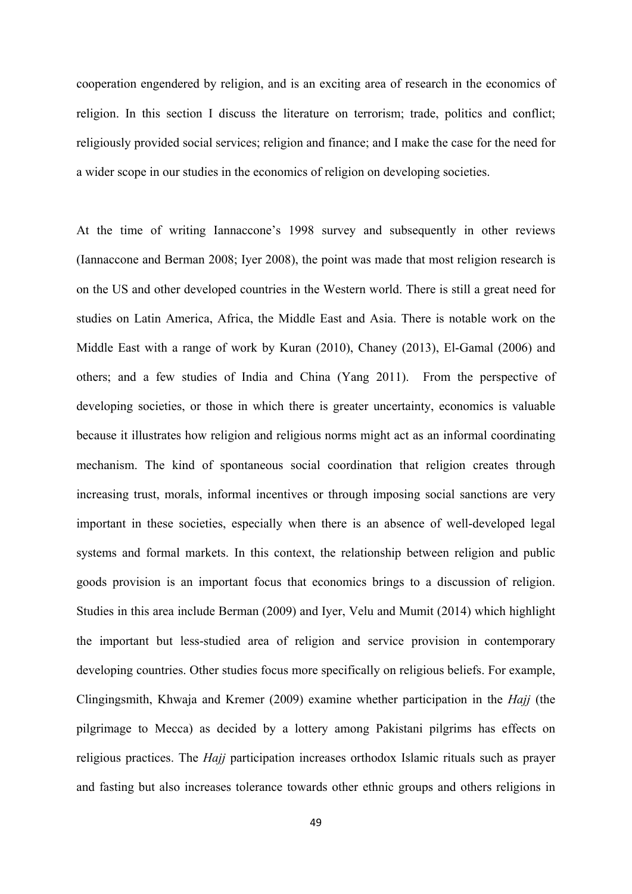cooperation engendered by religion, and is an exciting area of research in the economics of religion. In this section I discuss the literature on terrorism; trade, politics and conflict; religiously provided social services; religion and finance; and I make the case for the need for a wider scope in our studies in the economics of religion on developing societies.

At the time of writing Iannaccone's 1998 survey and subsequently in other reviews (Iannaccone and Berman 2008; Iyer 2008), the point was made that most religion research is on the US and other developed countries in the Western world. There is still a great need for studies on Latin America, Africa, the Middle East and Asia. There is notable work on the Middle East with a range of work by Kuran (2010), Chaney (2013), El-Gamal (2006) and others; and a few studies of India and China (Yang 2011). From the perspective of developing societies, or those in which there is greater uncertainty, economics is valuable because it illustrates how religion and religious norms might act as an informal coordinating mechanism. The kind of spontaneous social coordination that religion creates through increasing trust, morals, informal incentives or through imposing social sanctions are very important in these societies, especially when there is an absence of well-developed legal systems and formal markets. In this context, the relationship between religion and public goods provision is an important focus that economics brings to a discussion of religion. Studies in this area include Berman (2009) and Iyer, Velu and Mumit (2014) which highlight the important but less-studied area of religion and service provision in contemporary developing countries. Other studies focus more specifically on religious beliefs. For example, Clingingsmith, Khwaja and Kremer (2009) examine whether participation in the *Hajj* (the pilgrimage to Mecca) as decided by a lottery among Pakistani pilgrims has effects on religious practices. The *Hajj* participation increases orthodox Islamic rituals such as prayer and fasting but also increases tolerance towards other ethnic groups and others religions in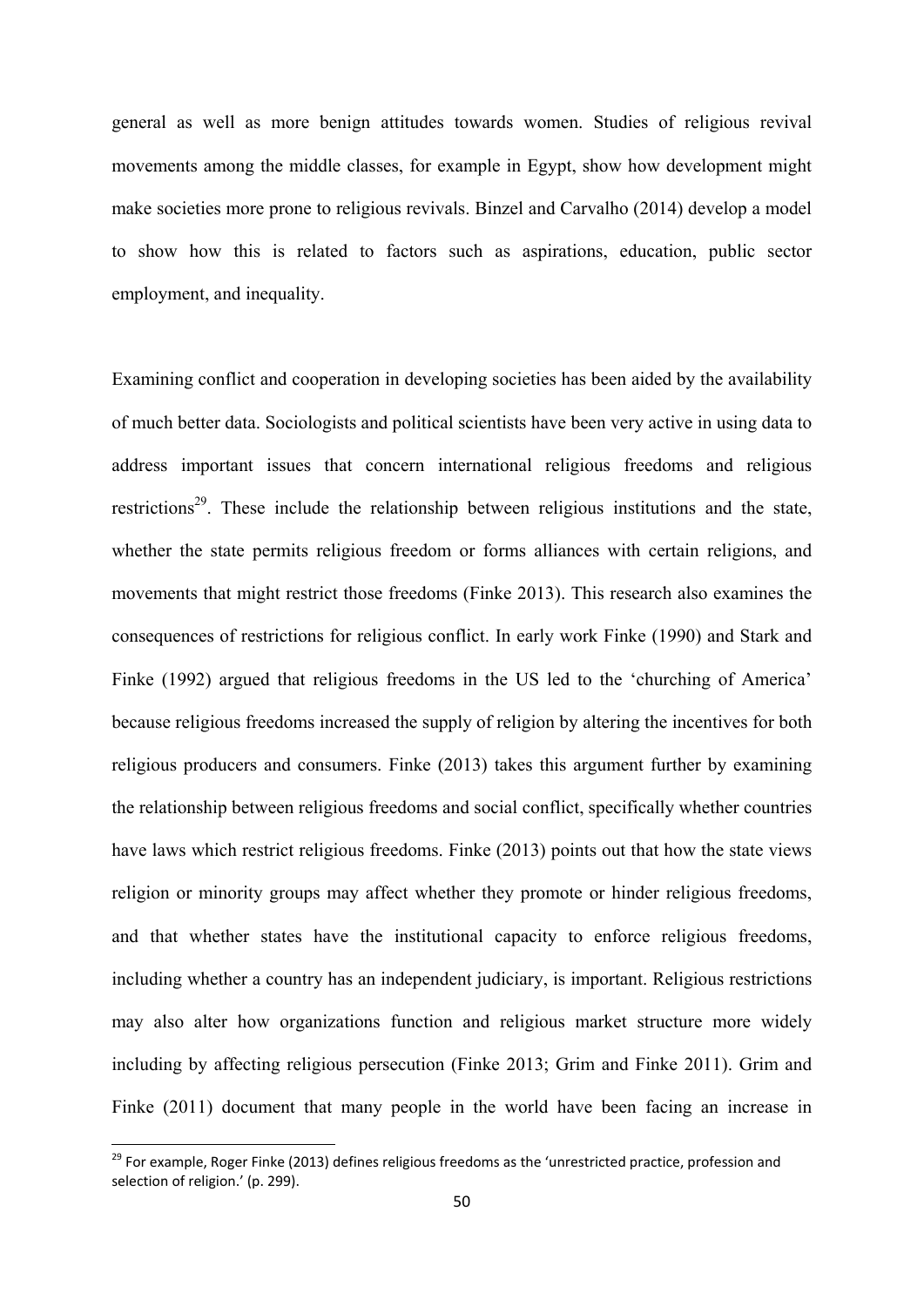general as well as more benign attitudes towards women. Studies of religious revival movements among the middle classes, for example in Egypt, show how development might make societies more prone to religious revivals. Binzel and Carvalho (2014) develop a model to show how this is related to factors such as aspirations, education, public sector employment, and inequality.

Examining conflict and cooperation in developing societies has been aided by the availability of much better data. Sociologists and political scientists have been very active in using data to address important issues that concern international religious freedoms and religious restrictions[29]. These include the relationship between religious institutions and the state, whether the state permits religious freedom or forms alliances with certain religions, and movements that might restrict those freedoms (Finke 2013). This research also examines the consequences of restrictions for religious conflict. In early work Finke (1990) and Stark and Finke (1992) argued that religious freedoms in the US led to the 'churching of America' because religious freedoms increased the supply of religion by altering the incentives for both religious producers and consumers. Finke (2013) takes this argument further by examining the relationship between religious freedoms and social conflict, specifically whether countries have laws which restrict religious freedoms. Finke (2013) points out that how the state views religion or minority groups may affect whether they promote or hinder religious freedoms, and that whether states have the institutional capacity to enforce religious freedoms, including whether a country has an independent judiciary, is important. Religious restrictions may also alter how organizations function and religious market structure more widely including by affecting religious persecution (Finke 2013; Grim and Finke 2011). Grim and Finke (2011) document that many people in the world have been facing an increase in

[29] For example, Roger Finke (2013) defines religious freedoms as the 'unrestricted practice, profession and selection of religion.' (p. 299).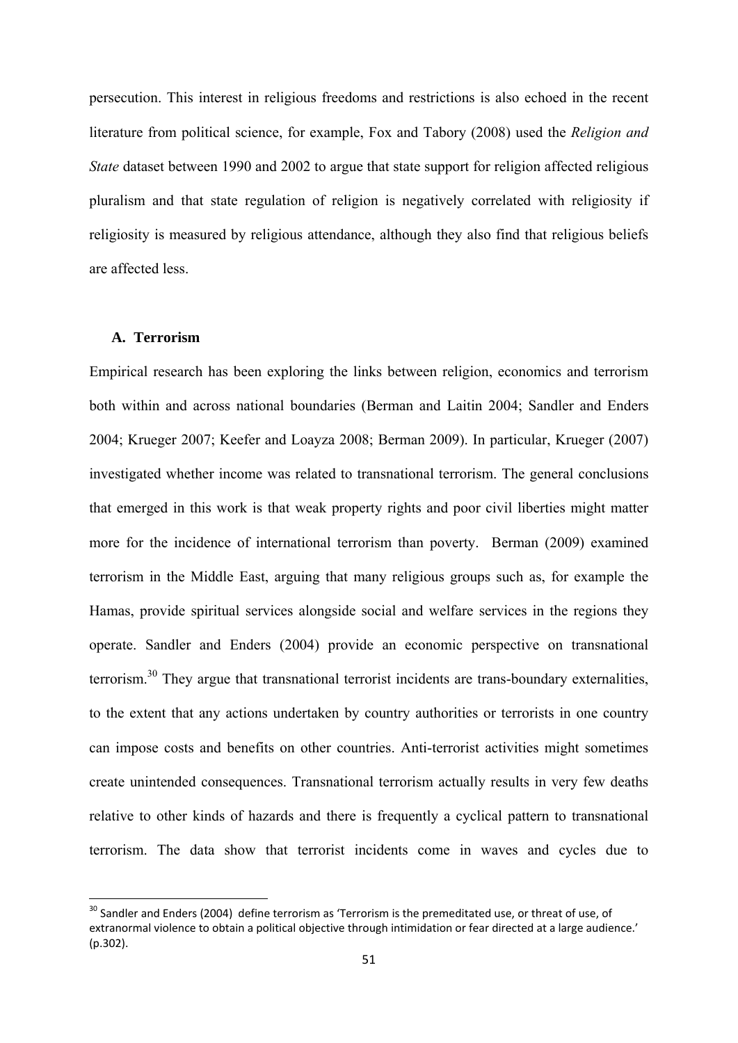persecution. This interest in religious freedoms and restrictions is also echoed in the recent literature from political science, for example, Fox and Tabory (2008) used the *Religion and State* dataset between 1990 and 2002 to argue that state support for religion affected religious pluralism and that state regulation of religion is negatively correlated with religiosity if religiosity is measured by religious attendance, although they also find that religious beliefs are affected less.

### A. Terrorism

Empirical research has been exploring the links between religion, economics and terrorism both within and across national boundaries (Berman and Laitin 2004; Sandler and Enders 2004; Krueger 2007; Keefer and Loayza 2008; Berman 2009). In particular, Krueger (2007) investigated whether income was related to transnational terrorism. The general conclusions that emerged in this work is that weak property rights and poor civil liberties might matter more for the incidence of international terrorism than poverty. Berman (2009) examined terrorism in the Middle East, arguing that many religious groups such as, for example the Hamas, provide spiritual services alongside social and welfare services in the regions they operate. Sandler and Enders (2004) provide an economic perspective on transnational terrorism.[30] They argue that transnational terrorist incidents are trans-boundary externalities, to the extent that any actions undertaken by country authorities or terrorists in one country can impose costs and benefits on other countries. Anti-terrorist activities might sometimes create unintended consequences. Transnational terrorism actually results in very few deaths relative to other kinds of hazards and there is frequently a cyclical pattern to transnational terrorism. The data show that terrorist incidents come in waves and cycles due to

[30] Sandler and Enders (2004) define terrorism as 'Terrorism is the premeditated use, or threat of use, of extranormal violence to obtain a political objective through intimidation or fear directed at a large audience.' (p.302).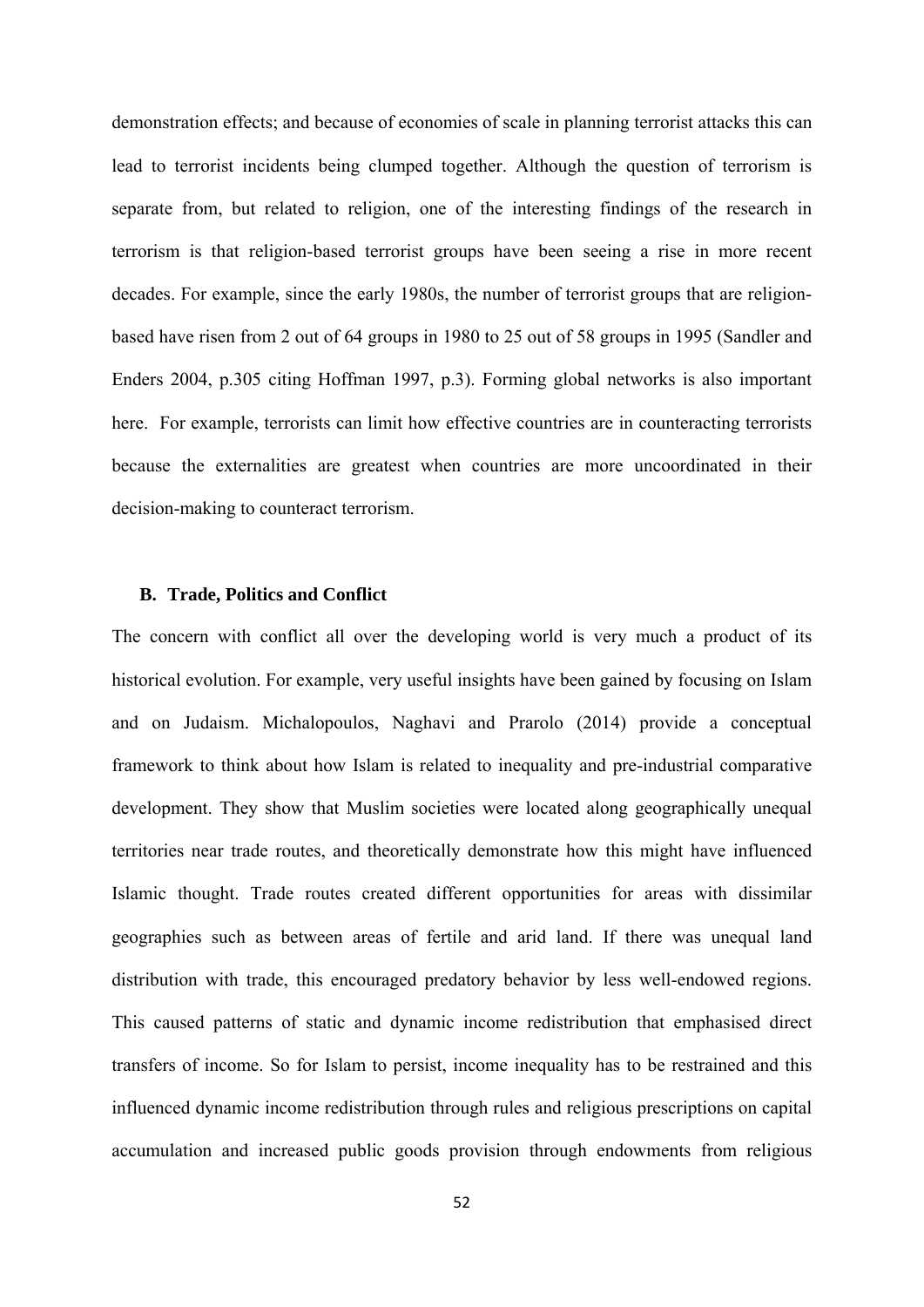demonstration effects; and because of economies of scale in planning terrorist attacks this can lead to terrorist incidents being clumped together. Although the question of terrorism is separate from, but related to religion, one of the interesting findings of the research in terrorism is that religion-based terrorist groups have been seeing a rise in more recent decades. For example, since the early 1980s, the number of terrorist groups that are religion-based have risen from 2 out of 64 groups in 1980 to 25 out of 58 groups in 1995 (Sandler and Enders 2004, p.305 citing Hoffman 1997, p.3). Forming global networks is also important here. For example, terrorists can limit how effective countries are in counteracting terrorists because the externalities are greatest when countries are more uncoordinated in their decision-making to counteract terrorism.

### B. Trade, Politics and Conflict

The concern with conflict all over the developing world is very much a product of its historical evolution. For example, very useful insights have been gained by focusing on Islam and on Judaism. Michalopoulos, Naghavi and Prarolo (2014) provide a conceptual framework to think about how Islam is related to inequality and pre-industrial comparative development. They show that Muslim societies were located along geographically unequal territories near trade routes, and theoretically demonstrate how this might have influenced Islamic thought. Trade routes created different opportunities for areas with dissimilar geographies such as between areas of fertile and arid land. If there was unequal land distribution with trade, this encouraged predatory behavior by less well-endowed regions. This caused patterns of static and dynamic income redistribution that emphasised direct transfers of income. So for Islam to persist, income inequality has to be restrained and this influenced dynamic income redistribution through rules and religious prescriptions on capital accumulation and increased public goods provision through endowments from religious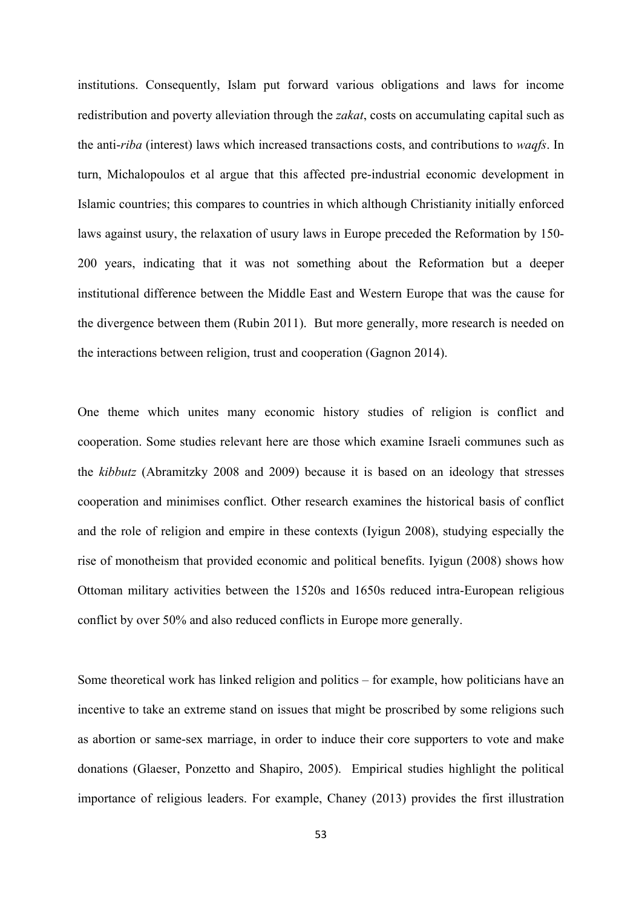institutions. Consequently, Islam put forward various obligations and laws for income redistribution and poverty alleviation through the *zakat*, costs on accumulating capital such as the anti-*riba* (interest) laws which increased transactions costs, and contributions to *waqfs*. In turn, Michalopoulos et al argue that this affected pre-industrial economic development in Islamic countries; this compares to countries in which although Christianity initially enforced laws against usury, the relaxation of usury laws in Europe preceded the Reformation by 150-200 years, indicating that it was not something about the Reformation but a deeper institutional difference between the Middle East and Western Europe that was the cause for the divergence between them (Rubin 2011). But more generally, more research is needed on the interactions between religion, trust and cooperation (Gagnon 2014).

One theme which unites many economic history studies of religion is conflict and cooperation. Some studies relevant here are those which examine Israeli communes such as the *kibbutz* (Abramitzky 2008 and 2009) because it is based on an ideology that stresses cooperation and minimises conflict. Other research examines the historical basis of conflict and the role of religion and empire in these contexts (Iyigun 2008), studying especially the rise of monotheism that provided economic and political benefits. Iyigun (2008) shows how Ottoman military activities between the 1520s and 1650s reduced intra-European religious conflict by over 50% and also reduced conflicts in Europe more generally.

Some theoretical work has linked religion and politics – for example, how politicians have an incentive to take an extreme stand on issues that might be proscribed by some religions such as abortion or same-sex marriage, in order to induce their core supporters to vote and make donations (Glaeser, Ponzetto and Shapiro, 2005). Empirical studies highlight the political importance of religious leaders. For example, Chaney (2013) provides the first illustration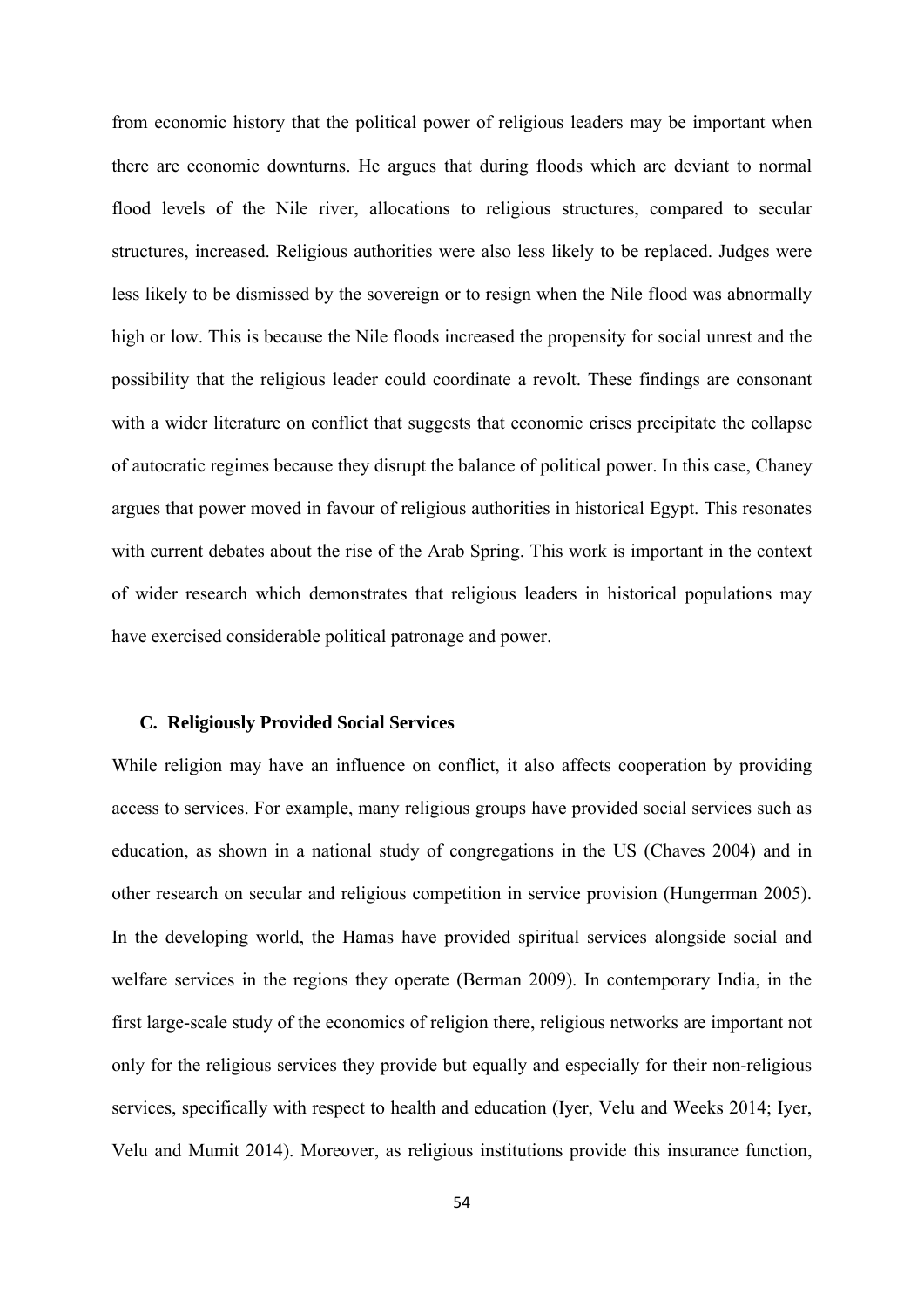from economic history that the political power of religious leaders may be important when there are economic downturns. He argues that during floods which are deviant to normal flood levels of the Nile river, allocations to religious structures, compared to secular structures, increased. Religious authorities were also less likely to be replaced. Judges were less likely to be dismissed by the sovereign or to resign when the Nile flood was abnormally high or low. This is because the Nile floods increased the propensity for social unrest and the possibility that the religious leader could coordinate a revolt. These findings are consonant with a wider literature on conflict that suggests that economic crises precipitate the collapse of autocratic regimes because they disrupt the balance of political power. In this case, Chaney argues that power moved in favour of religious authorities in historical Egypt. This resonates with current debates about the rise of the Arab Spring. This work is important in the context of wider research which demonstrates that religious leaders in historical populations may have exercised considerable political patronage and power.

### C. Religiously Provided Social Services

While religion may have an influence on conflict, it also affects cooperation by providing access to services. For example, many religious groups have provided social services such as education, as shown in a national study of congregations in the US (Chaves 2004) and in other research on secular and religious competition in service provision (Hungerman 2005). In the developing world, the Hamas have provided spiritual services alongside social and welfare services in the regions they operate (Berman 2009). In contemporary India, in the first large-scale study of the economics of religion there, religious networks are important not only for the religious services they provide but equally and especially for their non-religious services, specifically with respect to health and education (Iyer, Velu and Weeks 2014; Iyer, Velu and Mumit 2014). Moreover, as religious institutions provide this insurance function,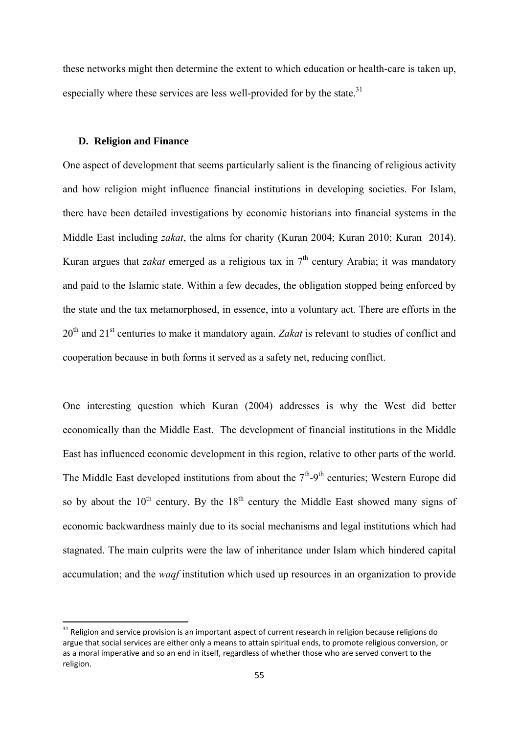these networks might then determine the extent to which education or health-care is taken up, especially where these services are less well-provided for by the state.[31]

### D. Religion and Finance

One aspect of development that seems particularly salient is the financing of religious activity and how religion might influence financial institutions in developing societies. For Islam, there have been detailed investigations by economic historians into financial systems in the Middle East including *zakat*, the alms for charity (Kuran 2004; Kuran 2010; Kuran 2014). Kuran argues that *zakat* emerged as a religious tax in 7th century Arabia; it was mandatory and paid to the Islamic state. Within a few decades, the obligation stopped being enforced by the state and the tax metamorphosed, in essence, into a voluntary act. There are efforts in the 20th and 21st centuries to make it mandatory again. *Zakat* is relevant to studies of conflict and cooperation because in both forms it served as a safety net, reducing conflict.

One interesting question which Kuran (2004) addresses is why the West did better economically than the Middle East. The development of financial institutions in the Middle East has influenced economic development in this region, relative to other parts of the world. The Middle East developed institutions from about the 7th-9th centuries; Western Europe did so by about the 10th century. By the 18th century the Middle East showed many signs of economic backwardness mainly due to its social mechanisms and legal institutions which had stagnated. The main culprits were the law of inheritance under Islam which hindered capital accumulation; and the *waqf* institution which used up resources in an organization to provide

---

[31] Religion and service provision is an important aspect of current research in religion because religions do argue that social services are either only a means to attain spiritual ends, to promote religious conversion, or as a moral imperative and so an end in itself, regardless of whether those who are served convert to the religion.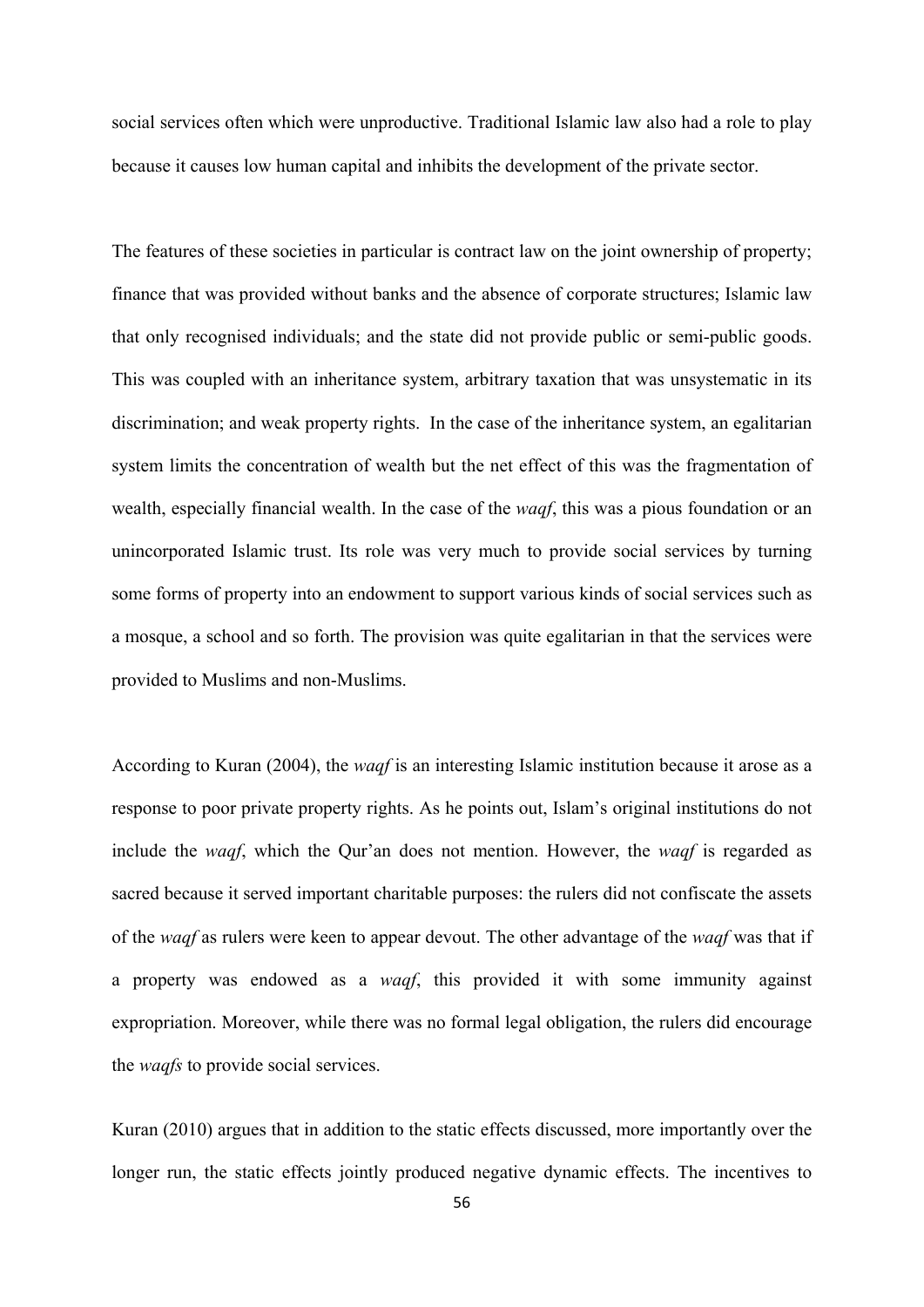social services often which were unproductive. Traditional Islamic law also had a role to play because it causes low human capital and inhibits the development of the private sector.

The features of these societies in particular is contract law on the joint ownership of property; finance that was provided without banks and the absence of corporate structures; Islamic law that only recognised individuals; and the state did not provide public or semi-public goods. This was coupled with an inheritance system, arbitrary taxation that was unsystematic in its discrimination; and weak property rights. In the case of the inheritance system, an egalitarian system limits the concentration of wealth but the net effect of this was the fragmentation of wealth, especially financial wealth. In the case of the *waqf*, this was a pious foundation or an unincorporated Islamic trust. Its role was very much to provide social services by turning some forms of property into an endowment to support various kinds of social services such as a mosque, a school and so forth. The provision was quite egalitarian in that the services were provided to Muslims and non-Muslims.

According to Kuran (2004), the *waqf* is an interesting Islamic institution because it arose as a response to poor private property rights. As he points out, Islam's original institutions do not include the *waqf*, which the Qur'an does not mention. However, the *waqf* is regarded as sacred because it served important charitable purposes: the rulers did not confiscate the assets of the *waqf* as rulers were keen to appear devout. The other advantage of the *waqf* was that if a property was endowed as a *waqf*, this provided it with some immunity against expropriation. Moreover, while there was no formal legal obligation, the rulers did encourage the *waqfs* to provide social services.

Kuran (2010) argues that in addition to the static effects discussed, more importantly over the longer run, the static effects jointly produced negative dynamic effects. The incentives to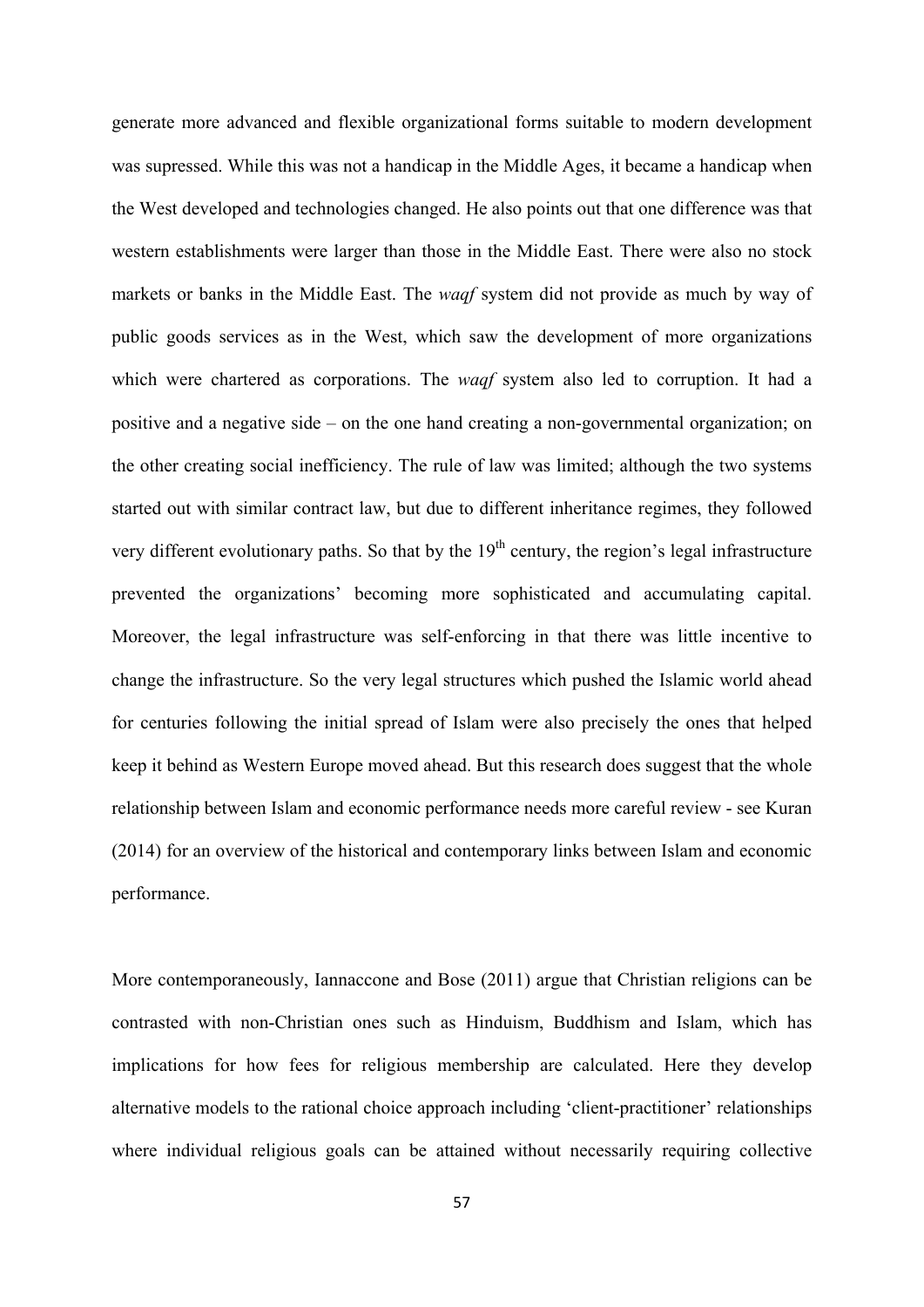generate more advanced and flexible organizational forms suitable to modern development was supressed. While this was not a handicap in the Middle Ages, it became a handicap when the West developed and technologies changed. He also points out that one difference was that western establishments were larger than those in the Middle East. There were also no stock markets or banks in the Middle East. The *waqf* system did not provide as much by way of public goods services as in the West, which saw the development of more organizations which were chartered as corporations. The *waqf* system also led to corruption. It had a positive and a negative side – on the one hand creating a non-governmental organization; on the other creating social inefficiency. The rule of law was limited; although the two systems started out with similar contract law, but due to different inheritance regimes, they followed very different evolutionary paths. So that by the 19th century, the region's legal infrastructure prevented the organizations' becoming more sophisticated and accumulating capital. Moreover, the legal infrastructure was self-enforcing in that there was little incentive to change the infrastructure. So the very legal structures which pushed the Islamic world ahead for centuries following the initial spread of Islam were also precisely the ones that helped keep it behind as Western Europe moved ahead. But this research does suggest that the whole relationship between Islam and economic performance needs more careful review - see Kuran (2014) for an overview of the historical and contemporary links between Islam and economic performance.

More contemporaneously, Iannaccone and Bose (2011) argue that Christian religions can be contrasted with non-Christian ones such as Hinduism, Buddhism and Islam, which has implications for how fees for religious membership are calculated. Here they develop alternative models to the rational choice approach including 'client-practitioner' relationships where individual religious goals can be attained without necessarily requiring collective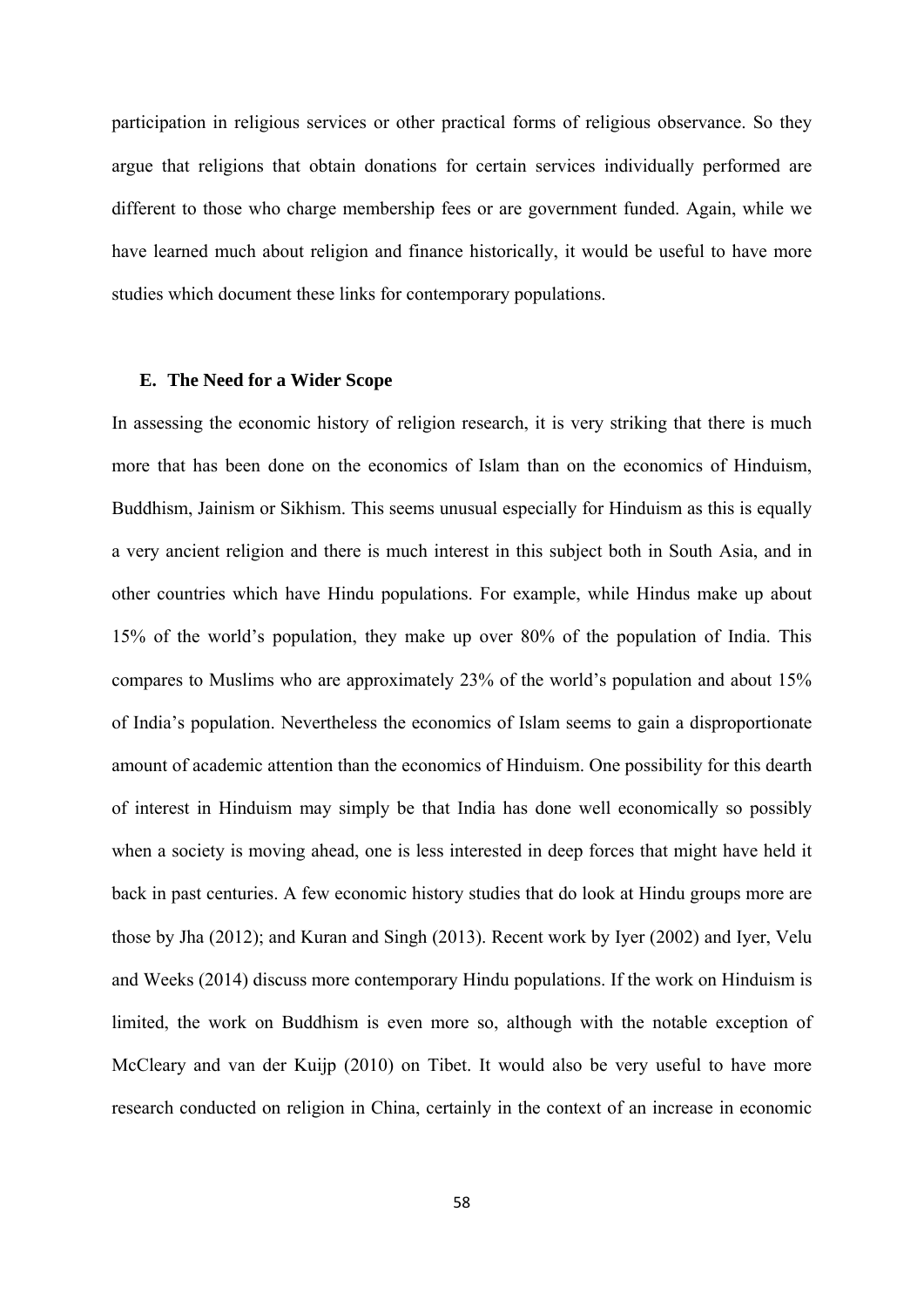participation in religious services or other practical forms of religious observance. So they argue that religions that obtain donations for certain services individually performed are different to those who charge membership fees or are government funded. Again, while we have learned much about religion and finance historically, it would be useful to have more studies which document these links for contemporary populations.

### E. The Need for a Wider Scope

In assessing the economic history of religion research, it is very striking that there is much more that has been done on the economics of Islam than on the economics of Hinduism, Buddhism, Jainism or Sikhism. This seems unusual especially for Hinduism as this is equally a very ancient religion and there is much interest in this subject both in South Asia, and in other countries which have Hindu populations. For example, while Hindus make up about 15% of the world's population, they make up over 80% of the population of India. This compares to Muslims who are approximately 23% of the world's population and about 15% of India's population. Nevertheless the economics of Islam seems to gain a disproportionate amount of academic attention than the economics of Hinduism. One possibility for this dearth of interest in Hinduism may simply be that India has done well economically so possibly when a society is moving ahead, one is less interested in deep forces that might have held it back in past centuries. A few economic history studies that do look at Hindu groups more are those by Jha (2012); and Kuran and Singh (2013). Recent work by Iyer (2002) and Iyer, Velu and Weeks (2014) discuss more contemporary Hindu populations. If the work on Hinduism is limited, the work on Buddhism is even more so, although with the notable exception of McCleary and van der Kuijp (2010) on Tibet. It would also be very useful to have more research conducted on religion in China, certainly in the context of an increase in economic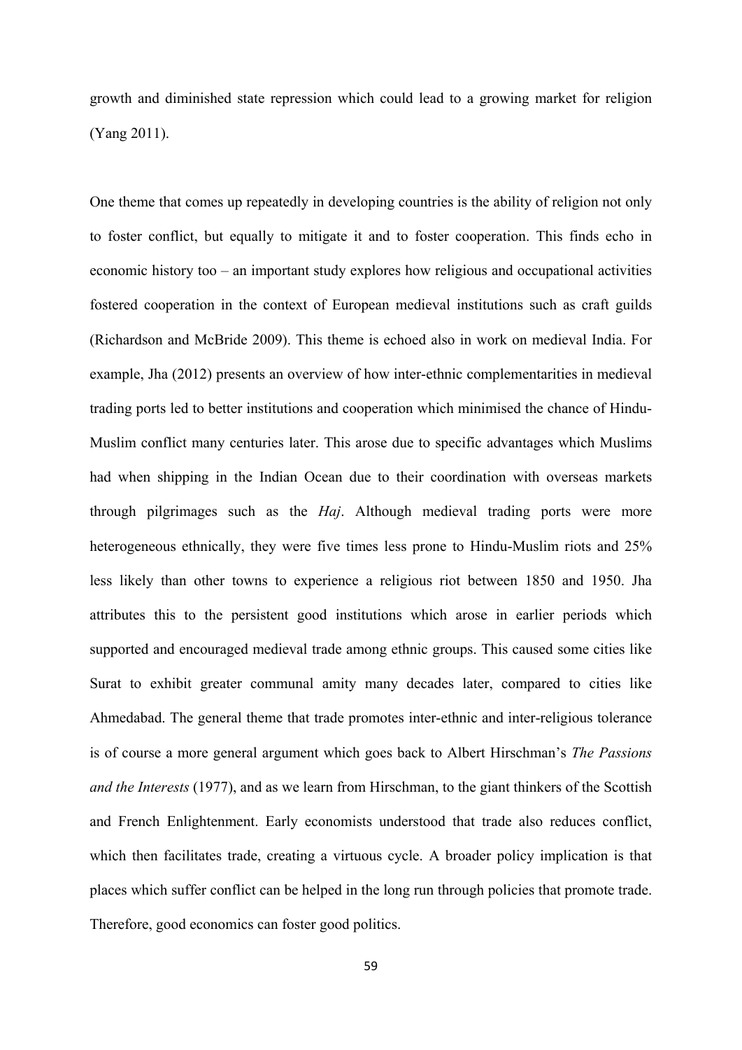growth and diminished state repression which could lead to a growing market for religion (Yang 2011).

One theme that comes up repeatedly in developing countries is the ability of religion not only to foster conflict, but equally to mitigate it and to foster cooperation. This finds echo in economic history too – an important study explores how religious and occupational activities fostered cooperation in the context of European medieval institutions such as craft guilds (Richardson and McBride 2009). This theme is echoed also in work on medieval India. For example, Jha (2012) presents an overview of how inter-ethnic complementarities in medieval trading ports led to better institutions and cooperation which minimised the chance of Hindu-Muslim conflict many centuries later. This arose due to specific advantages which Muslims had when shipping in the Indian Ocean due to their coordination with overseas markets through pilgrimages such as the *Haj*. Although medieval trading ports were more heterogeneous ethnically, they were five times less prone to Hindu-Muslim riots and 25% less likely than other towns to experience a religious riot between 1850 and 1950. Jha attributes this to the persistent good institutions which arose in earlier periods which supported and encouraged medieval trade among ethnic groups. This caused some cities like Surat to exhibit greater communal amity many decades later, compared to cities like Ahmedabad. The general theme that trade promotes inter-ethnic and inter-religious tolerance is of course a more general argument which goes back to Albert Hirschman's *The Passions and the Interests* (1977), and as we learn from Hirschman, to the giant thinkers of the Scottish and French Enlightenment. Early economists understood that trade also reduces conflict, which then facilitates trade, creating a virtuous cycle. A broader policy implication is that places which suffer conflict can be helped in the long run through policies that promote trade. Therefore, good economics can foster good politics.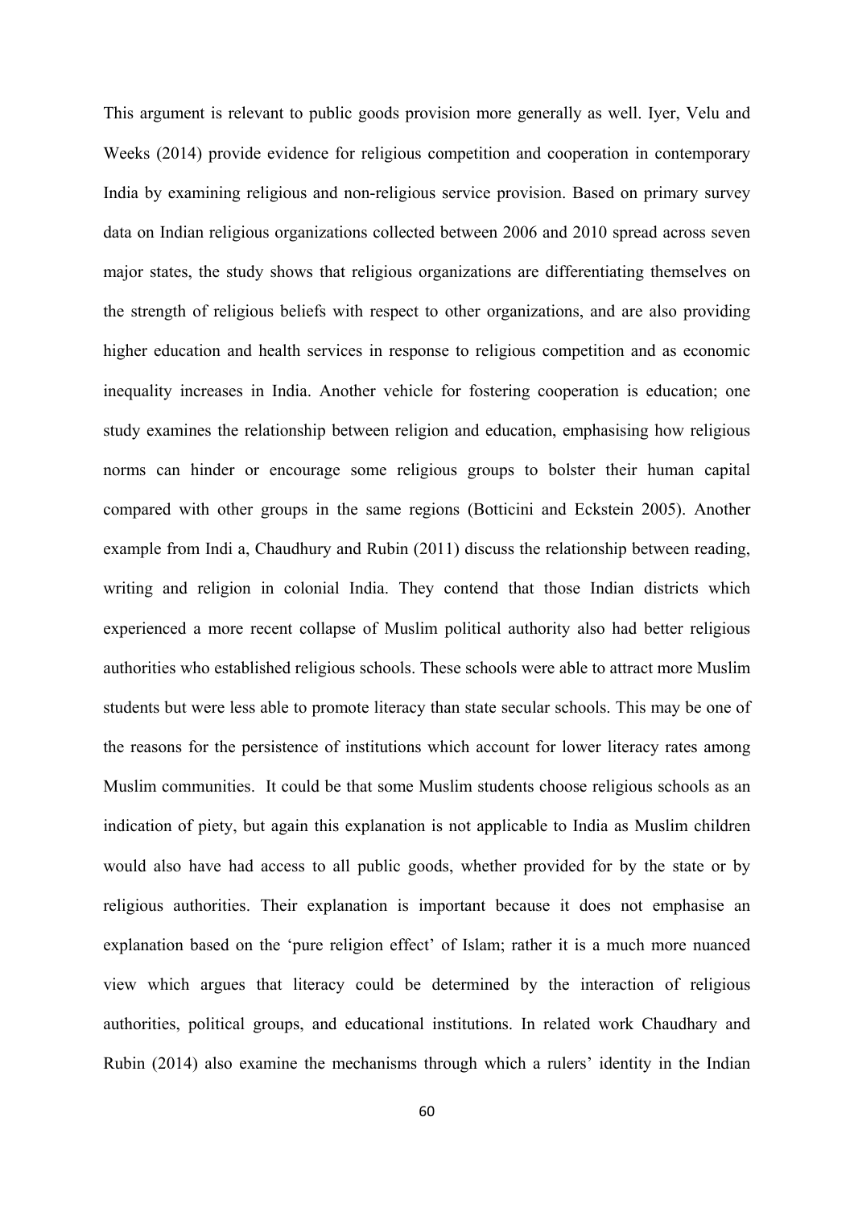This argument is relevant to public goods provision more generally as well. Iyer, Velu and Weeks (2014) provide evidence for religious competition and cooperation in contemporary India by examining religious and non-religious service provision. Based on primary survey data on Indian religious organizations collected between 2006 and 2010 spread across seven major states, the study shows that religious organizations are differentiating themselves on the strength of religious beliefs with respect to other organizations, and are also providing higher education and health services in response to religious competition and as economic inequality increases in India. Another vehicle for fostering cooperation is education; one study examines the relationship between religion and education, emphasising how religious norms can hinder or encourage some religious groups to bolster their human capital compared with other groups in the same regions (Botticini and Eckstein 2005). Another example from Indi a, Chaudhury and Rubin (2011) discuss the relationship between reading, writing and religion in colonial India. They contend that those Indian districts which experienced a more recent collapse of Muslim political authority also had better religious authorities who established religious schools. These schools were able to attract more Muslim students but were less able to promote literacy than state secular schools. This may be one of the reasons for the persistence of institutions which account for lower literacy rates among Muslim communities. It could be that some Muslim students choose religious schools as an indication of piety, but again this explanation is not applicable to India as Muslim children would also have had access to all public goods, whether provided for by the state or by religious authorities. Their explanation is important because it does not emphasise an explanation based on the 'pure religion effect' of Islam; rather it is a much more nuanced view which argues that literacy could be determined by the interaction of religious authorities, political groups, and educational institutions. In related work Chaudhary and Rubin (2014) also examine the mechanisms through which a rulers' identity in the Indian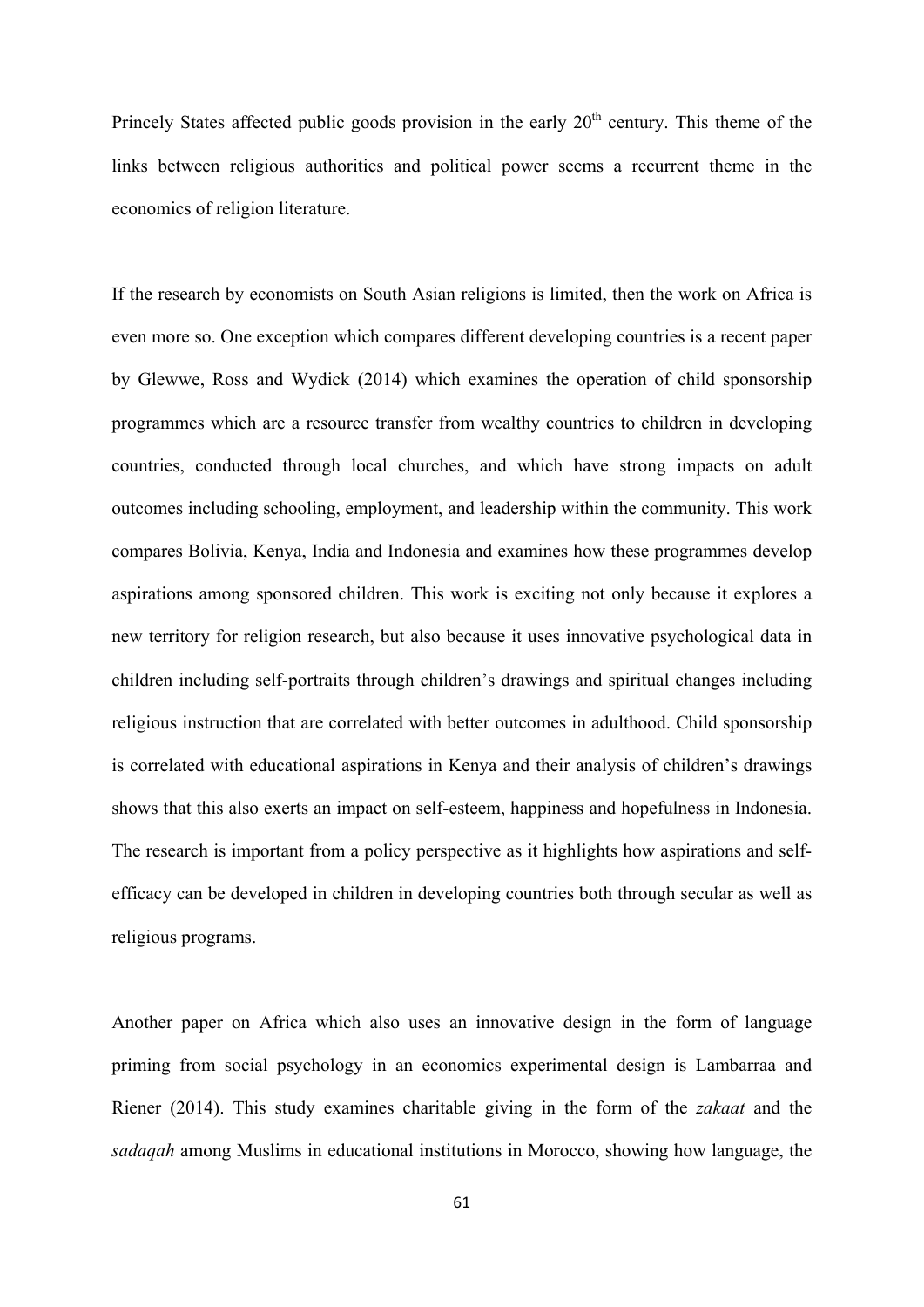Princely States affected public goods provision in the early 20th century. This theme of the links between religious authorities and political power seems a recurrent theme in the economics of religion literature.

If the research by economists on South Asian religions is limited, then the work on Africa is even more so. One exception which compares different developing countries is a recent paper by Glewwe, Ross and Wydick (2014) which examines the operation of child sponsorship programmes which are a resource transfer from wealthy countries to children in developing countries, conducted through local churches, and which have strong impacts on adult outcomes including schooling, employment, and leadership within the community. This work compares Bolivia, Kenya, India and Indonesia and examines how these programmes develop aspirations among sponsored children. This work is exciting not only because it explores a new territory for religion research, but also because it uses innovative psychological data in children including self-portraits through children's drawings and spiritual changes including religious instruction that are correlated with better outcomes in adulthood. Child sponsorship is correlated with educational aspirations in Kenya and their analysis of children's drawings shows that this also exerts an impact on self-esteem, happiness and hopefulness in Indonesia. The research is important from a policy perspective as it highlights how aspirations and self-efficacy can be developed in children in developing countries both through secular as well as religious programs.

Another paper on Africa which also uses an innovative design in the form of language priming from social psychology in an economics experimental design is Lambarraa and Riener (2014). This study examines charitable giving in the form of the *zakaat* and the *sadaqah* among Muslims in educational institutions in Morocco, showing how language, the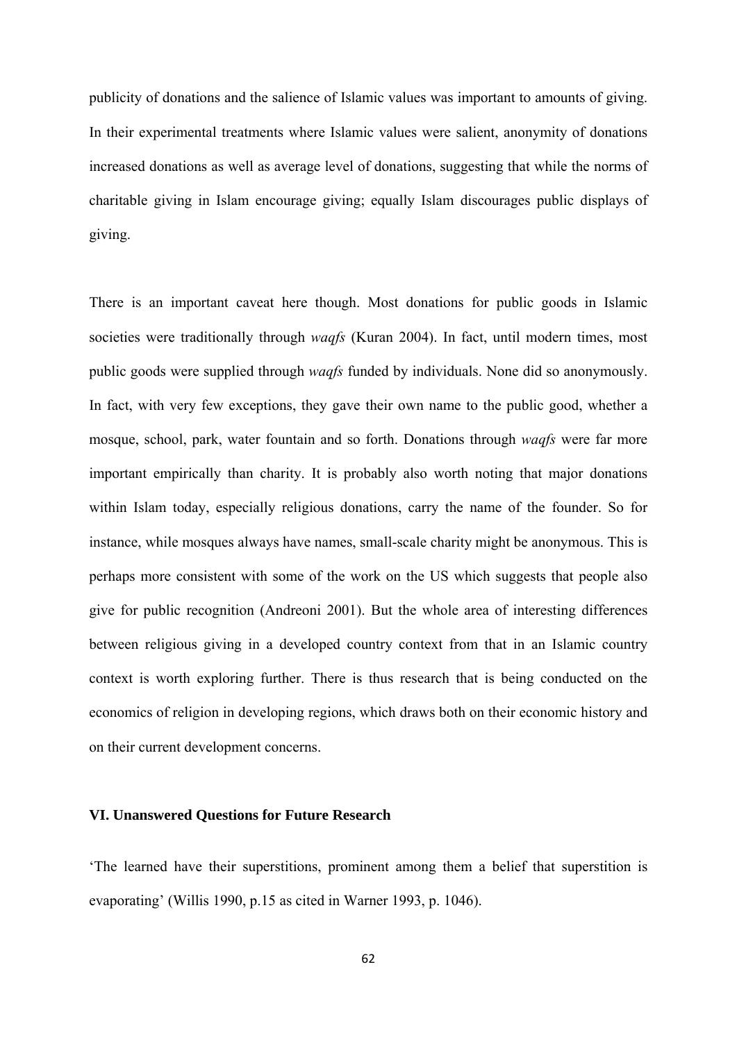publicity of donations and the salience of Islamic values was important to amounts of giving. In their experimental treatments where Islamic values were salient, anonymity of donations increased donations as well as average level of donations, suggesting that while the norms of charitable giving in Islam encourage giving; equally Islam discourages public displays of giving.

There is an important caveat here though. Most donations for public goods in Islamic societies were traditionally through *waqfs* (Kuran 2004). In fact, until modern times, most public goods were supplied through *waqfs* funded by individuals. None did so anonymously. In fact, with very few exceptions, they gave their own name to the public good, whether a mosque, school, park, water fountain and so forth. Donations through *waqfs* were far more important empirically than charity. It is probably also worth noting that major donations within Islam today, especially religious donations, carry the name of the founder. So for instance, while mosques always have names, small-scale charity might be anonymous. This is perhaps more consistent with some of the work on the US which suggests that people also give for public recognition (Andreoni 2001). But the whole area of interesting differences between religious giving in a developed country context from that in an Islamic country context is worth exploring further. There is thus research that is being conducted on the economics of religion in developing regions, which draws both on their economic history and on their current development concerns.

### VI. Unanswered Questions for Future Research

'The learned have their superstitions, prominent among them a belief that superstition is evaporating' (Willis 1990, p.15 as cited in Warner 1993, p. 1046).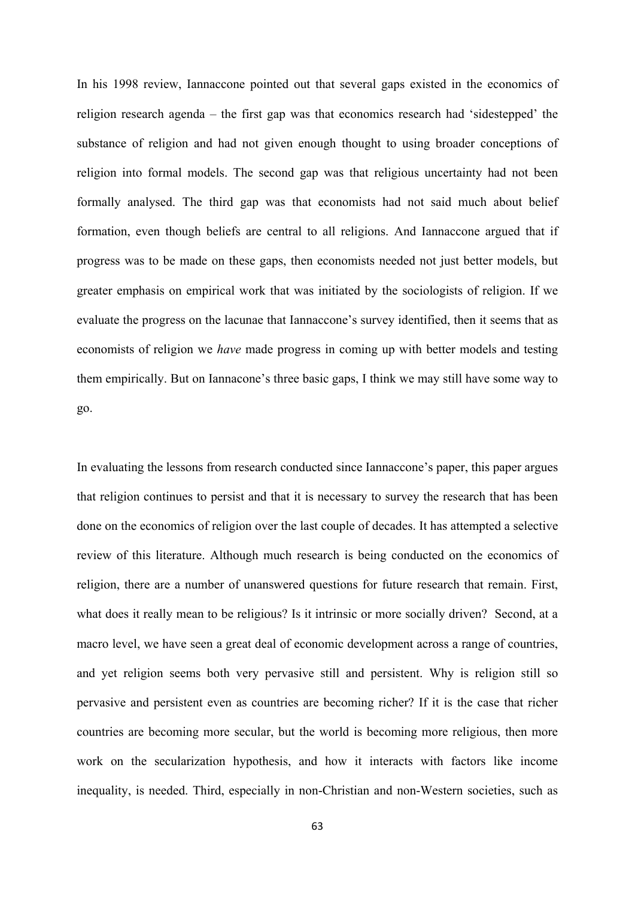In his 1998 review, Iannaccone pointed out that several gaps existed in the economics of religion research agenda – the first gap was that economics research had 'sidestepped' the substance of religion and had not given enough thought to using broader conceptions of religion into formal models. The second gap was that religious uncertainty had not been formally analysed. The third gap was that economists had not said much about belief formation, even though beliefs are central to all religions. And Iannaccone argued that if progress was to be made on these gaps, then economists needed not just better models, but greater emphasis on empirical work that was initiated by the sociologists of religion. If we evaluate the progress on the lacunae that Iannaccone's survey identified, then it seems that as economists of religion we *have* made progress in coming up with better models and testing them empirically. But on Iannacone's three basic gaps, I think we may still have some way to go.

In evaluating the lessons from research conducted since Iannaccone's paper, this paper argues that religion continues to persist and that it is necessary to survey the research that has been done on the economics of religion over the last couple of decades. It has attempted a selective review of this literature. Although much research is being conducted on the economics of religion, there are a number of unanswered questions for future research that remain. First, what does it really mean to be religious? Is it intrinsic or more socially driven? Second, at a macro level, we have seen a great deal of economic development across a range of countries, and yet religion seems both very pervasive still and persistent. Why is religion still so pervasive and persistent even as countries are becoming richer? If it is the case that richer countries are becoming more secular, but the world is becoming more religious, then more work on the secularization hypothesis, and how it interacts with factors like income inequality, is needed. Third, especially in non-Christian and non-Western societies, such as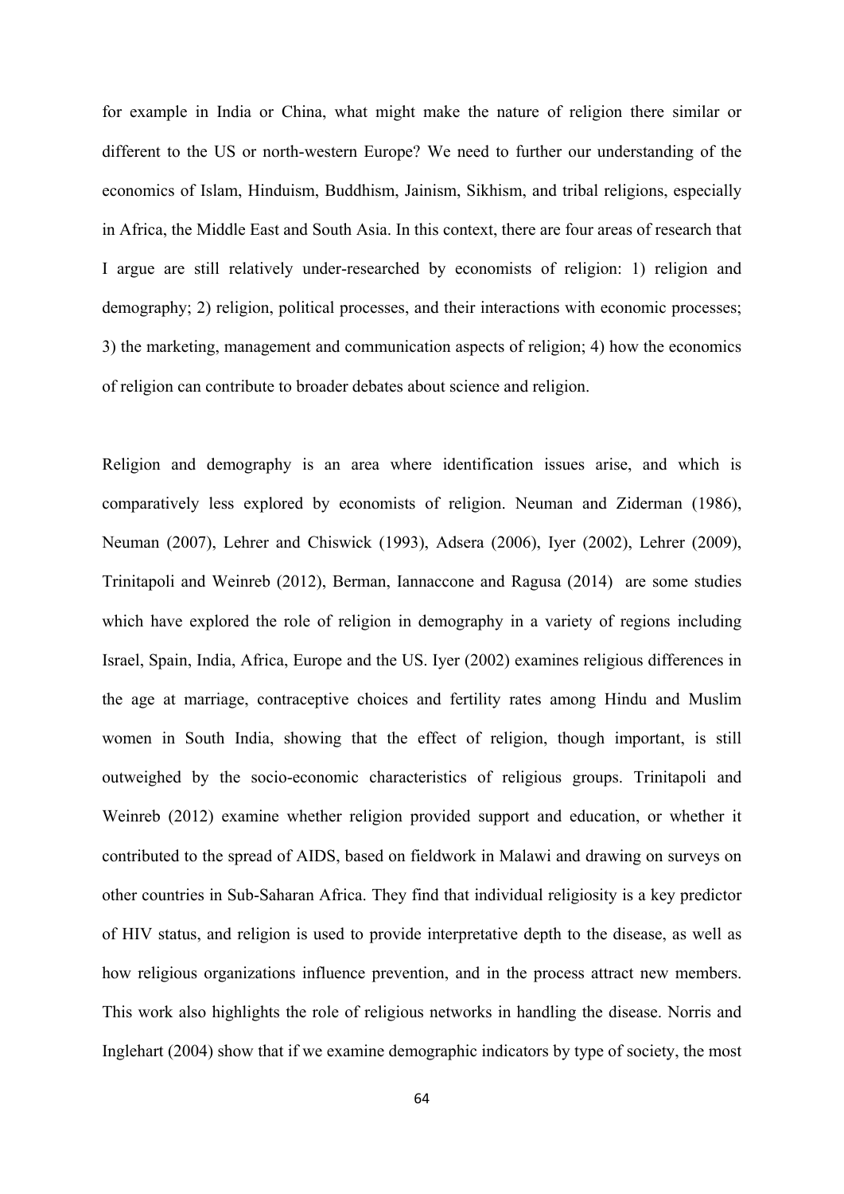for example in India or China, what might make the nature of religion there similar or different to the US or north-western Europe? We need to further our understanding of the economics of Islam, Hinduism, Buddhism, Jainism, Sikhism, and tribal religions, especially in Africa, the Middle East and South Asia. In this context, there are four areas of research that I argue are still relatively under-researched by economists of religion: 1) religion and demography; 2) religion, political processes, and their interactions with economic processes; 3) the marketing, management and communication aspects of religion; 4) how the economics of religion can contribute to broader debates about science and religion.

Religion and demography is an area where identification issues arise, and which is comparatively less explored by economists of religion. Neuman and Ziderman (1986), Neuman (2007), Lehrer and Chiswick (1993), Adsera (2006), Iyer (2002), Lehrer (2009), Trinitapoli and Weinreb (2012), Berman, Iannaccone and Ragusa (2014) are some studies which have explored the role of religion in demography in a variety of regions including Israel, Spain, India, Africa, Europe and the US. Iyer (2002) examines religious differences in the age at marriage, contraceptive choices and fertility rates among Hindu and Muslim women in South India, showing that the effect of religion, though important, is still outweighed by the socio-economic characteristics of religious groups. Trinitapoli and Weinreb (2012) examine whether religion provided support and education, or whether it contributed to the spread of AIDS, based on fieldwork in Malawi and drawing on surveys on other countries in Sub-Saharan Africa. They find that individual religiosity is a key predictor of HIV status, and religion is used to provide interpretative depth to the disease, as well as how religious organizations influence prevention, and in the process attract new members. This work also highlights the role of religious networks in handling the disease. Norris and Inglehart (2004) show that if we examine demographic indicators by type of society, the most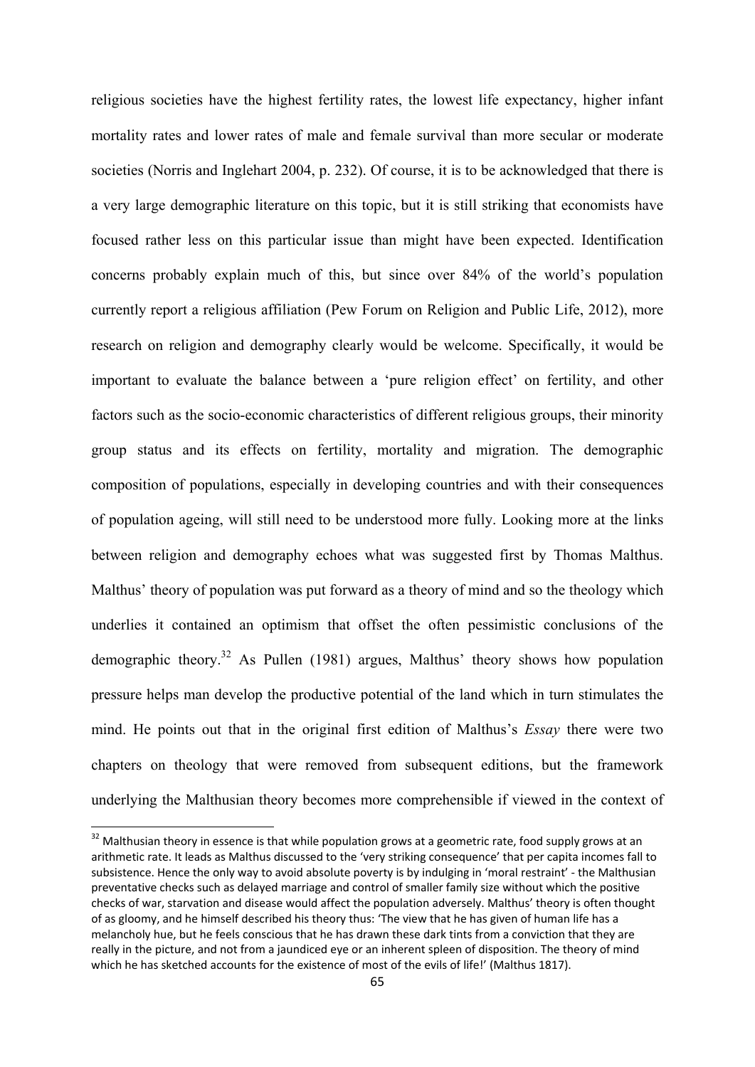religious societies have the highest fertility rates, the lowest life expectancy, higher infant mortality rates and lower rates of male and female survival than more secular or moderate societies (Norris and Inglehart 2004, p. 232). Of course, it is to be acknowledged that there is a very large demographic literature on this topic, but it is still striking that economists have focused rather less on this particular issue than might have been expected. Identification concerns probably explain much of this, but since over 84% of the world's population currently report a religious affiliation (Pew Forum on Religion and Public Life, 2012), more research on religion and demography clearly would be welcome. Specifically, it would be important to evaluate the balance between a 'pure religion effect' on fertility, and other factors such as the socio-economic characteristics of different religious groups, their minority group status and its effects on fertility, mortality and migration. The demographic composition of populations, especially in developing countries and with their consequences of population ageing, will still need to be understood more fully. Looking more at the links between religion and demography echoes what was suggested first by Thomas Malthus. Malthus' theory of population was put forward as a theory of mind and so the theology which underlies it contained an optimism that offset the often pessimistic conclusions of the demographic theory.[32] As Pullen (1981) argues, Malthus' theory shows how population pressure helps man develop the productive potential of the land which in turn stimulates the mind. He points out that in the original first edition of Malthus's *Essay* there were two chapters on theology that were removed from subsequent editions, but the framework underlying the Malthusian theory becomes more comprehensible if viewed in the context of

[32] Malthusian theory in essence is that while population grows at a geometric rate, food supply grows at an arithmetic rate. It leads as Malthus discussed to the 'very striking consequence' that per capita incomes fall to subsistence. Hence the only way to avoid absolute poverty is by indulging in 'moral restraint' - the Malthusian preventative checks such as delayed marriage and control of smaller family size without which the positive checks of war, starvation and disease would affect the population adversely. Malthus' theory is often thought of as gloomy, and he himself described his theory thus: 'The view that he has given of human life has a melancholy hue, but he feels conscious that he has drawn these dark tints from a conviction that they are really in the picture, and not from a jaundiced eye or an inherent spleen of disposition. The theory of mind which he has sketched accounts for the existence of most of the evils of life!' (Malthus 1817).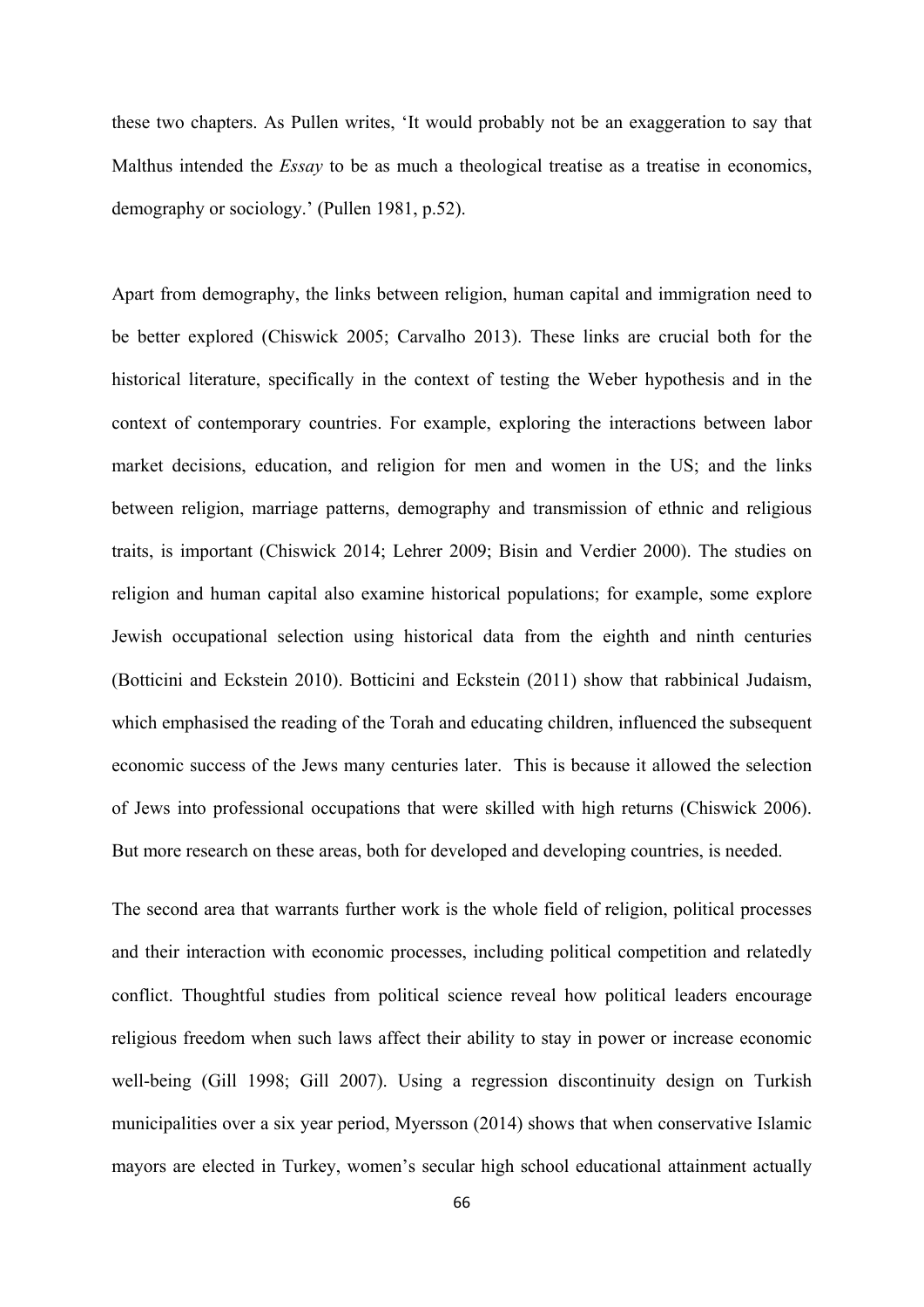these two chapters. As Pullen writes, 'It would probably not be an exaggeration to say that Malthus intended the *Essay* to be as much a theological treatise as a treatise in economics, demography or sociology.' (Pullen 1981, p.52).

Apart from demography, the links between religion, human capital and immigration need to be better explored (Chiswick 2005; Carvalho 2013). These links are crucial both for the historical literature, specifically in the context of testing the Weber hypothesis and in the context of contemporary countries. For example, exploring the interactions between labor market decisions, education, and religion for men and women in the US; and the links between religion, marriage patterns, demography and transmission of ethnic and religious traits, is important (Chiswick 2014; Lehrer 2009; Bisin and Verdier 2000). The studies on religion and human capital also examine historical populations; for example, some explore Jewish occupational selection using historical data from the eighth and ninth centuries (Botticini and Eckstein 2010). Botticini and Eckstein (2011) show that rabbinical Judaism, which emphasised the reading of the Torah and educating children, influenced the subsequent economic success of the Jews many centuries later. This is because it allowed the selection of Jews into professional occupations that were skilled with high returns (Chiswick 2006). But more research on these areas, both for developed and developing countries, is needed.

The second area that warrants further work is the whole field of religion, political processes and their interaction with economic processes, including political competition and relatedly conflict. Thoughtful studies from political science reveal how political leaders encourage religious freedom when such laws affect their ability to stay in power or increase economic well-being (Gill 1998; Gill 2007). Using a regression discontinuity design on Turkish municipalities over a six year period, Myersson (2014) shows that when conservative Islamic mayors are elected in Turkey, women's secular high school educational attainment actually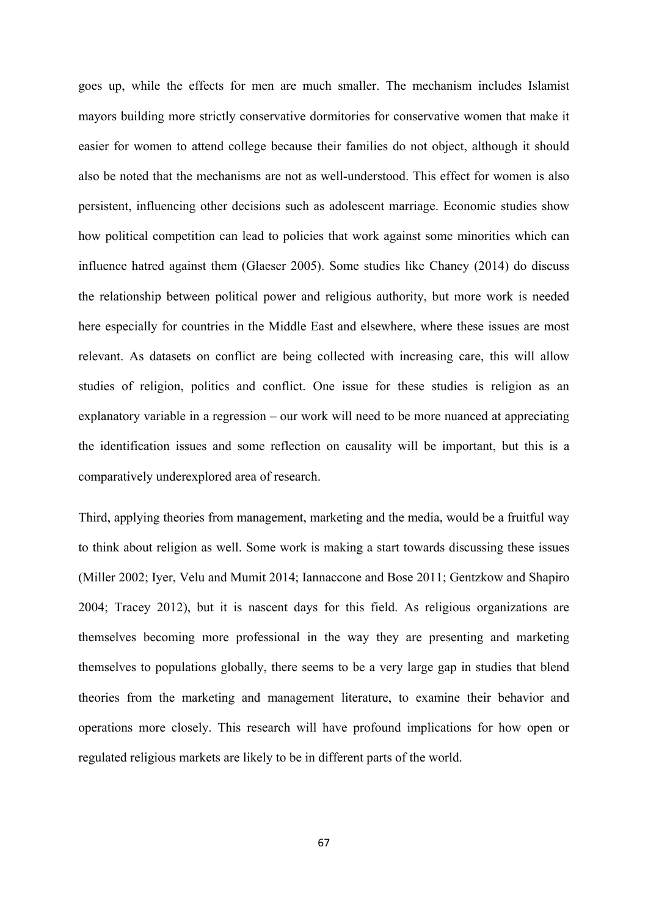goes up, while the effects for men are much smaller. The mechanism includes Islamist mayors building more strictly conservative dormitories for conservative women that make it easier for women to attend college because their families do not object, although it should also be noted that the mechanisms are not as well-understood. This effect for women is also persistent, influencing other decisions such as adolescent marriage. Economic studies show how political competition can lead to policies that work against some minorities which can influence hatred against them (Glaeser 2005). Some studies like Chaney (2014) do discuss the relationship between political power and religious authority, but more work is needed here especially for countries in the Middle East and elsewhere, where these issues are most relevant. As datasets on conflict are being collected with increasing care, this will allow studies of religion, politics and conflict. One issue for these studies is religion as an explanatory variable in a regression – our work will need to be more nuanced at appreciating the identification issues and some reflection on causality will be important, but this is a comparatively underexplored area of research.

Third, applying theories from management, marketing and the media, would be a fruitful way to think about religion as well. Some work is making a start towards discussing these issues (Miller 2002; Iyer, Velu and Mumit 2014; Iannaccone and Bose 2011; Gentzkow and Shapiro 2004; Tracey 2012), but it is nascent days for this field. As religious organizations are themselves becoming more professional in the way they are presenting and marketing themselves to populations globally, there seems to be a very large gap in studies that blend theories from the marketing and management literature, to examine their behavior and operations more closely. This research will have profound implications for how open or regulated religious markets are likely to be in different parts of the world.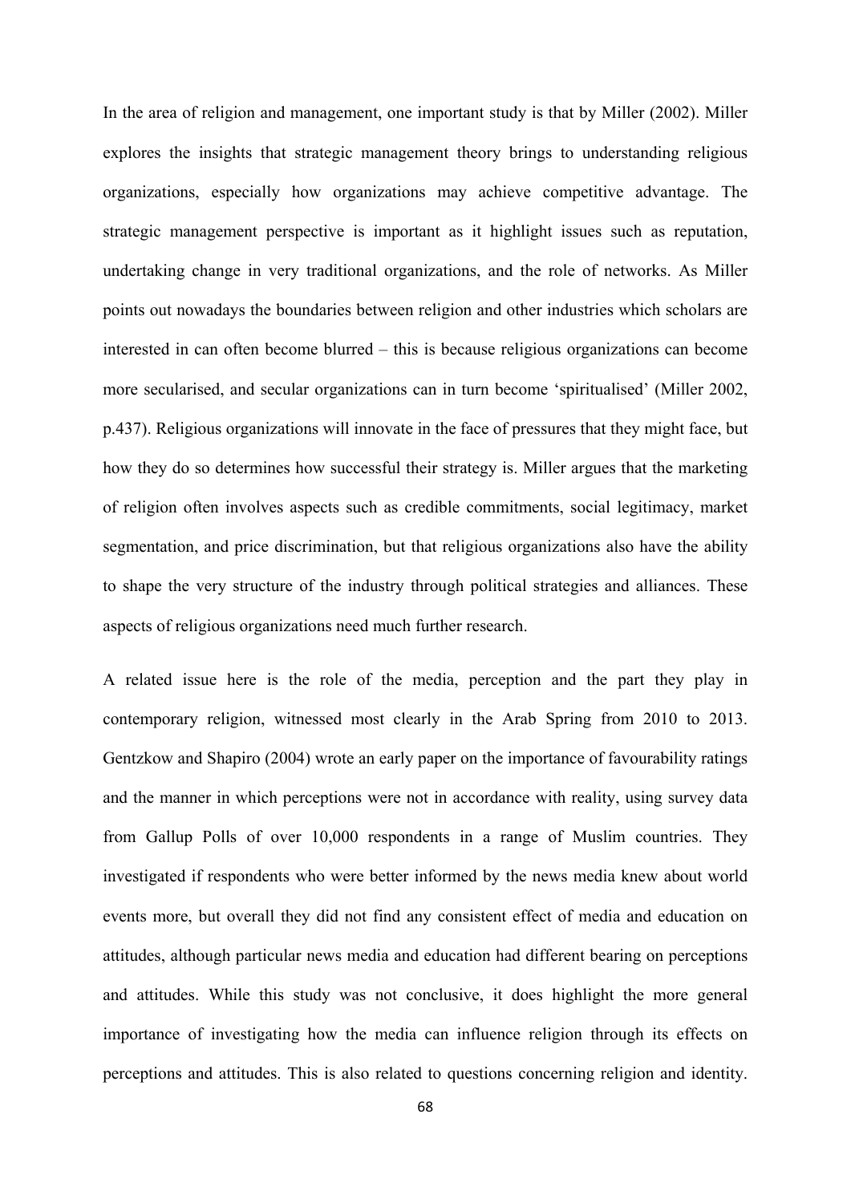In the area of religion and management, one important study is that by Miller (2002). Miller explores the insights that strategic management theory brings to understanding religious organizations, especially how organizations may achieve competitive advantage. The strategic management perspective is important as it highlight issues such as reputation, undertaking change in very traditional organizations, and the role of networks. As Miller points out nowadays the boundaries between religion and other industries which scholars are interested in can often become blurred – this is because religious organizations can become more secularised, and secular organizations can in turn become 'spiritualised' (Miller 2002, p.437). Religious organizations will innovate in the face of pressures that they might face, but how they do so determines how successful their strategy is. Miller argues that the marketing of religion often involves aspects such as credible commitments, social legitimacy, market segmentation, and price discrimination, but that religious organizations also have the ability to shape the very structure of the industry through political strategies and alliances. These aspects of religious organizations need much further research.

A related issue here is the role of the media, perception and the part they play in contemporary religion, witnessed most clearly in the Arab Spring from 2010 to 2013. Gentzkow and Shapiro (2004) wrote an early paper on the importance of favourability ratings and the manner in which perceptions were not in accordance with reality, using survey data from Gallup Polls of over 10,000 respondents in a range of Muslim countries. They investigated if respondents who were better informed by the news media knew about world events more, but overall they did not find any consistent effect of media and education on attitudes, although particular news media and education had different bearing on perceptions and attitudes. While this study was not conclusive, it does highlight the more general importance of investigating how the media can influence religion through its effects on perceptions and attitudes. This is also related to questions concerning religion and identity.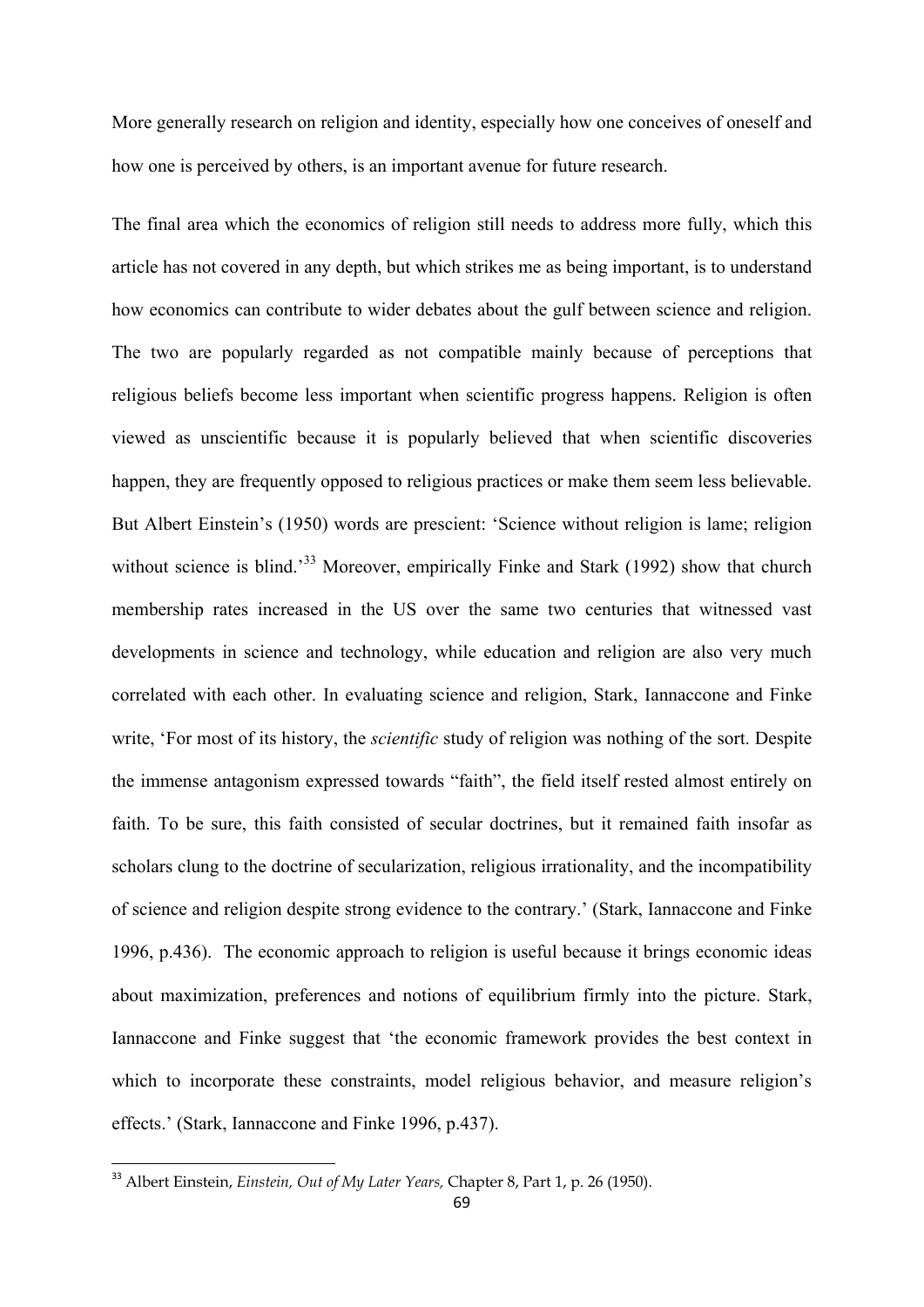More generally research on religion and identity, especially how one conceives of oneself and how one is perceived by others, is an important avenue for future research.

The final area which the economics of religion still needs to address more fully, which this article has not covered in any depth, but which strikes me as being important, is to understand how economics can contribute to wider debates about the gulf between science and religion. The two are popularly regarded as not compatible mainly because of perceptions that religious beliefs become less important when scientific progress happens. Religion is often viewed as unscientific because it is popularly believed that when scientific discoveries happen, they are frequently opposed to religious practices or make them seem less believable. But Albert Einstein's (1950) words are prescient: 'Science without religion is lame; religion without science is blind.'[33] Moreover, empirically Finke and Stark (1992) show that church membership rates increased in the US over the same two centuries that witnessed vast developments in science and technology, while education and religion are also very much correlated with each other. In evaluating science and religion, Stark, Iannaccone and Finke write, 'For most of its history, the *scientific* study of religion was nothing of the sort. Despite the immense antagonism expressed towards "faith", the field itself rested almost entirely on faith. To be sure, this faith consisted of secular doctrines, but it remained faith insofar as scholars clung to the doctrine of secularization, religious irrationality, and the incompatibility of science and religion despite strong evidence to the contrary.' (Stark, Iannaccone and Finke 1996, p.436). The economic approach to religion is useful because it brings economic ideas about maximization, preferences and notions of equilibrium firmly into the picture. Stark, Iannaccone and Finke suggest that 'the economic framework provides the best context in which to incorporate these constraints, model religious behavior, and measure religion's effects.' (Stark, Iannaccone and Finke 1996, p.437).

[33] Albert Einstein, *Einstein, Out of My Later Years,* Chapter 8, Part 1, p. 26 (1950).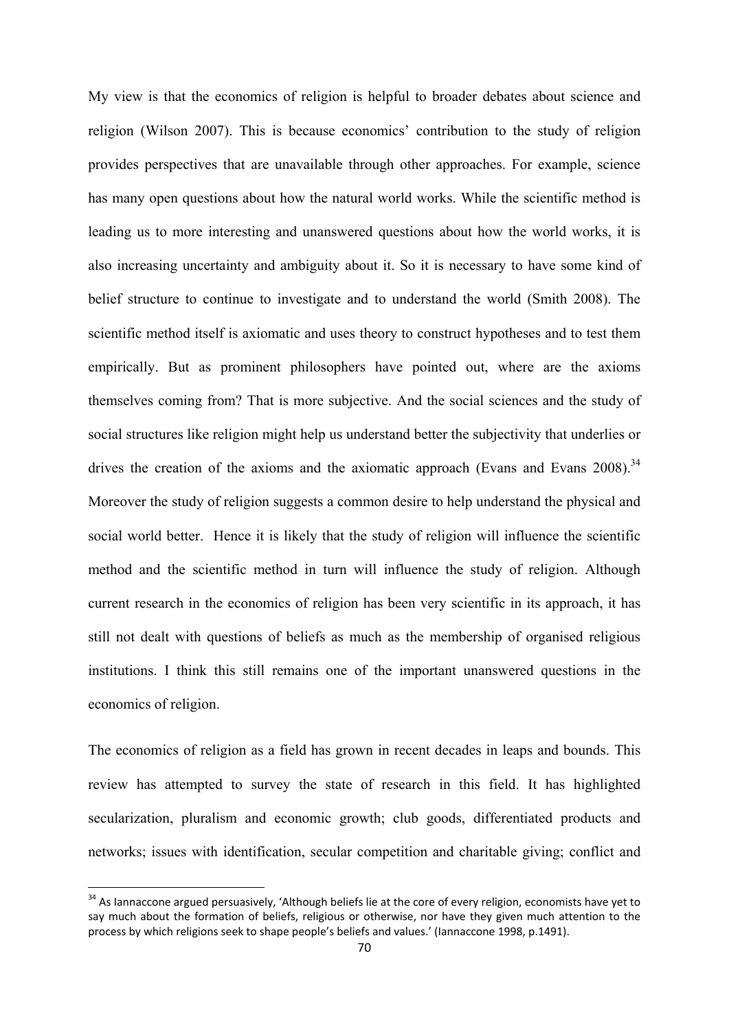My view is that the economics of religion is helpful to broader debates about science and religion (Wilson 2007). This is because economics' contribution to the study of religion provides perspectives that are unavailable through other approaches. For example, science has many open questions about how the natural world works. While the scientific method is leading us to more interesting and unanswered questions about how the world works, it is also increasing uncertainty and ambiguity about it. So it is necessary to have some kind of belief structure to continue to investigate and to understand the world (Smith 2008). The scientific method itself is axiomatic and uses theory to construct hypotheses and to test them empirically. But as prominent philosophers have pointed out, where are the axioms themselves coming from? That is more subjective. And the social sciences and the study of social structures like religion might help us understand better the subjectivity that underlies or drives the creation of the axioms and the axiomatic approach (Evans and Evans 2008).[34] Moreover the study of religion suggests a common desire to help understand the physical and social world better. Hence it is likely that the study of religion will influence the scientific method and the scientific method in turn will influence the study of religion. Although current research in the economics of religion has been very scientific in its approach, it has still not dealt with questions of beliefs as much as the membership of organised religious institutions. I think this still remains one of the important unanswered questions in the economics of religion.

The economics of religion as a field has grown in recent decades in leaps and bounds. This review has attempted to survey the state of research in this field. It has highlighted secularization, pluralism and economic growth; club goods, differentiated products and networks; issues with identification, secular competition and charitable giving; conflict and

[34] As Iannaccone argued persuasively, 'Although beliefs lie at the core of every religion, economists have yet to say much about the formation of beliefs, religious or otherwise, nor have they given much attention to the process by which religions seek to shape people's beliefs and values.' (Iannaccone 1998, p.1491).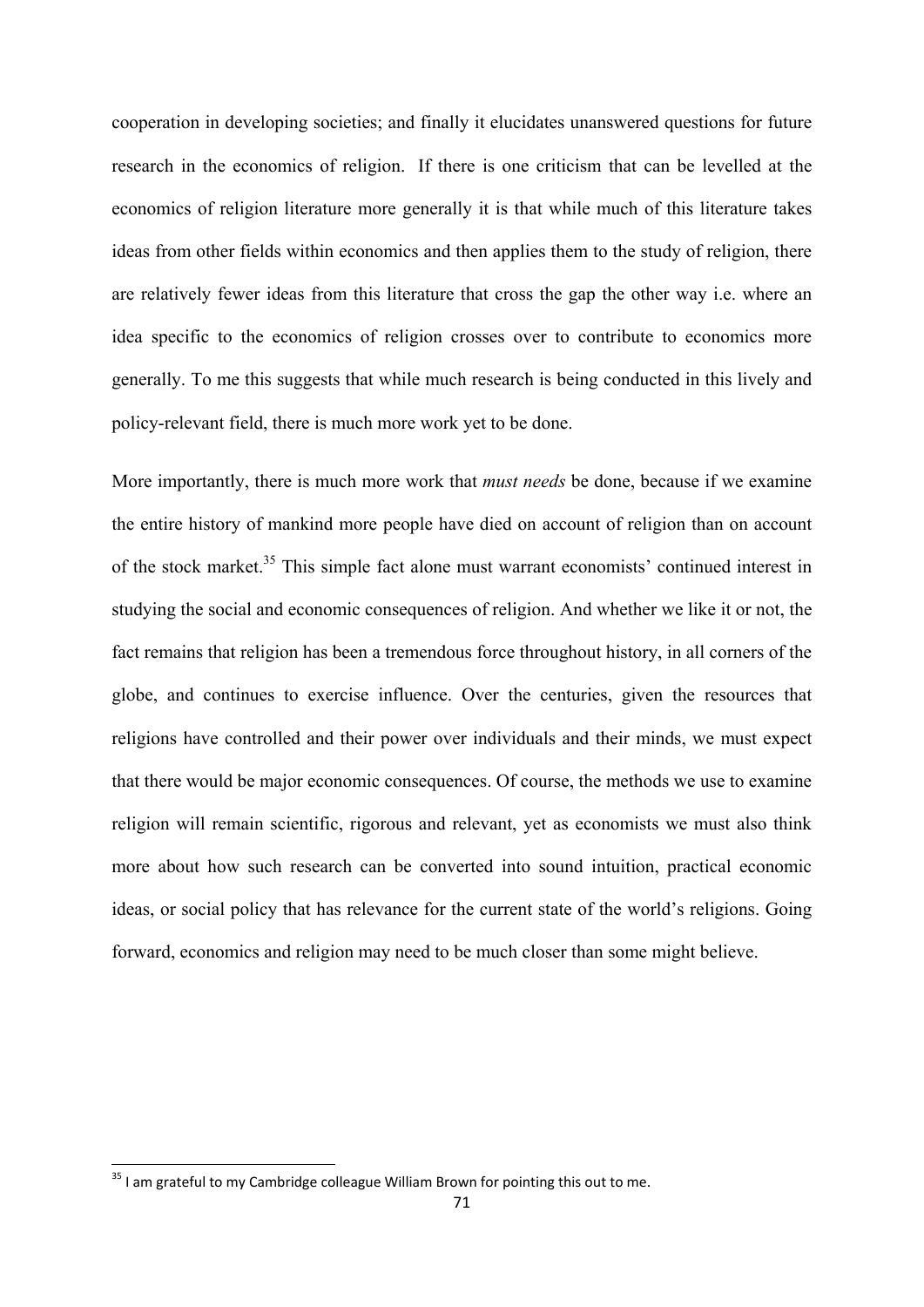cooperation in developing societies; and finally it elucidates unanswered questions for future research in the economics of religion. If there is one criticism that can be levelled at the economics of religion literature more generally it is that while much of this literature takes ideas from other fields within economics and then applies them to the study of religion, there are relatively fewer ideas from this literature that cross the gap the other way i.e. where an idea specific to the economics of religion crosses over to contribute to economics more generally. To me this suggests that while much research is being conducted in this lively and policy-relevant field, there is much more work yet to be done.

More importantly, there is much more work that *must needs* be done, because if we examine the entire history of mankind more people have died on account of religion than on account of the stock market.[35] This simple fact alone must warrant economists' continued interest in studying the social and economic consequences of religion. And whether we like it or not, the fact remains that religion has been a tremendous force throughout history, in all corners of the globe, and continues to exercise influence. Over the centuries, given the resources that religions have controlled and their power over individuals and their minds, we must expect that there would be major economic consequences. Of course, the methods we use to examine religion will remain scientific, rigorous and relevant, yet as economists we must also think more about how such research can be converted into sound intuition, practical economic ideas, or social policy that has relevance for the current state of the world's religions. Going forward, economics and religion may need to be much closer than some might believe.

[35] I am grateful to my Cambridge colleague William Brown for pointing this out to me.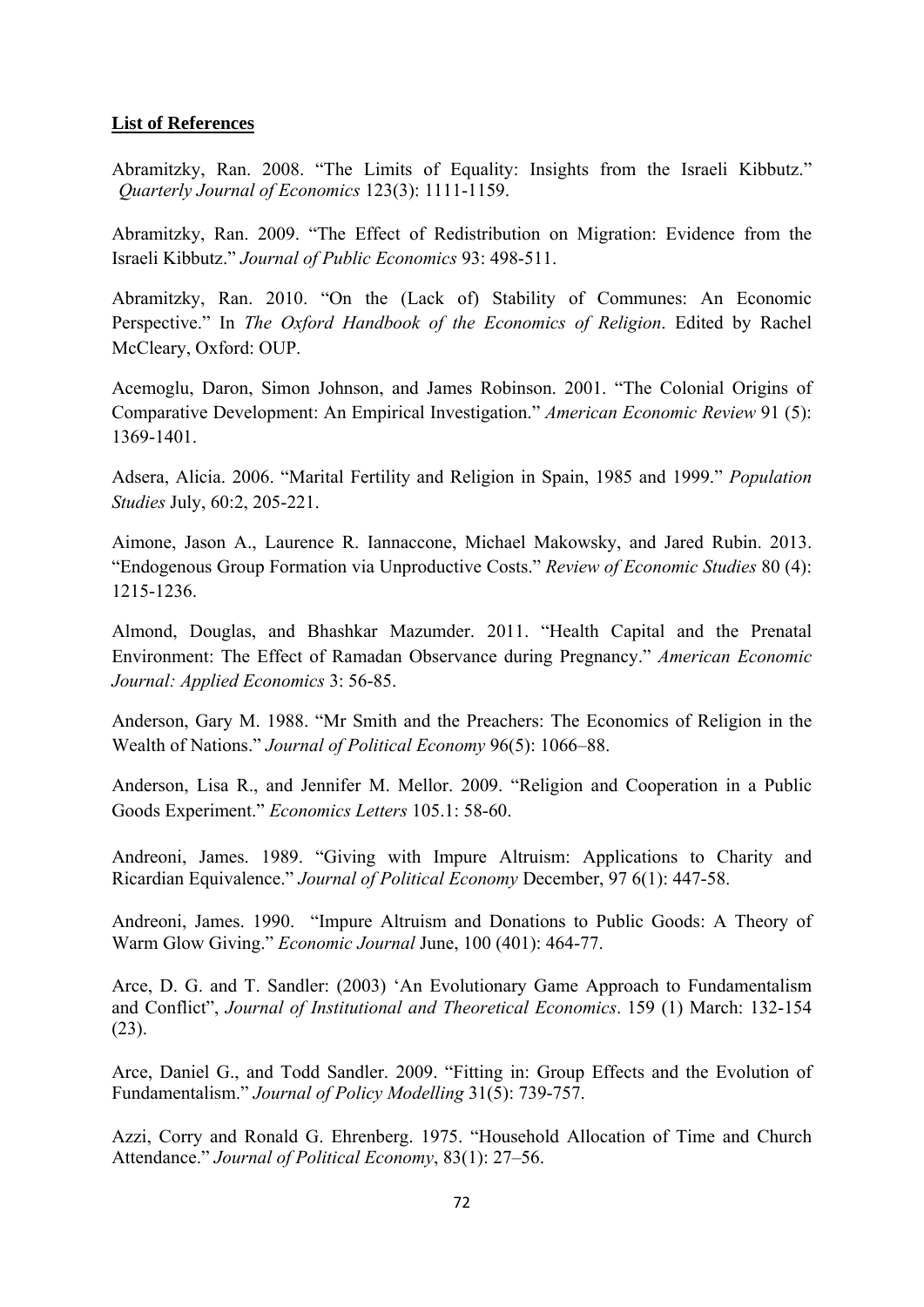**List of References**

Abramitzky, Ran. 2008. "The Limits of Equality: Insights from the Israeli Kibbutz." *Quarterly Journal of Economics* 123(3): 1111-1159.

Abramitzky, Ran. 2009. "The Effect of Redistribution on Migration: Evidence from the Israeli Kibbutz." *Journal of Public Economics* 93: 498-511.

Abramitzky, Ran. 2010. "On the (Lack of) Stability of Communes: An Economic Perspective." In *The Oxford Handbook of the Economics of Religion*. Edited by Rachel McCleary, Oxford: OUP.

Acemoglu, Daron, Simon Johnson, and James Robinson. 2001. "The Colonial Origins of Comparative Development: An Empirical Investigation." *American Economic Review* 91 (5): 1369-1401.

Adsera, Alicia. 2006. "Marital Fertility and Religion in Spain, 1985 and 1999." *Population Studies* July, 60:2, 205-221.

Aimone, Jason A., Laurence R. Iannaccone, Michael Makowsky, and Jared Rubin. 2013. "Endogenous Group Formation via Unproductive Costs." *Review of Economic Studies* 80 (4): 1215-1236.

Almond, Douglas, and Bhashkar Mazumder. 2011. "Health Capital and the Prenatal Environment: The Effect of Ramadan Observance during Pregnancy." *American Economic Journal: Applied Economics* 3: 56-85.

Anderson, Gary M. 1988. "Mr Smith and the Preachers: The Economics of Religion in the Wealth of Nations." *Journal of Political Economy* 96(5): 1066–88.

Anderson, Lisa R., and Jennifer M. Mellor. 2009. "Religion and Cooperation in a Public Goods Experiment." *Economics Letters* 105.1: 58-60.

Andreoni, James. 1989. "Giving with Impure Altruism: Applications to Charity and Ricardian Equivalence." *Journal of Political Economy* December, 97 6(1): 447-58.

Andreoni, James. 1990. "Impure Altruism and Donations to Public Goods: A Theory of Warm Glow Giving." *Economic Journal* June, 100 (401): 464-77.

Arce, D. G. and T. Sandler: (2003) 'An Evolutionary Game Approach to Fundamentalism and Conflict", *Journal of Institutional and Theoretical Economics*. 159 (1) March: 132-154 (23).

Arce, Daniel G., and Todd Sandler. 2009. "Fitting in: Group Effects and the Evolution of Fundamentalism." *Journal of Policy Modelling* 31(5): 739-757.

Azzi, Corry and Ronald G. Ehrenberg. 1975. "Household Allocation of Time and Church Attendance." *Journal of Political Economy*, 83(1): 27–56.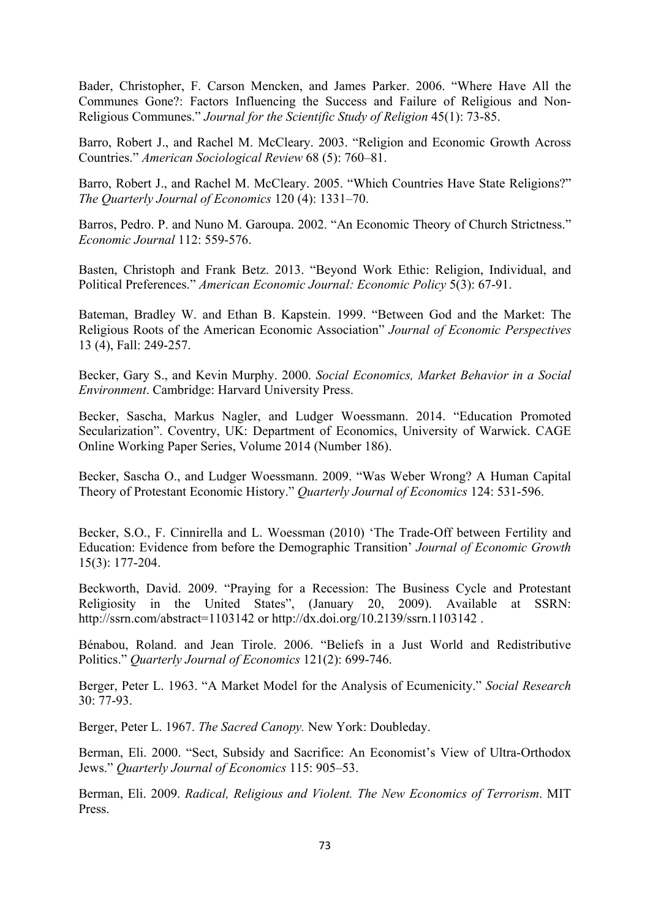Bader, Christopher, F. Carson Mencken, and James Parker. 2006. "Where Have All the Communes Gone?: Factors Influencing the Success and Failure of Religious and Non-Religious Communes." *Journal for the Scientific Study of Religion* 45(1): 73-85.

Barro, Robert J., and Rachel M. McCleary. 2003. "Religion and Economic Growth Across Countries." *American Sociological Review* 68 (5): 760–81.

Barro, Robert J., and Rachel M. McCleary. 2005. "Which Countries Have State Religions?" *The Quarterly Journal of Economics* 120 (4): 1331–70.

Barros, Pedro. P. and Nuno M. Garoupa. 2002. "An Economic Theory of Church Strictness." *Economic Journal* 112: 559-576.

Basten, Christoph and Frank Betz. 2013. "Beyond Work Ethic: Religion, Individual, and Political Preferences." *American Economic Journal: Economic Policy* 5(3): 67-91.

Bateman, Bradley W. and Ethan B. Kapstein. 1999. "Between God and the Market: The Religious Roots of the American Economic Association" *Journal of Economic Perspectives* 13 (4), Fall: 249-257.

Becker, Gary S., and Kevin Murphy. 2000. *Social Economics, Market Behavior in a Social Environment*. Cambridge: Harvard University Press.

Becker, Sascha, Markus Nagler, and Ludger Woessmann. 2014. "Education Promoted Secularization". Coventry, UK: Department of Economics, University of Warwick. CAGE Online Working Paper Series, Volume 2014 (Number 186).

Becker, Sascha O., and Ludger Woessmann. 2009. "Was Weber Wrong? A Human Capital Theory of Protestant Economic History." *Quarterly Journal of Economics* 124: 531-596.

Becker, S.O., F. Cinnirella and L. Woessman (2010) 'The Trade-Off between Fertility and Education: Evidence from before the Demographic Transition' *Journal of Economic Growth* 15(3): 177-204.

Beckworth, David. 2009. "Praying for a Recession: The Business Cycle and Protestant Religiosity in the United States", (January 20, 2009). Available at SSRN: http://ssrn.com/abstract=1103142 or http://dx.doi.org/10.2139/ssrn.1103142 .

Bénabou, Roland. and Jean Tirole. 2006. "Beliefs in a Just World and Redistributive Politics." *Quarterly Journal of Economics* 121(2): 699-746.

Berger, Peter L. 1963. "A Market Model for the Analysis of Ecumenicity." *Social Research* 30: 77-93.

Berger, Peter L. 1967. *The Sacred Canopy.* New York: Doubleday.

Berman, Eli. 2000. "Sect, Subsidy and Sacrifice: An Economist's View of Ultra-Orthodox Jews." *Quarterly Journal of Economics* 115: 905–53.

Berman, Eli. 2009. *Radical, Religious and Violent. The New Economics of Terrorism*. MIT Press.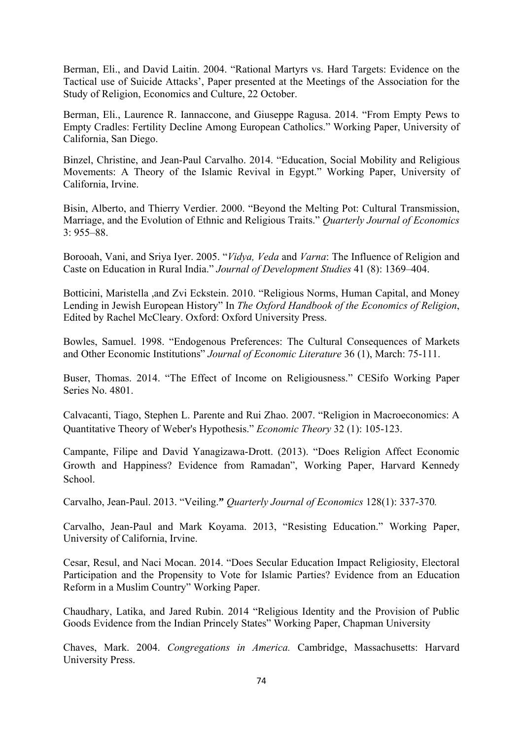Berman, Eli., and David Laitin. 2004. "Rational Martyrs vs. Hard Targets: Evidence on the Tactical use of Suicide Attacks', Paper presented at the Meetings of the Association for the Study of Religion, Economics and Culture, 22 October.

Berman, Eli., Laurence R. Iannaccone, and Giuseppe Ragusa. 2014. "From Empty Pews to Empty Cradles: Fertility Decline Among European Catholics." Working Paper, University of California, San Diego.

Binzel, Christine, and Jean-Paul Carvalho. 2014. "Education, Social Mobility and Religious Movements: A Theory of the Islamic Revival in Egypt." Working Paper, University of California, Irvine.

Bisin, Alberto, and Thierry Verdier. 2000. "Beyond the Melting Pot: Cultural Transmission, Marriage, and the Evolution of Ethnic and Religious Traits." *Quarterly Journal of Economics* 3: 955–88.

Borooah, Vani, and Sriya Iyer. 2005. "*Vidya, Veda* and *Varna*: The Influence of Religion and Caste on Education in Rural India." *Journal of Development Studies* 41 (8): 1369–404.

Botticini, Maristella ,and Zvi Eckstein. 2010. "Religious Norms, Human Capital, and Money Lending in Jewish European History" In *The Oxford Handbook of the Economics of Religion*, Edited by Rachel McCleary. Oxford: Oxford University Press.

Bowles, Samuel. 1998. "Endogenous Preferences: The Cultural Consequences of Markets and Other Economic Institutions" *Journal of Economic Literature* 36 (1), March: 75-111.

Buser, Thomas. 2014. "The Effect of Income on Religiousness." CESifo Working Paper Series No. 4801.

Calvacanti, Tiago, Stephen L. Parente and Rui Zhao. 2007. "Religion in Macroeconomics: A Quantitative Theory of Weber's Hypothesis." *Economic Theory* 32 (1): 105-123.

Campante, Filipe and David Yanagizawa-Drott. (2013). "Does Religion Affect Economic Growth and Happiness? Evidence from Ramadan", Working Paper, Harvard Kennedy School.

Carvalho, Jean-Paul. 2013. "Veiling." *Quarterly Journal of Economics* 128(1): 337-370*.*

Carvalho, Jean-Paul and Mark Koyama. 2013, "Resisting Education." Working Paper, University of California, Irvine.

Cesar, Resul, and Naci Mocan. 2014. "Does Secular Education Impact Religiosity, Electoral Participation and the Propensity to Vote for Islamic Parties? Evidence from an Education Reform in a Muslim Country" Working Paper.

Chaudhary, Latika, and Jared Rubin. 2014 "Religious Identity and the Provision of Public Goods Evidence from the Indian Princely States" Working Paper, Chapman University

Chaves, Mark. 2004. *Congregations in America.* Cambridge, Massachusetts: Harvard University Press.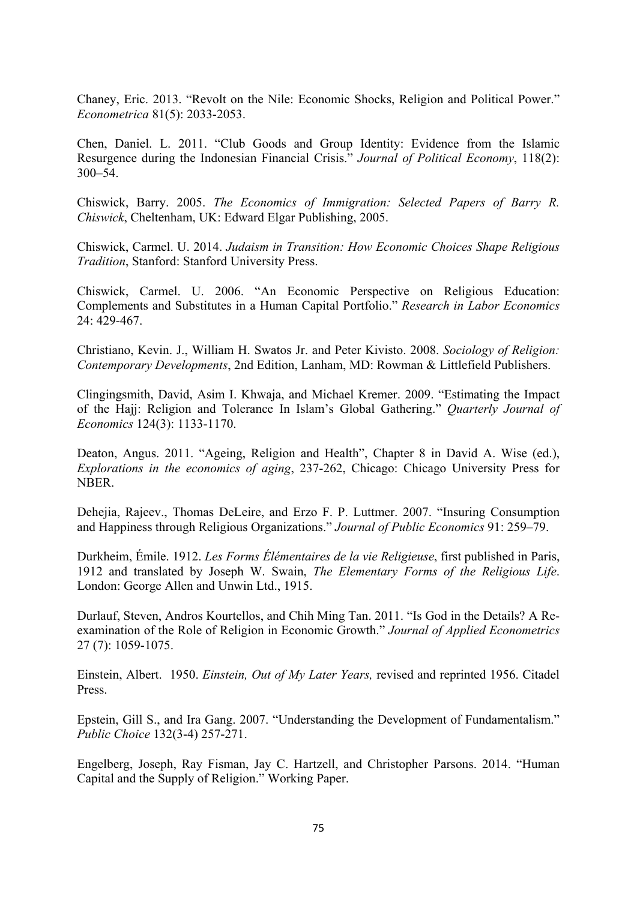Chaney, Eric. 2013. "Revolt on the Nile: Economic Shocks, Religion and Political Power." *Econometrica* 81(5): 2033-2053.

Chen, Daniel. L. 2011. "Club Goods and Group Identity: Evidence from the Islamic Resurgence during the Indonesian Financial Crisis." *Journal of Political Economy*, 118(2): 300–54.

Chiswick, Barry. 2005. *The Economics of Immigration: Selected Papers of Barry R. Chiswick*, Cheltenham, UK: Edward Elgar Publishing, 2005.

Chiswick, Carmel. U. 2014. *Judaism in Transition: How Economic Choices Shape Religious Tradition*, Stanford: Stanford University Press.

Chiswick, Carmel. U. 2006. "An Economic Perspective on Religious Education: Complements and Substitutes in a Human Capital Portfolio." *Research in Labor Economics* 24: 429-467.

Christiano, Kevin. J., William H. Swatos Jr. and Peter Kivisto. 2008. *Sociology of Religion: Contemporary Developments*, 2nd Edition, Lanham, MD: Rowman & Littlefield Publishers.

Clingingsmith, David, Asim I. Khwaja, and Michael Kremer. 2009. "Estimating the Impact of the Hajj: Religion and Tolerance In Islam's Global Gathering." *Quarterly Journal of Economics* 124(3): 1133-1170.

Deaton, Angus. 2011. "Ageing, Religion and Health", Chapter 8 in David A. Wise (ed.), *Explorations in the economics of aging*, 237-262, Chicago: Chicago University Press for NBER.

Dehejia, Rajeev., Thomas DeLeire, and Erzo F. P. Luttmer. 2007. "Insuring Consumption and Happiness through Religious Organizations." *Journal of Public Economics* 91: 259–79.

Durkheim, Émile. 1912. *Les Forms Élémentaires de la vie Religieuse*, first published in Paris, 1912 and translated by Joseph W. Swain, *The Elementary Forms of the Religious Life*. London: George Allen and Unwin Ltd., 1915.

Durlauf, Steven, Andros Kourtellos, and Chih Ming Tan. 2011. "Is God in the Details? A Re-examination of the Role of Religion in Economic Growth." *Journal of Applied Econometrics* 27 (7): 1059-1075.

Einstein, Albert. 1950. *Einstein, Out of My Later Years,* revised and reprinted 1956. Citadel Press.

Epstein, Gill S., and Ira Gang. 2007. "Understanding the Development of Fundamentalism." *Public Choice* 132(3-4) 257-271.

Engelberg, Joseph, Ray Fisman, Jay C. Hartzell, and Christopher Parsons. 2014. "Human Capital and the Supply of Religion." Working Paper.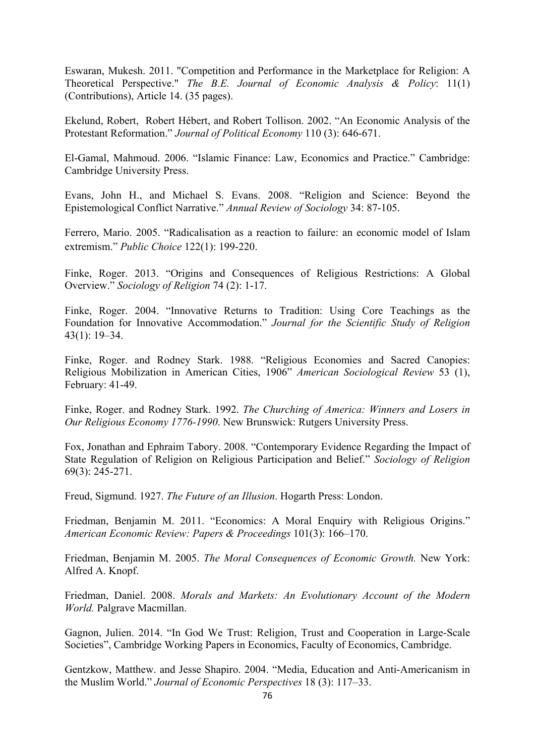Eswaran, Mukesh. 2011. "Competition and Performance in the Marketplace for Religion: A Theoretical Perspective." *The B.E. Journal of Economic Analysis & Policy*: 11(1) (Contributions), Article 14. (35 pages).

Ekelund, Robert, Robert Hébert, and Robert Tollison. 2002. "An Economic Analysis of the Protestant Reformation." *Journal of Political Economy* 110 (3): 646-671.

El-Gamal, Mahmoud. 2006. "Islamic Finance: Law, Economics and Practice." Cambridge: Cambridge University Press.

Evans, John H., and Michael S. Evans. 2008. "Religion and Science: Beyond the Epistemological Conflict Narrative." *Annual Review of Sociology* 34: 87-105.

Ferrero, Mario. 2005. "Radicalisation as a reaction to failure: an economic model of Islam extremism." *Public Choice* 122(1): 199-220.

Finke, Roger. 2013. "Origins and Consequences of Religious Restrictions: A Global Overview." *Sociology of Religion* 74 (2): 1-17.

Finke, Roger. 2004. "Innovative Returns to Tradition: Using Core Teachings as the Foundation for Innovative Accommodation." *Journal for the Scientific Study of Religion* 43(1): 19–34.

Finke, Roger. and Rodney Stark. 1988. "Religious Economies and Sacred Canopies: Religious Mobilization in American Cities, 1906" *American Sociological Review* 53 (1), February: 41-49.

Finke, Roger. and Rodney Stark. 1992. *The Churching of America: Winners and Losers in Our Religious Economy 1776-1990*. New Brunswick: Rutgers University Press.

Fox, Jonathan and Ephraim Tabory. 2008. "Contemporary Evidence Regarding the Impact of State Regulation of Religion on Religious Participation and Belief." *Sociology of Religion* 69(3): 245-271.

Freud, Sigmund. 1927. *The Future of an Illusion*. Hogarth Press: London.

Friedman, Benjamin M. 2011. "Economics: A Moral Enquiry with Religious Origins." *American Economic Review: Papers & Proceedings* 101(3): 166–170.

Friedman, Benjamin M. 2005. *The Moral Consequences of Economic Growth.* New York: Alfred A. Knopf.

Friedman, Daniel. 2008. *Morals and Markets: An Evolutionary Account of the Modern World.* Palgrave Macmillan.

Gagnon, Julien. 2014. "In God We Trust: Religion, Trust and Cooperation in Large-Scale Societies", Cambridge Working Papers in Economics, Faculty of Economics, Cambridge.

Gentzkow, Matthew. and Jesse Shapiro. 2004. "Media, Education and Anti-Americanism in the Muslim World." *Journal of Economic Perspectives* 18 (3): 117–33.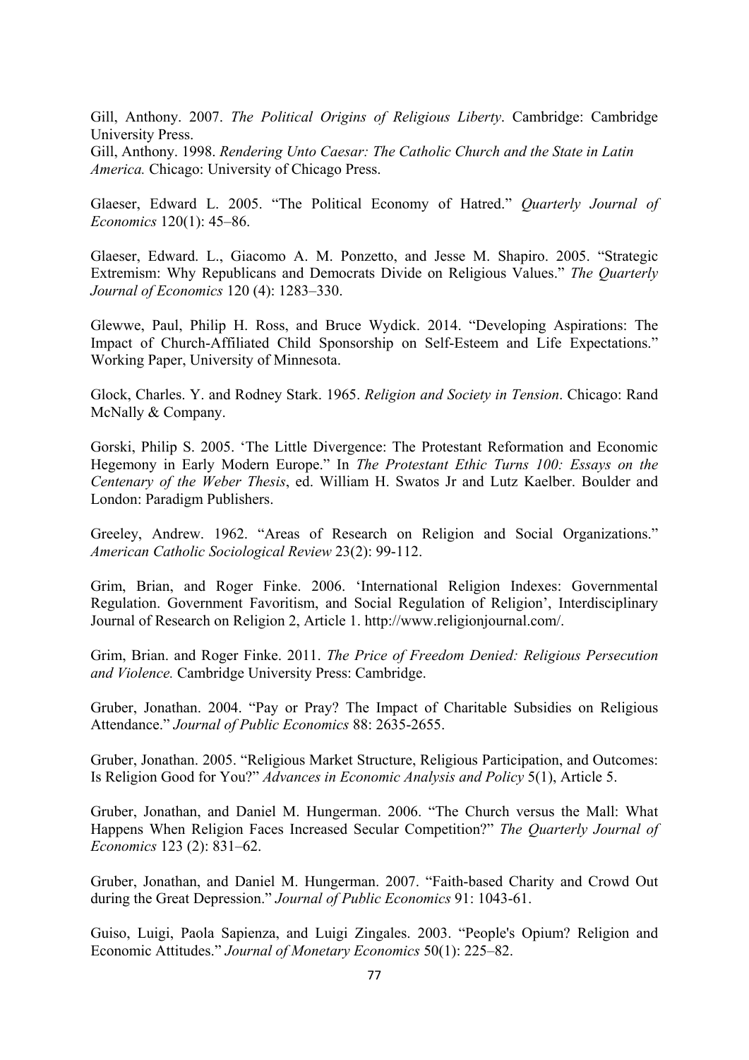Gill, Anthony. 2007. *The Political Origins of Religious Liberty*. Cambridge: Cambridge University Press.
Gill, Anthony. 1998. *Rendering Unto Caesar: The Catholic Church and the State in Latin America.* Chicago: University of Chicago Press.

Glaeser, Edward L. 2005. "The Political Economy of Hatred." *Quarterly Journal of Economics* 120(1): 45–86.

Glaeser, Edward. L., Giacomo A. M. Ponzetto, and Jesse M. Shapiro. 2005. "Strategic Extremism: Why Republicans and Democrats Divide on Religious Values." *The Quarterly Journal of Economics* 120 (4): 1283–330.

Glewwe, Paul, Philip H. Ross, and Bruce Wydick. 2014. "Developing Aspirations: The Impact of Church-Affiliated Child Sponsorship on Self-Esteem and Life Expectations." Working Paper, University of Minnesota.

Glock, Charles. Y. and Rodney Stark. 1965. *Religion and Society in Tension*. Chicago: Rand McNally & Company.

Gorski, Philip S. 2005. 'The Little Divergence: The Protestant Reformation and Economic Hegemony in Early Modern Europe." In *The Protestant Ethic Turns 100: Essays on the Centenary of the Weber Thesis*, ed. William H. Swatos Jr and Lutz Kaelber. Boulder and London: Paradigm Publishers.

Greeley, Andrew. 1962. "Areas of Research on Religion and Social Organizations." *American Catholic Sociological Review* 23(2): 99-112.

Grim, Brian, and Roger Finke. 2006. 'International Religion Indexes: Governmental Regulation. Government Favoritism, and Social Regulation of Religion', Interdisciplinary Journal of Research on Religion 2, Article 1. http://www.religionjournal.com/.

Grim, Brian. and Roger Finke. 2011. *The Price of Freedom Denied: Religious Persecution and Violence.* Cambridge University Press: Cambridge.

Gruber, Jonathan. 2004. "Pay or Pray? The Impact of Charitable Subsidies on Religious Attendance." *Journal of Public Economics* 88: 2635-2655.

Gruber, Jonathan. 2005. "Religious Market Structure, Religious Participation, and Outcomes: Is Religion Good for You?" *Advances in Economic Analysis and Policy* 5(1), Article 5.

Gruber, Jonathan, and Daniel M. Hungerman. 2006. "The Church versus the Mall: What Happens When Religion Faces Increased Secular Competition?" *The Quarterly Journal of Economics* 123 (2): 831–62.

Gruber, Jonathan, and Daniel M. Hungerman. 2007. "Faith-based Charity and Crowd Out during the Great Depression." *Journal of Public Economics* 91: 1043-61.

Guiso, Luigi, Paola Sapienza, and Luigi Zingales. 2003. "People's Opium? Religion and Economic Attitudes." *Journal of Monetary Economics* 50(1): 225–82.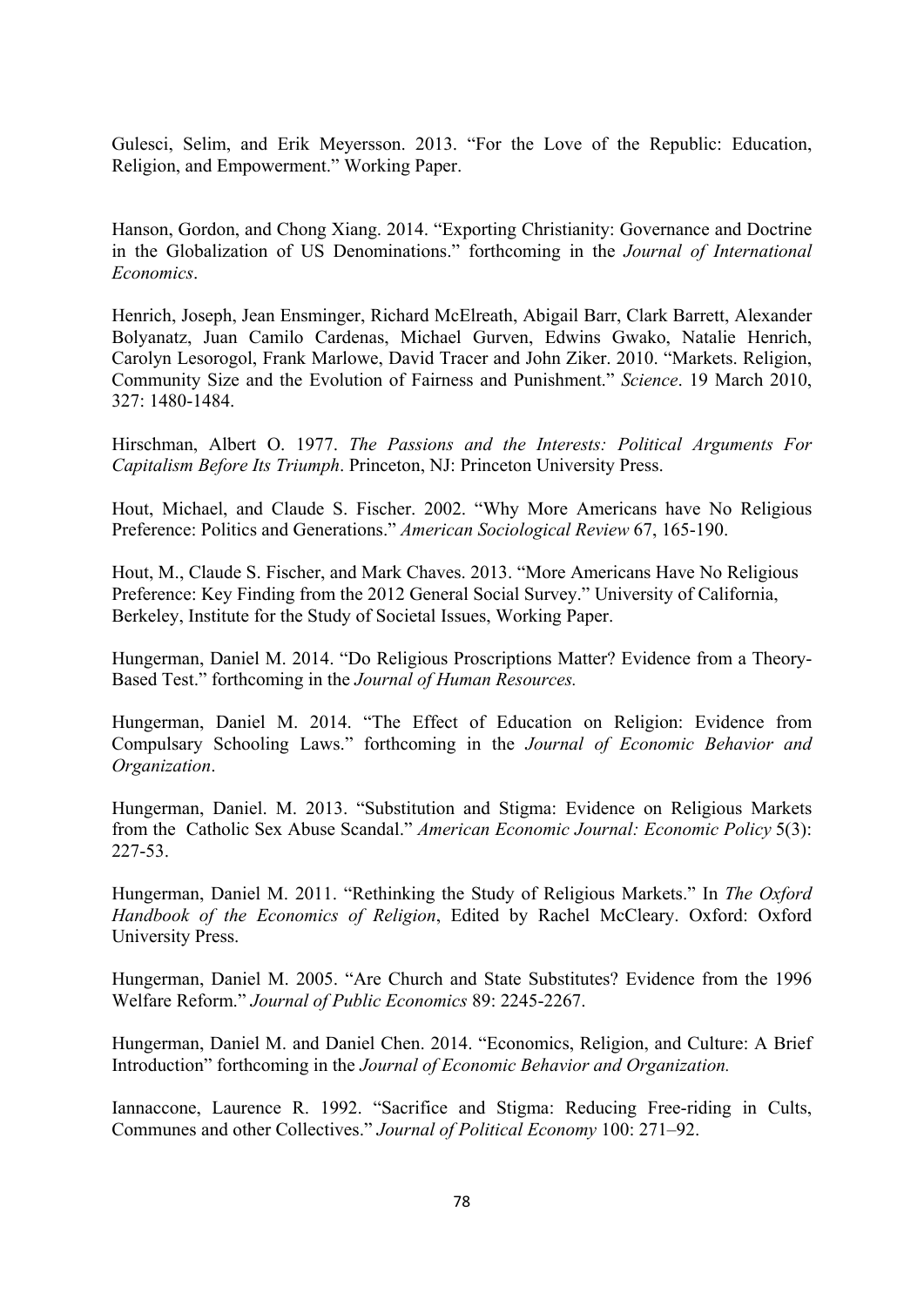Gulesci, Selim, and Erik Meyersson. 2013. "For the Love of the Republic: Education, Religion, and Empowerment." Working Paper.

Hanson, Gordon, and Chong Xiang. 2014. "Exporting Christianity: Governance and Doctrine in the Globalization of US Denominations." forthcoming in the *Journal of International Economics*.

Henrich, Joseph, Jean Ensminger, Richard McElreath, Abigail Barr, Clark Barrett, Alexander Bolyanatz, Juan Camilo Cardenas, Michael Gurven, Edwins Gwako, Natalie Henrich, Carolyn Lesorogol, Frank Marlowe, David Tracer and John Ziker. 2010. "Markets. Religion, Community Size and the Evolution of Fairness and Punishment." *Science*. 19 March 2010, 327: 1480-1484.

Hirschman, Albert O. 1977. *The Passions and the Interests: Political Arguments For Capitalism Before Its Triumph*. Princeton, NJ: Princeton University Press.

Hout, Michael, and Claude S. Fischer. 2002. "Why More Americans have No Religious Preference: Politics and Generations." *American Sociological Review* 67, 165-190.

Hout, M., Claude S. Fischer, and Mark Chaves. 2013. "More Americans Have No Religious Preference: Key Finding from the 2012 General Social Survey." University of California, Berkeley, Institute for the Study of Societal Issues, Working Paper.

Hungerman, Daniel M. 2014. "Do Religious Proscriptions Matter? Evidence from a Theory-Based Test." forthcoming in the *Journal of Human Resources.*

Hungerman, Daniel M. 2014. "The Effect of Education on Religion: Evidence from Compulsary Schooling Laws." forthcoming in the *Journal of Economic Behavior and Organization*.

Hungerman, Daniel. M. 2013. "Substitution and Stigma: Evidence on Religious Markets from the Catholic Sex Abuse Scandal." *American Economic Journal: Economic Policy* 5(3): 227-53.

Hungerman, Daniel M. 2011. "Rethinking the Study of Religious Markets." In *The Oxford Handbook of the Economics of Religion*, Edited by Rachel McCleary. Oxford: Oxford University Press.

Hungerman, Daniel M. 2005. "Are Church and State Substitutes? Evidence from the 1996 Welfare Reform." *Journal of Public Economics* 89: 2245-2267.

Hungerman, Daniel M. and Daniel Chen. 2014. "Economics, Religion, and Culture: A Brief Introduction" forthcoming in the *Journal of Economic Behavior and Organization.*

Iannaccone, Laurence R. 1992. "Sacrifice and Stigma: Reducing Free-riding in Cults, Communes and other Collectives." *Journal of Political Economy* 100: 271–92.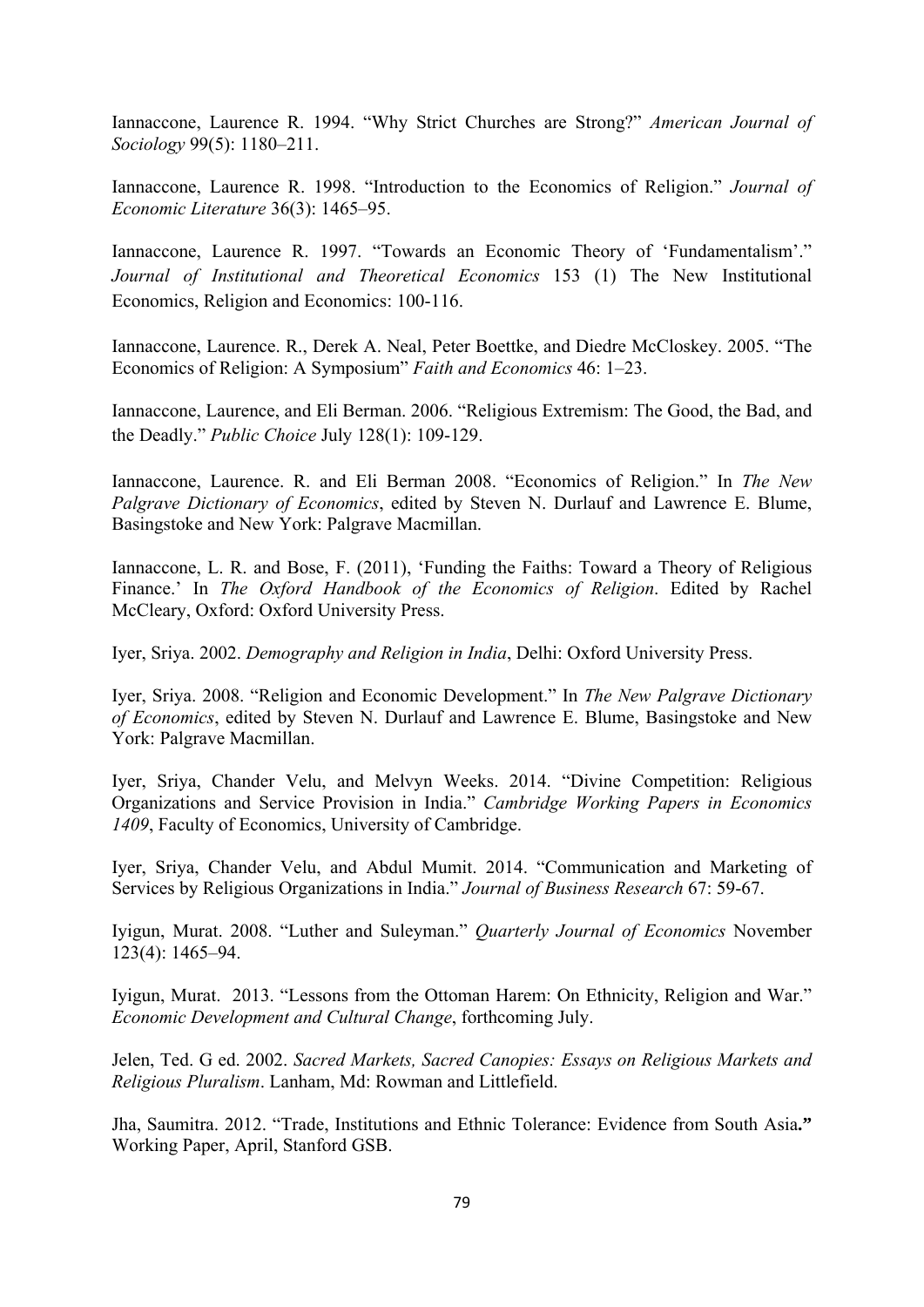Iannaccone, Laurence R. 1994. "Why Strict Churches are Strong?" *American Journal of Sociology* 99(5): 1180–211.

Iannaccone, Laurence R. 1998. "Introduction to the Economics of Religion." *Journal of Economic Literature* 36(3): 1465–95.

Iannaccone, Laurence R. 1997. "Towards an Economic Theory of 'Fundamentalism'." *Journal of Institutional and Theoretical Economics* 153 (1) The New Institutional Economics, Religion and Economics: 100-116.

Iannaccone, Laurence. R., Derek A. Neal, Peter Boettke, and Diedre McCloskey. 2005. "The Economics of Religion: A Symposium" *Faith and Economics* 46: 1–23.

Iannaccone, Laurence, and Eli Berman. 2006. "Religious Extremism: The Good, the Bad, and the Deadly." *Public Choice* July 128(1): 109-129.

Iannaccone, Laurence. R. and Eli Berman 2008. "Economics of Religion." In *The New Palgrave Dictionary of Economics*, edited by Steven N. Durlauf and Lawrence E. Blume, Basingstoke and New York: Palgrave Macmillan.

Iannaccone, L. R. and Bose, F. (2011), 'Funding the Faiths: Toward a Theory of Religious Finance.' In *The Oxford Handbook of the Economics of Religion*. Edited by Rachel McCleary, Oxford: Oxford University Press.

Iyer, Sriya. 2002. *Demography and Religion in India*, Delhi: Oxford University Press.

Iyer, Sriya. 2008. "Religion and Economic Development." In *The New Palgrave Dictionary of Economics*, edited by Steven N. Durlauf and Lawrence E. Blume, Basingstoke and New York: Palgrave Macmillan.

Iyer, Sriya, Chander Velu, and Melvyn Weeks. 2014. "Divine Competition: Religious Organizations and Service Provision in India." *Cambridge Working Papers in Economics 1409*, Faculty of Economics, University of Cambridge.

Iyer, Sriya, Chander Velu, and Abdul Mumit. 2014. "Communication and Marketing of Services by Religious Organizations in India." *Journal of Business Research* 67: 59-67.

Iyigun, Murat. 2008. "Luther and Suleyman." *Quarterly Journal of Economics* November 123(4): 1465–94.

Iyigun, Murat. 2013. "Lessons from the Ottoman Harem: On Ethnicity, Religion and War." *Economic Development and Cultural Change*, forthcoming July.

Jelen, Ted. G ed. 2002. *Sacred Markets, Sacred Canopies: Essays on Religious Markets and Religious Pluralism*. Lanham, Md: Rowman and Littlefield.

Jha, Saumitra. 2012. "Trade, Institutions and Ethnic Tolerance: Evidence from South Asia**."** Working Paper, April, Stanford GSB.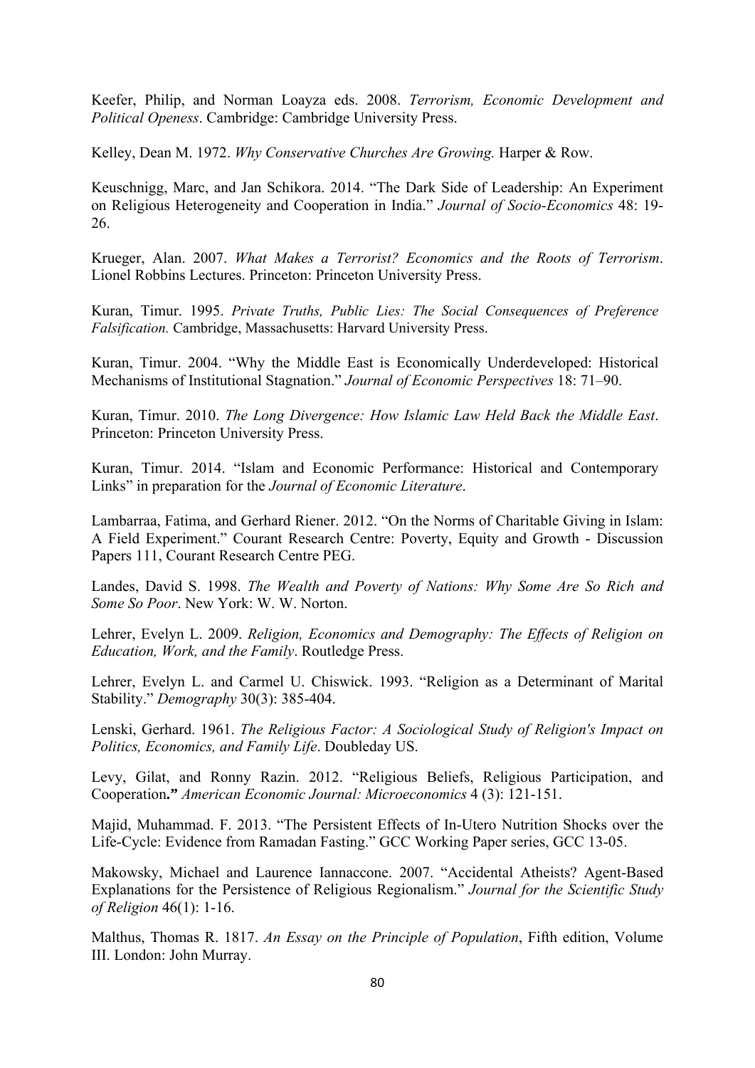Keefer, Philip, and Norman Loayza eds. 2008. *Terrorism, Economic Development and Political Openess*. Cambridge: Cambridge University Press.

Kelley, Dean M. 1972. *Why Conservative Churches Are Growing.* Harper & Row.

Keuschnigg, Marc, and Jan Schikora. 2014. "The Dark Side of Leadership: An Experiment on Religious Heterogeneity and Cooperation in India." *Journal of Socio-Economics* 48: 19-26.

Krueger, Alan. 2007. *What Makes a Terrorist? Economics and the Roots of Terrorism*. Lionel Robbins Lectures. Princeton: Princeton University Press.

Kuran, Timur. 1995. *Private Truths, Public Lies: The Social Consequences of Preference Falsification.* Cambridge, Massachusetts: Harvard University Press.

Kuran, Timur. 2004. "Why the Middle East is Economically Underdeveloped: Historical Mechanisms of Institutional Stagnation." *Journal of Economic Perspectives* 18: 71–90.

Kuran, Timur. 2010. *The Long Divergence: How Islamic Law Held Back the Middle East*. Princeton: Princeton University Press.

Kuran, Timur. 2014. "Islam and Economic Performance: Historical and Contemporary Links" in preparation for the *Journal of Economic Literature*.

Lambarraa, Fatima, and Gerhard Riener. 2012. "On the Norms of Charitable Giving in Islam: A Field Experiment." Courant Research Centre: Poverty, Equity and Growth - Discussion Papers 111, Courant Research Centre PEG.

Landes, David S. 1998. *The Wealth and Poverty of Nations: Why Some Are So Rich and Some So Poor*. New York: W. W. Norton.

Lehrer, Evelyn L. 2009. *Religion, Economics and Demography: The Effects of Religion on Education, Work, and the Family*. Routledge Press.

Lehrer, Evelyn L. and Carmel U. Chiswick. 1993. "Religion as a Determinant of Marital Stability." *Demography* 30(3): 385-404.

Lenski, Gerhard. 1961. *The Religious Factor: A Sociological Study of Religion's Impact on Politics, Economics, and Family Life*. Doubleday US.

Levy, Gilat, and Ronny Razin. 2012. "Religious Beliefs, Religious Participation, and Cooperation**."** *American Economic Journal: Microeconomics* 4 (3): 121-151.

Majid, Muhammad. F. 2013. "The Persistent Effects of In-Utero Nutrition Shocks over the Life-Cycle: Evidence from Ramadan Fasting." GCC Working Paper series, GCC 13-05.

Makowsky, Michael and Laurence Iannaccone. 2007. "Accidental Atheists? Agent-Based Explanations for the Persistence of Religious Regionalism." *Journal for the Scientific Study of Religion* 46(1): 1-16.

Malthus, Thomas R. 1817. *An Essay on the Principle of Population*, Fifth edition, Volume III. London: John Murray.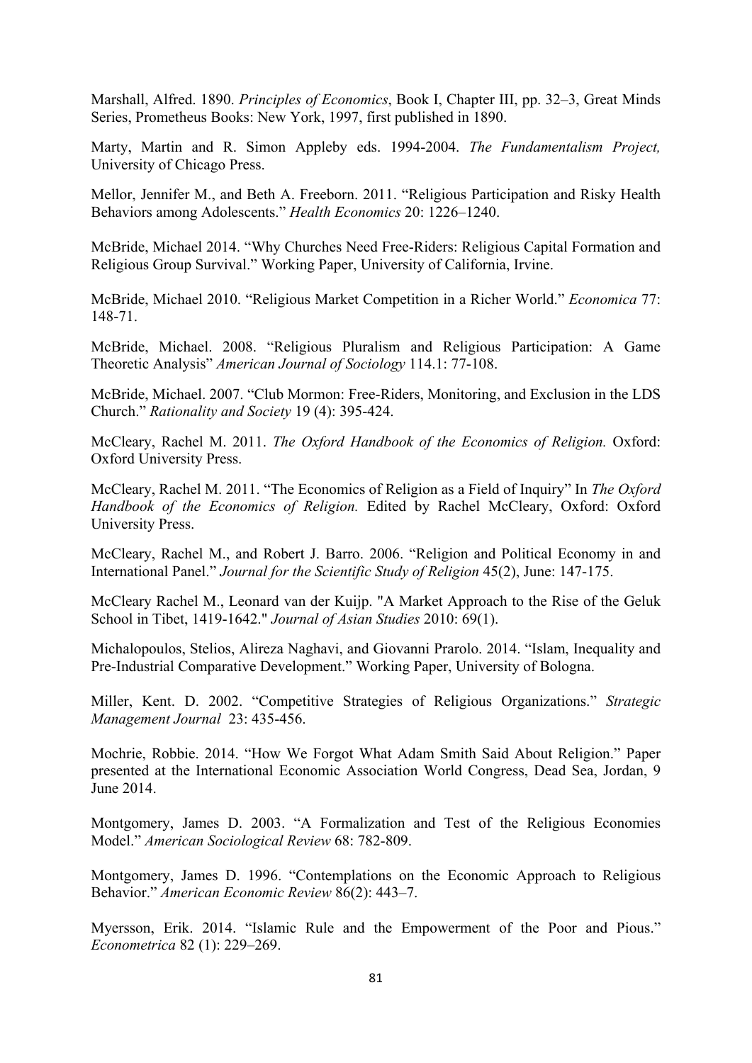Marshall, Alfred. 1890. *Principles of Economics*, Book I, Chapter III, pp. 32–3, Great Minds Series, Prometheus Books: New York, 1997, first published in 1890.

Marty, Martin and R. Simon Appleby eds. 1994-2004. *The Fundamentalism Project,* University of Chicago Press.

Mellor, Jennifer M., and Beth A. Freeborn. 2011. "Religious Participation and Risky Health Behaviors among Adolescents." *Health Economics* 20: 1226–1240.

McBride, Michael 2014. "Why Churches Need Free-Riders: Religious Capital Formation and Religious Group Survival." Working Paper, University of California, Irvine.

McBride, Michael 2010. "Religious Market Competition in a Richer World." *Economica* 77: 148-71.

McBride, Michael. 2008. "Religious Pluralism and Religious Participation: A Game Theoretic Analysis" *American Journal of Sociology* 114.1: 77-108.

McBride, Michael. 2007. "Club Mormon: Free-Riders, Monitoring, and Exclusion in the LDS Church." *Rationality and Society* 19 (4): 395-424.

McCleary, Rachel M. 2011. *The Oxford Handbook of the Economics of Religion.* Oxford: Oxford University Press.

McCleary, Rachel M. 2011. "The Economics of Religion as a Field of Inquiry" In *The Oxford Handbook of the Economics of Religion.* Edited by Rachel McCleary, Oxford: Oxford University Press.

McCleary, Rachel M., and Robert J. Barro. 2006. "Religion and Political Economy in and International Panel." *Journal for the Scientific Study of Religion* 45(2), June: 147-175.

McCleary Rachel M., Leonard van der Kuijp. "A Market Approach to the Rise of the Geluk School in Tibet, 1419-1642." *Journal of Asian Studies* 2010: 69(1).

Michalopoulos, Stelios, Alireza Naghavi, and Giovanni Prarolo. 2014. "Islam, Inequality and Pre-Industrial Comparative Development." Working Paper, University of Bologna.

Miller, Kent. D. 2002. "Competitive Strategies of Religious Organizations." *Strategic Management Journal* 23: 435-456.

Mochrie, Robbie. 2014. "How We Forgot What Adam Smith Said About Religion." Paper presented at the International Economic Association World Congress, Dead Sea, Jordan, 9 June 2014.

Montgomery, James D. 2003. "A Formalization and Test of the Religious Economies Model." *American Sociological Review* 68: 782-809.

Montgomery, James D. 1996. "Contemplations on the Economic Approach to Religious Behavior." *American Economic Review* 86(2): 443–7.

Myersson, Erik. 2014. "Islamic Rule and the Empowerment of the Poor and Pious." *Econometrica* 82 (1): 229–269.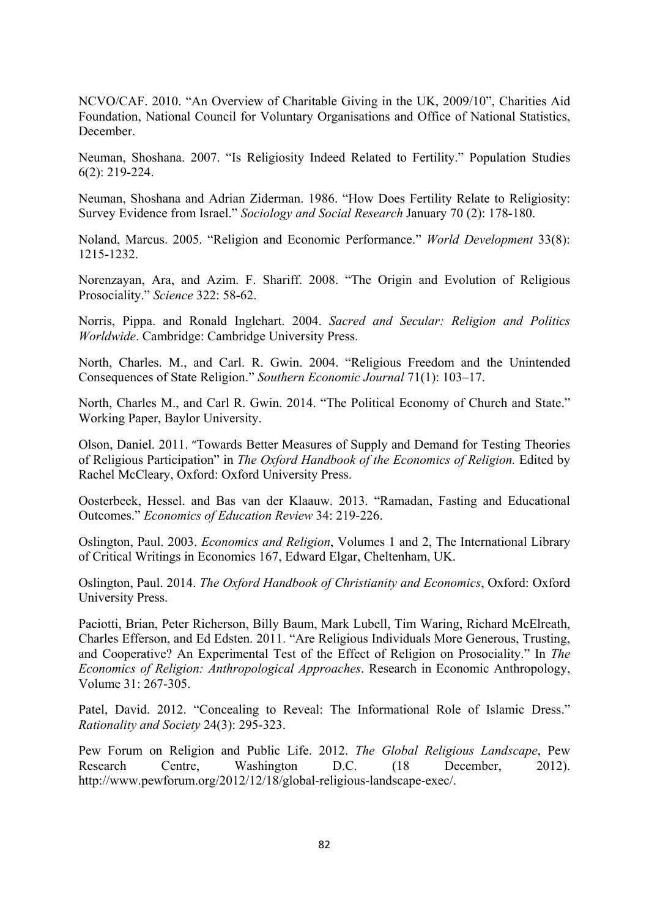NCVO/CAF. 2010. "An Overview of Charitable Giving in the UK, 2009/10", Charities Aid Foundation, National Council for Voluntary Organisations and Office of National Statistics, December.

Neuman, Shoshana. 2007. "Is Religiosity Indeed Related to Fertility." Population Studies 6(2): 219-224.

Neuman, Shoshana and Adrian Ziderman. 1986. "How Does Fertility Relate to Religiosity: Survey Evidence from Israel." *Sociology and Social Research* January 70 (2): 178-180.

Noland, Marcus. 2005. "Religion and Economic Performance." *World Development* 33(8): 1215-1232.

Norenzayan, Ara, and Azim. F. Shariff. 2008. "The Origin and Evolution of Religious Prosociality." *Science* 322: 58-62.

Norris, Pippa. and Ronald Inglehart. 2004. *Sacred and Secular: Religion and Politics Worldwide*. Cambridge: Cambridge University Press.

North, Charles. M., and Carl. R. Gwin. 2004. "Religious Freedom and the Unintended Consequences of State Religion." *Southern Economic Journal* 71(1): 103–17.

North, Charles M., and Carl R. Gwin. 2014. "The Political Economy of Church and State." Working Paper, Baylor University.

Olson, Daniel. 2011. "Towards Better Measures of Supply and Demand for Testing Theories of Religious Participation" in *The Oxford Handbook of the Economics of Religion.* Edited by Rachel McCleary, Oxford: Oxford University Press.

Oosterbeek, Hessel. and Bas van der Klaauw. 2013. "Ramadan, Fasting and Educational Outcomes." *Economics of Education Review* 34: 219-226.

Oslington, Paul. 2003. *Economics and Religion*, Volumes 1 and 2, The International Library of Critical Writings in Economics 167, Edward Elgar, Cheltenham, UK.

Oslington, Paul. 2014. *The Oxford Handbook of Christianity and Economics*, Oxford: Oxford University Press.

Paciotti, Brian, Peter Richerson, Billy Baum, Mark Lubell, Tim Waring, Richard McElreath, Charles Efferson, and Ed Edsten. 2011. "Are Religious Individuals More Generous, Trusting, and Cooperative? An Experimental Test of the Effect of Religion on Prosociality." In *The Economics of Religion: Anthropological Approaches*. Research in Economic Anthropology, Volume 31: 267-305.

Patel, David. 2012. "Concealing to Reveal: The Informational Role of Islamic Dress." *Rationality and Society* 24(3): 295-323.

Pew Forum on Religion and Public Life. 2012. *The Global Religious Landscape*, Pew Research Centre, Washington D.C. (18 December, 2012). http://www.pewforum.org/2012/12/18/global-religious-landscape-exec/.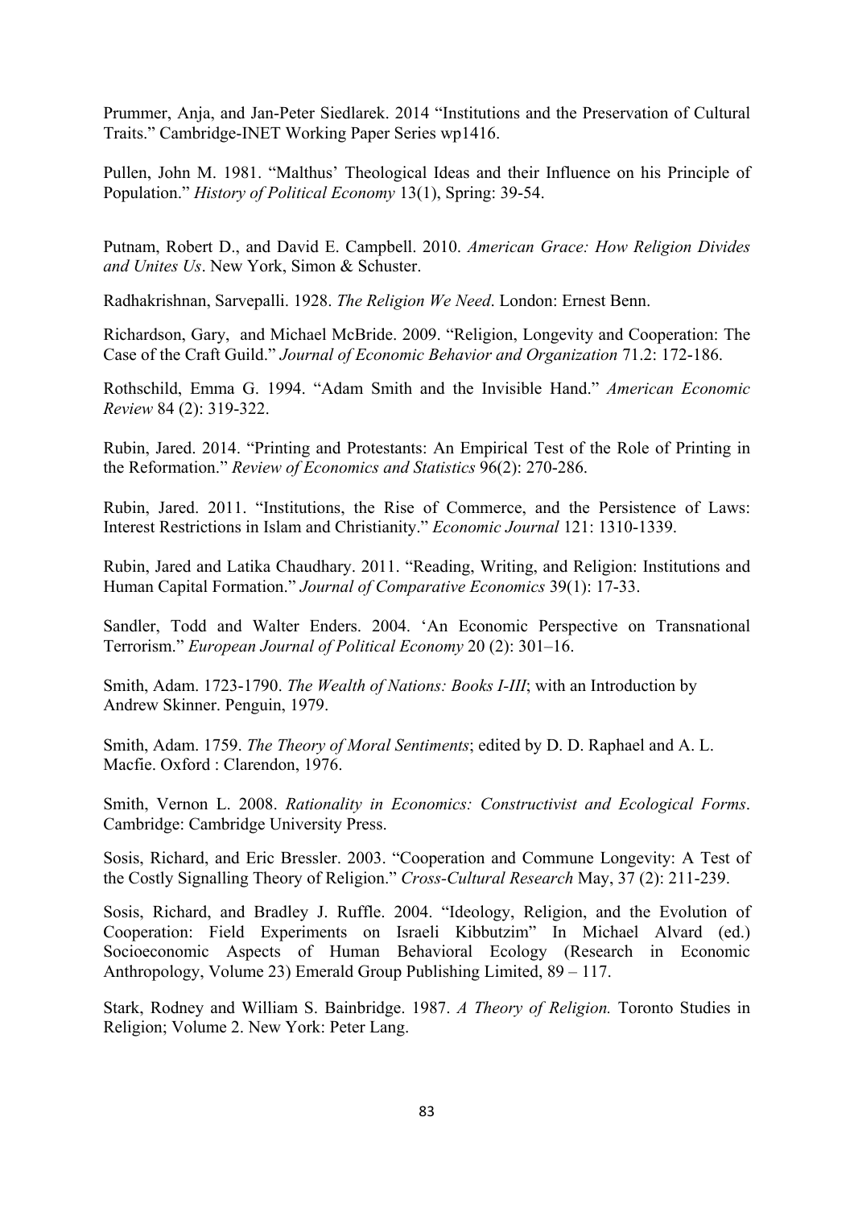Prummer, Anja, and Jan-Peter Siedlarek. 2014 "Institutions and the Preservation of Cultural Traits." Cambridge-INET Working Paper Series wp1416.

Pullen, John M. 1981. "Malthus' Theological Ideas and their Influence on his Principle of Population." *History of Political Economy* 13(1), Spring: 39-54.

Putnam, Robert D., and David E. Campbell. 2010. *American Grace: How Religion Divides and Unites Us*. New York, Simon & Schuster.

Radhakrishnan, Sarvepalli. 1928. *The Religion We Need*. London: Ernest Benn.

Richardson, Gary, and Michael McBride. 2009. "Religion, Longevity and Cooperation: The Case of the Craft Guild." *Journal of Economic Behavior and Organization* 71.2: 172-186.

Rothschild, Emma G. 1994. "Adam Smith and the Invisible Hand." *American Economic Review* 84 (2): 319-322.

Rubin, Jared. 2014. "Printing and Protestants: An Empirical Test of the Role of Printing in the Reformation." *Review of Economics and Statistics* 96(2): 270-286.

Rubin, Jared. 2011. "Institutions, the Rise of Commerce, and the Persistence of Laws: Interest Restrictions in Islam and Christianity." *Economic Journal* 121: 1310-1339.

Rubin, Jared and Latika Chaudhary. 2011. "Reading, Writing, and Religion: Institutions and Human Capital Formation." *Journal of Comparative Economics* 39(1): 17-33.

Sandler, Todd and Walter Enders. 2004. 'An Economic Perspective on Transnational Terrorism." *European Journal of Political Economy* 20 (2): 301–16.

Smith, Adam. 1723-1790. *The Wealth of Nations: Books I-III*; with an Introduction by Andrew Skinner. Penguin, 1979.

Smith, Adam. 1759. *The Theory of Moral Sentiments*; edited by D. D. Raphael and A. L. Macfie. Oxford : Clarendon, 1976.

Smith, Vernon L. 2008. *Rationality in Economics: Constructivist and Ecological Forms*. Cambridge: Cambridge University Press.

Sosis, Richard, and Eric Bressler. 2003. "Cooperation and Commune Longevity: A Test of the Costly Signalling Theory of Religion." *Cross-Cultural Research* May, 37 (2): 211-239.

Sosis, Richard, and Bradley J. Ruffle. 2004. "Ideology, Religion, and the Evolution of Cooperation: Field Experiments on Israeli Kibbutzim" In Michael Alvard (ed.) Socioeconomic Aspects of Human Behavioral Ecology (Research in Economic Anthropology, Volume 23) Emerald Group Publishing Limited, 89 – 117.

Stark, Rodney and William S. Bainbridge. 1987. *A Theory of Religion.* Toronto Studies in Religion; Volume 2. New York: Peter Lang.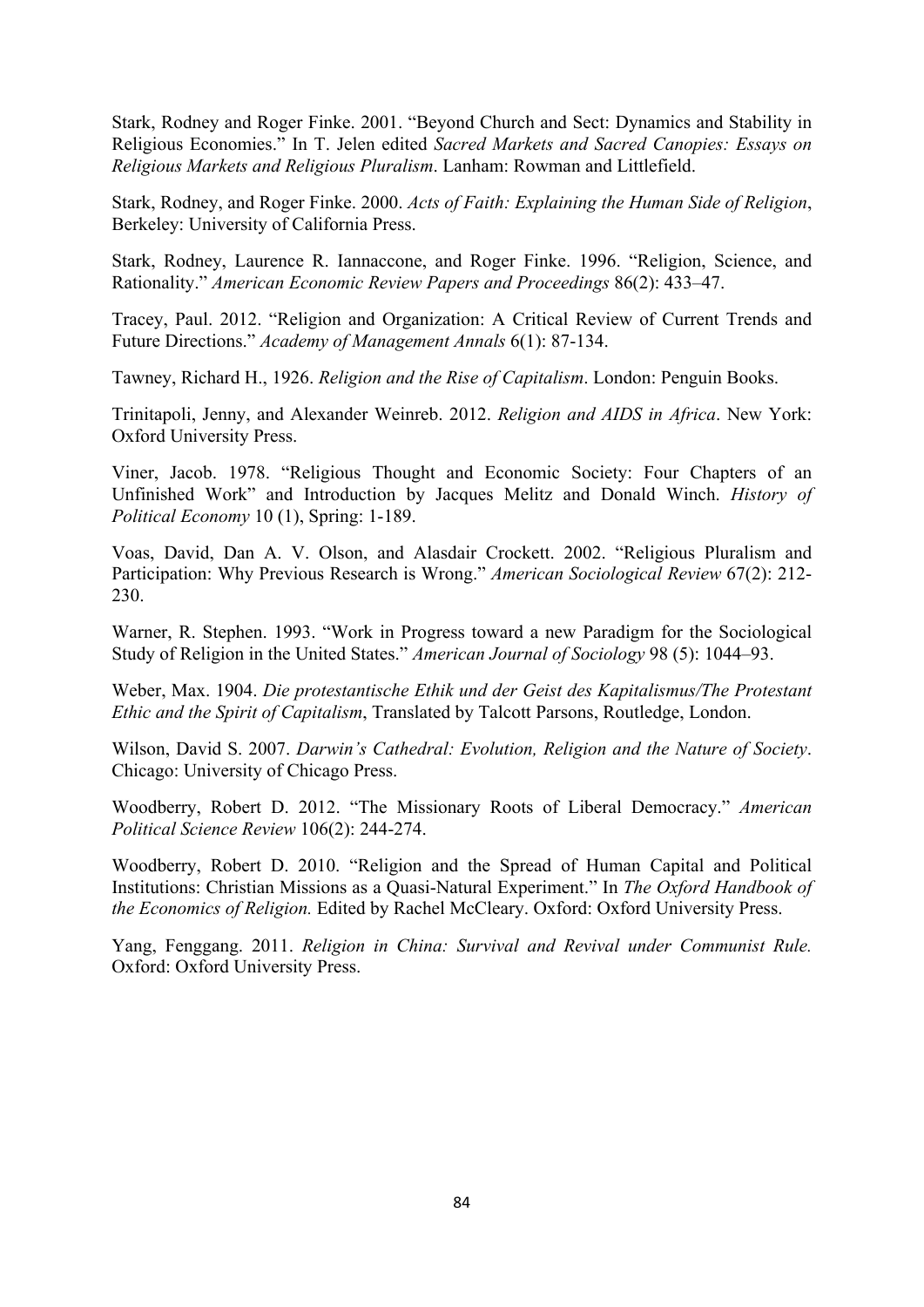Stark, Rodney and Roger Finke. 2001. "Beyond Church and Sect: Dynamics and Stability in Religious Economies." In T. Jelen edited *Sacred Markets and Sacred Canopies: Essays on Religious Markets and Religious Pluralism*. Lanham: Rowman and Littlefield.

Stark, Rodney, and Roger Finke. 2000. *Acts of Faith: Explaining the Human Side of Religion*, Berkeley: University of California Press.

Stark, Rodney, Laurence R. Iannaccone, and Roger Finke. 1996. "Religion, Science, and Rationality." *American Economic Review Papers and Proceedings* 86(2): 433–47.

Tracey, Paul. 2012. "Religion and Organization: A Critical Review of Current Trends and Future Directions." *Academy of Management Annals* 6(1): 87-134.

Tawney, Richard H., 1926. *Religion and the Rise of Capitalism*. London: Penguin Books.

Trinitapoli, Jenny, and Alexander Weinreb. 2012. *Religion and AIDS in Africa*. New York: Oxford University Press.

Viner, Jacob. 1978. "Religious Thought and Economic Society: Four Chapters of an Unfinished Work" and Introduction by Jacques Melitz and Donald Winch. *History of Political Economy* 10 (1), Spring: 1-189.

Voas, David, Dan A. V. Olson, and Alasdair Crockett. 2002. "Religious Pluralism and Participation: Why Previous Research is Wrong." *American Sociological Review* 67(2): 212-230.

Warner, R. Stephen. 1993. "Work in Progress toward a new Paradigm for the Sociological Study of Religion in the United States." *American Journal of Sociology* 98 (5): 1044–93.

Weber, Max. 1904. *Die protestantische Ethik und der Geist des Kapitalismus/The Protestant Ethic and the Spirit of Capitalism*, Translated by Talcott Parsons, Routledge, London.

Wilson, David S. 2007. *Darwin's Cathedral: Evolution, Religion and the Nature of Society*. Chicago: University of Chicago Press.

Woodberry, Robert D. 2012. "The Missionary Roots of Liberal Democracy." *American Political Science Review* 106(2): 244-274.

Woodberry, Robert D. 2010. "Religion and the Spread of Human Capital and Political Institutions: Christian Missions as a Quasi-Natural Experiment." In *The Oxford Handbook of the Economics of Religion.* Edited by Rachel McCleary. Oxford: Oxford University Press.

Yang, Fenggang. 2011. *Religion in China: Survival and Revival under Communist Rule.* Oxford: Oxford University Press.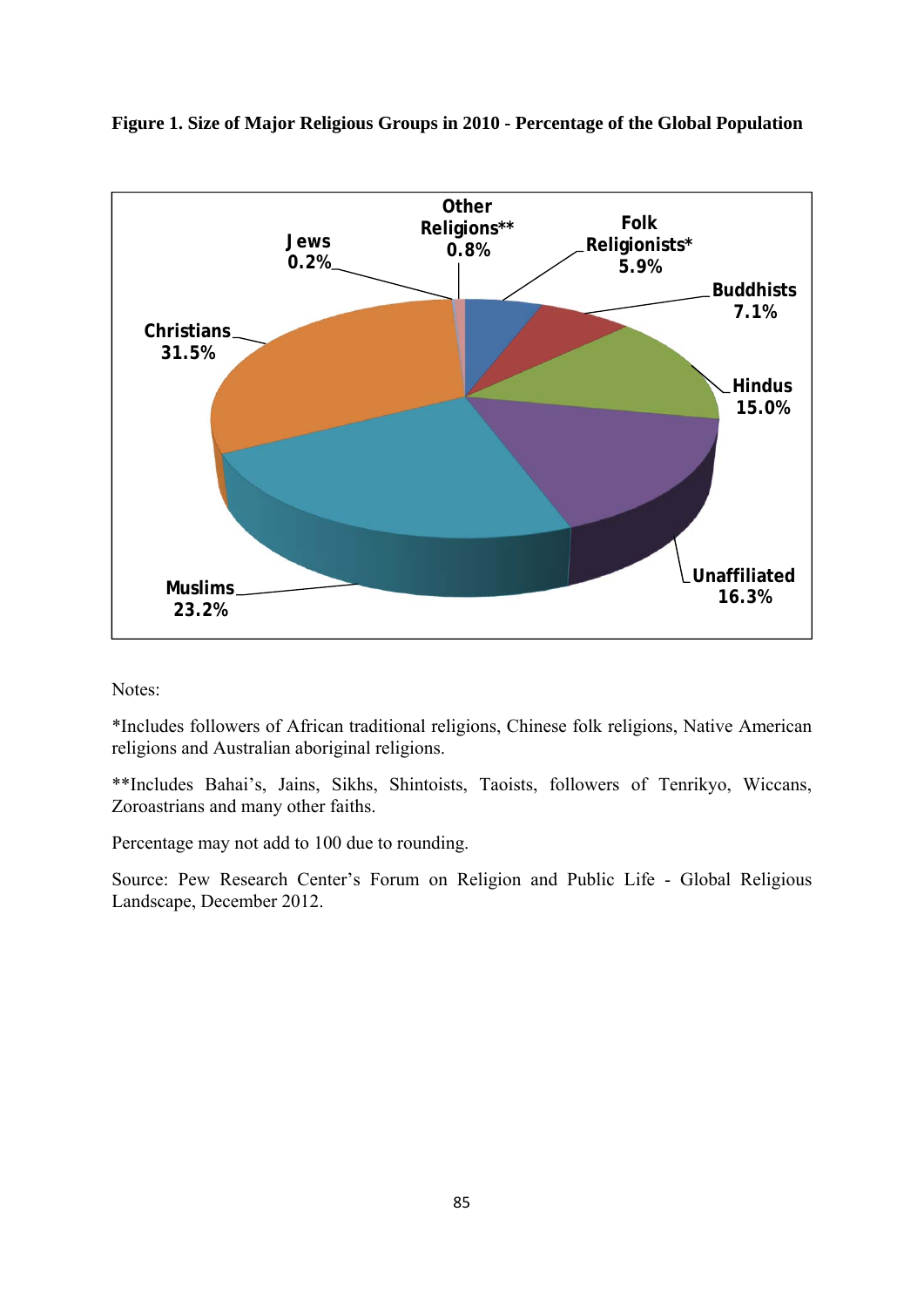**Figure 1. Size of Major Religious Groups in 2010 - Percentage of the Global Population**

Other Religions** 0.8%
Jews 0.2%
Folk Religionists* 5.9%
Buddhists 7.1%
Christians 31.5%
Hindus 15.0%
Unaffiliated 16.3%
Muslims 23.2%

Notes:

*Includes followers of African traditional religions, Chinese folk religions, Native American religions and Australian aboriginal religions.

**Includes Bahai's, Jains, Sikhs, Shintoists, Taoists, followers of Tenrikyo, Wiccans, Zoroastrians and many other faiths.

Percentage may not add to 100 due to rounding.

Source: Pew Research Center's Forum on Religion and Public Life - Global Religious Landscape, December 2012.